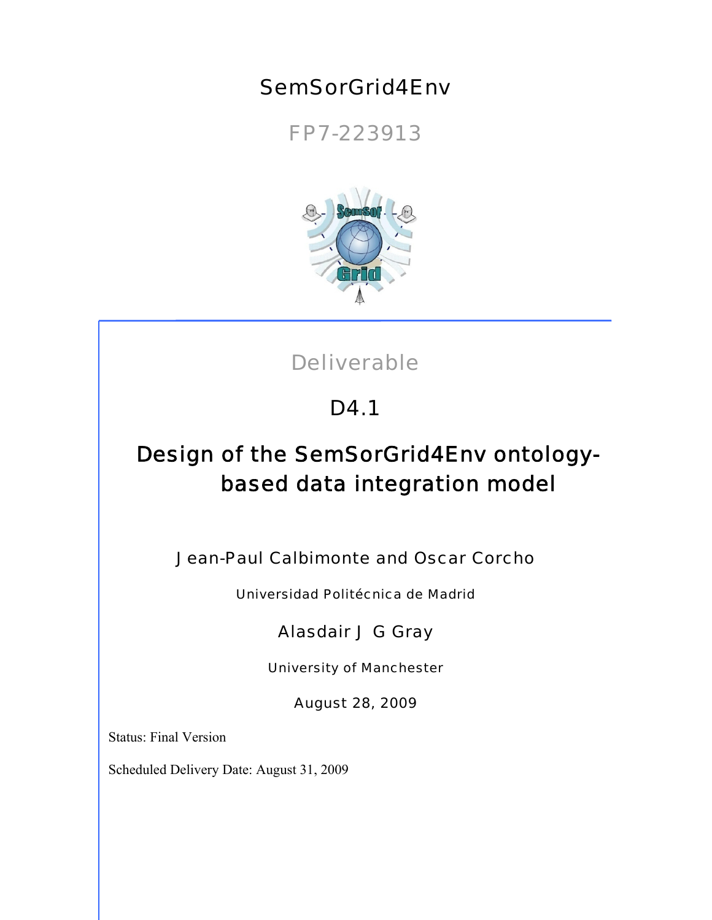# SemSorGrid4Env

FP7-223913

Deliverable

## D4.1

# Design of the SemSorGrid4Env ontology-based data integration model

Jean-Paul Calbimonte and Oscar Corcho

Universidad Politécnica de Madrid

Alasdair J G Gray

University of Manchester

August 28, 2009

Status: Final Version

Scheduled Delivery Date: August 31, 2009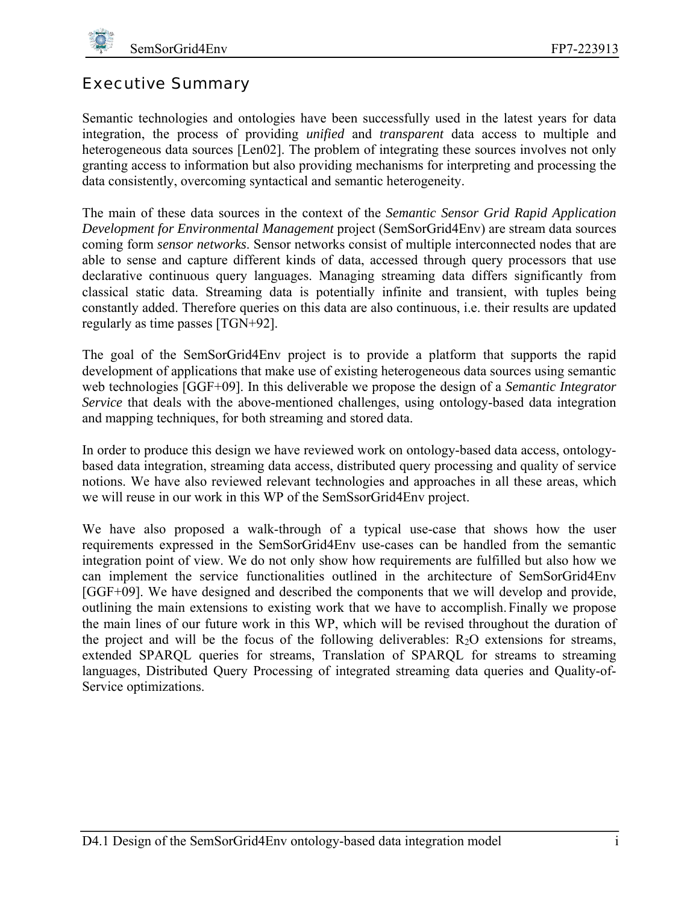# Executive Summary

Semantic technologies and ontologies have been successfully used in the latest years for data integration, the process of providing *unified* and *transparent* data access to multiple and heterogeneous data sources [Len02]. The problem of integrating these sources involves not only granting access to information but also providing mechanisms for interpreting and processing the data consistently, overcoming syntactical and semantic heterogeneity.

The main of these data sources in the context of the *Semantic Sensor Grid Rapid Application Development for Environmental Management* project (SemSorGrid4Env) are stream data sources coming form *sensor networks*. Sensor networks consist of multiple interconnected nodes that are able to sense and capture different kinds of data, accessed through query processors that use declarative continuous query languages. Managing streaming data differs significantly from classical static data. Streaming data is potentially infinite and transient, with tuples being constantly added. Therefore queries on this data are also continuous, i.e. their results are updated regularly as time passes [TGN+92].

The goal of the SemSorGrid4Env project is to provide a platform that supports the rapid development of applications that make use of existing heterogeneous data sources using semantic web technologies [GGF+09]. In this deliverable we propose the design of a *Semantic Integrator Service* that deals with the above-mentioned challenges, using ontology-based data integration and mapping techniques, for both streaming and stored data.

In order to produce this design we have reviewed work on ontology-based data access, ontology-based data integration, streaming data access, distributed query processing and quality of service notions. We have also reviewed relevant technologies and approaches in all these areas, which we will reuse in our work in this WP of the SemSsorGrid4Env project.

We have also proposed a walk-through of a typical use-case that shows how the user requirements expressed in the SemSorGrid4Env use-cases can be handled from the semantic integration point of view. We do not only show how requirements are fulfilled but also how we can implement the service functionalities outlined in the architecture of SemSorGrid4Env [GGF+09]. We have designed and described the components that we will develop and provide, outlining the main extensions to existing work that we have to accomplish. Finally we propose the main lines of our future work in this WP, which will be revised throughout the duration of the project and will be the focus of the following deliverables: $R_2O$ extensions for streams, extended SPARQL queries for streams, Translation of SPARQL for streams to streaming languages, Distributed Query Processing of integrated streaming data queries and Quality-of-Service optimizations.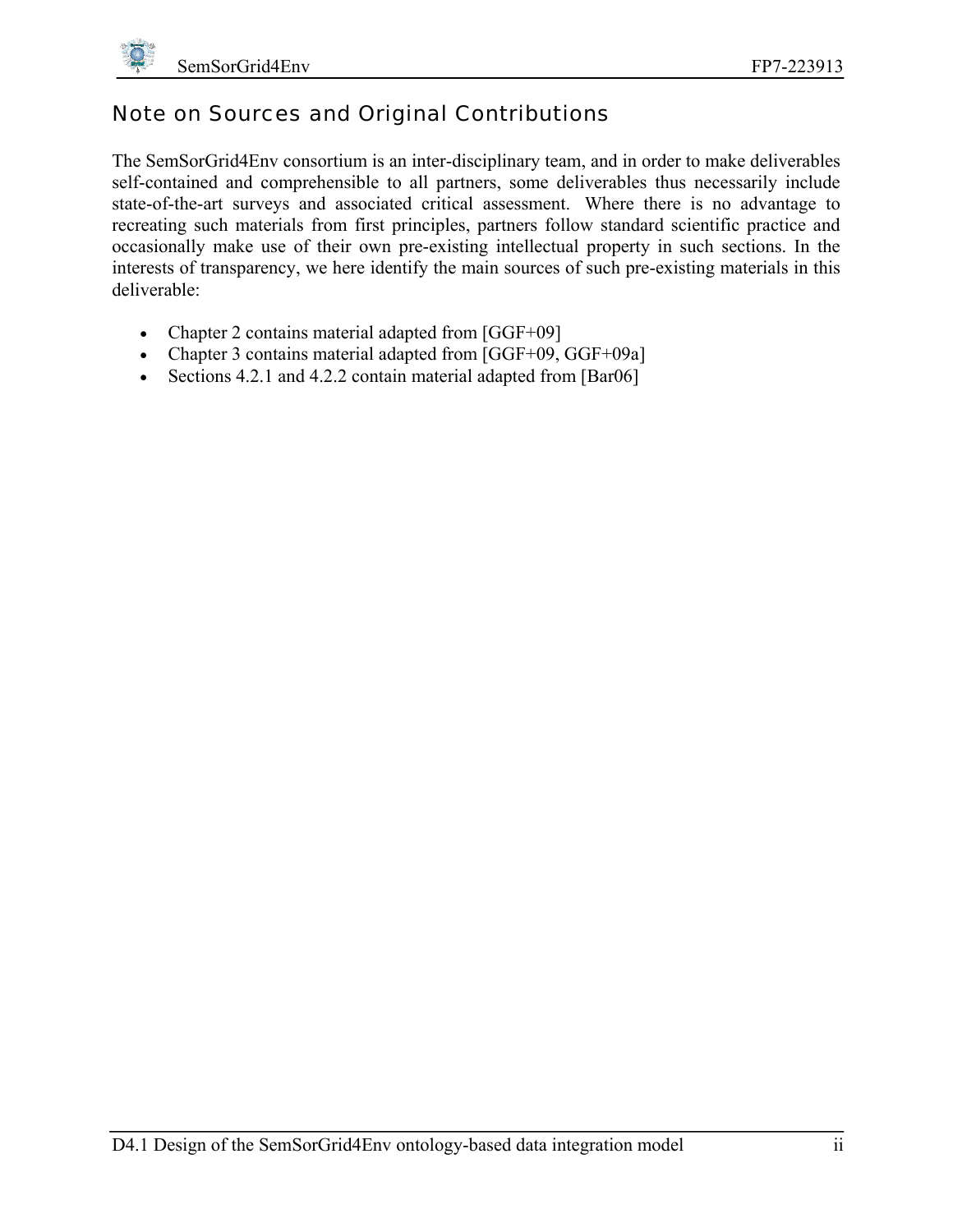## Note on Sources and Original Contributions

The SemSorGrid4Env consortium is an inter-disciplinary team, and in order to make deliverables self-contained and comprehensible to all partners, some deliverables thus necessarily include state-of-the-art surveys and associated critical assessment. Where there is no advantage to recreating such materials from first principles, partners follow standard scientific practice and occasionally make use of their own pre-existing intellectual property in such sections. In the interests of transparency, we here identify the main sources of such pre-existing materials in this deliverable:

- Chapter 2 contains material adapted from [GGF+09]
- Chapter 3 contains material adapted from [GGF+09, GGF+09a]
- Sections 4.2.1 and 4.2.2 contain material adapted from [Bar06]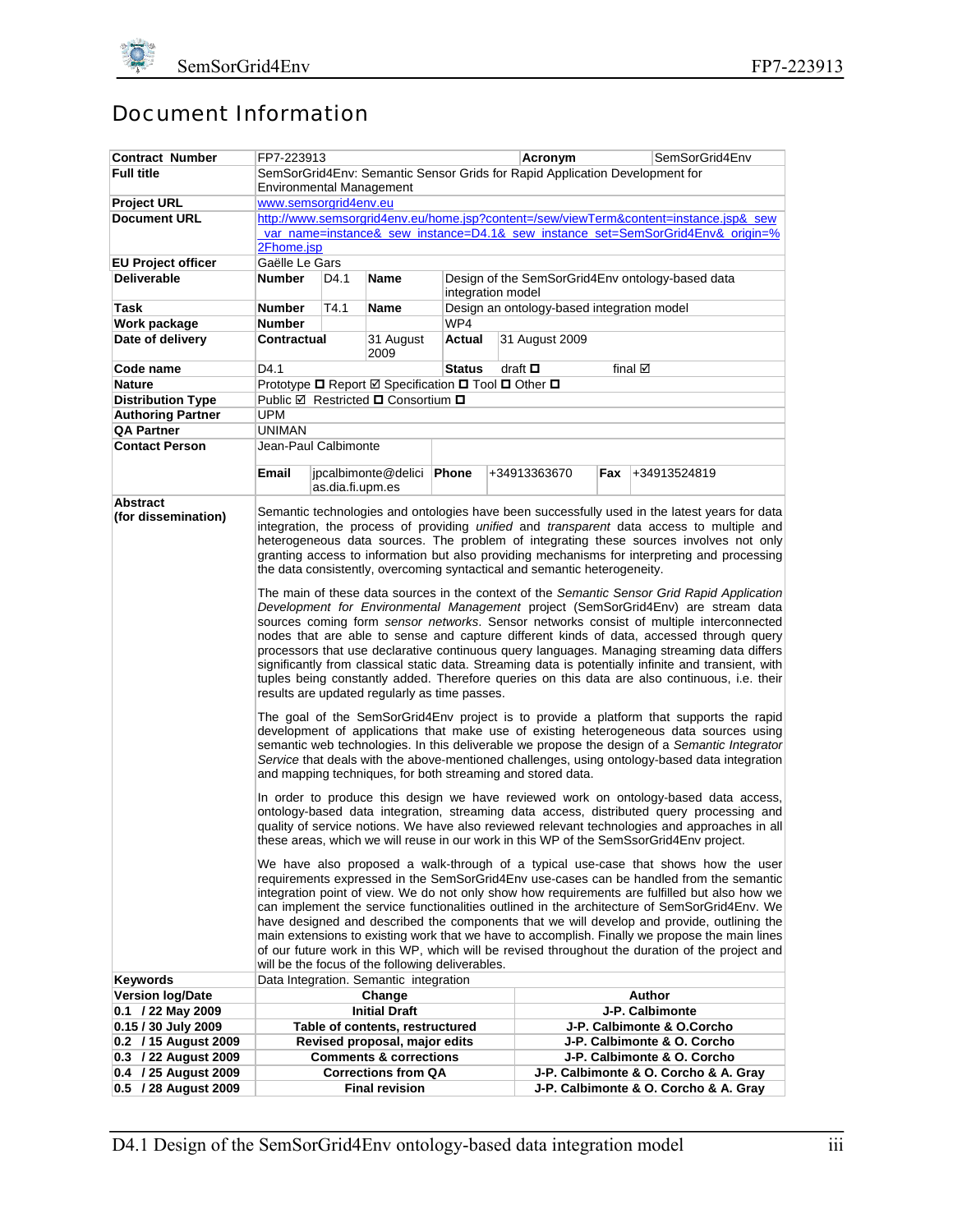# Document Information

| | | | | | | | |
|---|---|---|---|---|---|---|---|
| **Contract Number** | FP7-223913 | | | **Acronym** | | SemSorGrid4Env | |
| **Full title** | SemSorGrid4Env: Semantic Sensor Grids for Rapid Application Development for Environmental Management | | | | | | |
| **Project URL** | www.semsorgrid4env.eu | | | | | | |
| **Document URL** | http://www.semsorgrid4env.eu/home.jsp?content=/sew/viewTerm&content=instance.jsp&_sew_var_name=instance&_sew_instance=D4.1&_sew_instance_set=SemSorGrid4Env&_origin=%2Fhome.jsp | | | | | | |
| **EU Project officer** | Gaëlle Le Gars | | | | | | |
| **Deliverable** | **Number** | D4.1 | **Name** | Design of the SemSorGrid4Env ontology-based data integration model | | | |
| **Task** | **Number** | T4.1 | **Name** | Design an ontology-based integration model | | | |
| **Work package** | **Number** | | | WP4 | | | |
| **Date of delivery** | **Contractual** | | 31 August 2009 | **Actual** | 31 August 2009 | | |
| **Code name** | D4.1 | | | **Status** | draft ☐ | | final ☑ |
| **Nature** | Prototype ☐ Report ☑ Specification ☐ Tool ☐ Other ☐ | | | | | | |
| **Distribution Type** | Public ☑ Restricted ☐ Consortium ☐ | | | | | | |
| **Authoring Partner** | UPM | | | | | | |
| **QA Partner** | UNIMAN | | | | | | |
| **Contact Person** | Jean-Paul Calbimonte | | | | | | |
| | **Email** | jpcalbimonte@delicias.dia.fi.upm.es | | **Phone** | +34913363670 | **Fax** | +34913524819 |
| **Abstract (for dissemination)** | Semantic technologies and ontologies have been successfully used in the latest years for data integration, the process of providing *unified* and *transparent* data access to multiple and heterogeneous data sources. The problem of integrating these sources involves not only granting access to information but also providing mechanisms for interpreting and processing the data consistently, overcoming syntactical and semantic heterogeneity.<br><br>The main of these data sources in the context of the *Semantic Sensor Grid Rapid Application Development for Environmental Management* project (SemSorGrid4Env) are stream data sources coming form *sensor networks*. Sensor networks consist of multiple interconnected nodes that are able to sense and capture different kinds of data, accessed through query processors that use declarative continuous query languages. Managing streaming data differs significantly from classical static data. Streaming data is potentially infinite and transient, with tuples being constantly added. Therefore queries on this data are also continuous, i.e. their results are updated regularly as time passes.<br><br>The goal of the SemSorGrid4Env project is to provide a platform that supports the rapid development of applications that make use of existing heterogeneous data sources using semantic web technologies. In this deliverable we propose the design of a *Semantic Integrator Service* that deals with the above-mentioned challenges, using ontology-based data integration and mapping techniques, for both streaming and stored data.<br><br>In order to produce this design we have reviewed work on ontology-based data access, ontology-based data integration, streaming data access, distributed query processing and quality of service notions. We have also reviewed relevant technologies and approaches in all these areas, which we will reuse in our work in this WP of the SemSsorGrid4Env project.<br><br>We have also proposed a walk-through of a typical use-case that shows how the user requirements expressed in the SemSorGrid4Env use-cases can be handled from the semantic integration point of view. We do not only show how requirements are fulfilled but also how we can implement the service functionalities outlined in the architecture of SemSorGrid4Env. We have designed and described the components that we will develop and provide, outlining the main extensions to existing work that we have to accomplish. Finally we propose the main lines of our future work in this WP, which will be revised throughout the duration of the project and will be the focus of the following deliverables. | | | | | | |
| **Keywords** | Data Integration. Semantic integration | | | | | | |

| **Version log/Date** | **Change** | **Author** |
|---|---|---|
| **0.1 / 22 May 2009** | **Initial Draft** | **J-P. Calbimonte** |
| **0.15 / 30 July 2009** | **Table of contents, restructured** | **J-P. Calbimonte & O.Corcho** |
| **0.2 / 15 August 2009** | **Revised proposal, major edits** | **J-P. Calbimonte & O. Corcho** |
| **0.3 / 22 August 2009** | **Comments & corrections** | **J-P. Calbimonte & O. Corcho** |
| **0.4 / 25 August 2009** | **Corrections from QA** | **J-P. Calbimonte & O. Corcho & A. Gray** |
| **0.5 / 28 August 2009** | **Final revision** | **J-P. Calbimonte & O. Corcho & A. Gray** |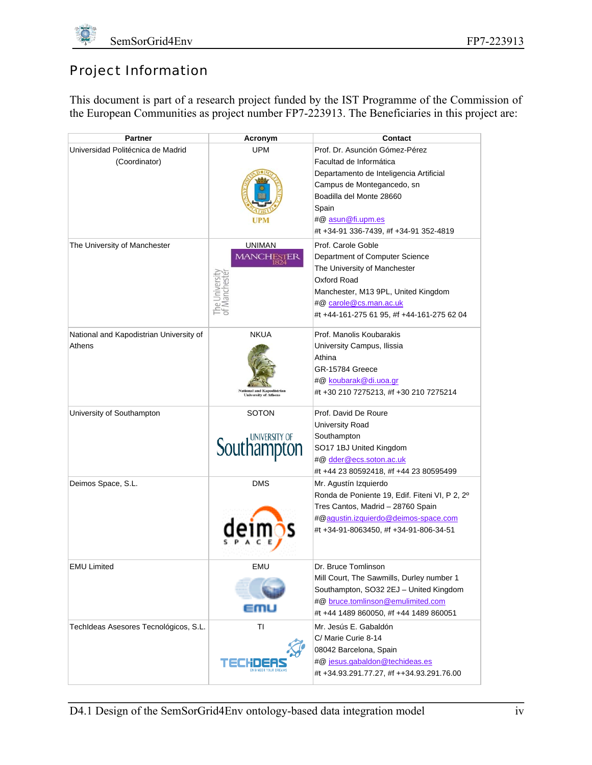# Project Information

This document is part of a research project funded by the IST Programme of the Commission of the European Communities as project number FP7-223913. The Beneficiaries in this project are:

| Partner | Acronym | Contact |
|---|---|---|
| Universidad Politécnica de Madrid (Coordinator) | UPM | Prof. Dr. Asunción Gómez-Pérez<br>Facultad de Informática<br>Departamento de Inteligencia Artificial<br>Campus de Montegancedo, sn<br>Boadilla del Monte 28660<br>Spain<br>#@ asun@fi.upm.es<br>#t +34-91 336-7439, #f +34-91 352-4819 |
| The University of Manchester | UNIMAN | Prof. Carole Goble<br>Department of Computer Science<br>The University of Manchester<br>Oxford Road<br>Manchester, M13 9PL, United Kingdom<br>#@ carole@cs.man.ac.uk<br>#t +44-161-275 61 95, #f +44-161-275 62 04 |
| National and Kapodistrian University of Athens | NKUA | Prof. Manolis Koubarakis<br>University Campus, Ilissia<br>Athina<br>GR-15784 Greece<br>#@ koubarak@di.uoa.gr<br>#t +30 210 7275213, #f +30 210 7275214 |
| University of Southampton | SOTON | Prof. David De Roure<br>University Road<br>Southampton<br>SO17 1BJ United Kingdom<br>#@ dder@ecs.soton.ac.uk<br>#t +44 23 80592418, #f +44 23 80595499 |
| Deimos Space, S.L. | DMS | Mr. Agustín Izquierdo<br>Ronda de Poniente 19, Edif. Fiteni VI, P 2, 2º<br>Tres Cantos, Madrid – 28760 Spain<br>#@agustin.izquierdo@deimos-space.com<br>#t +34-91-8063450, #f +34-91-806-34-51 |
| EMU Limited | EMU | Dr. Bruce Tomlinson<br>Mill Court, The Sawmills, Durley number 1<br>Southampton, SO32 2EJ – United Kingdom<br>#@ bruce.tomlinson@emulimited.com<br>#t +44 1489 860050, #f +44 1489 860051 |
| TechIdeas Asesores Tecnológicos, S.L. | TI | Mr. Jesús E. Gabaldón<br>C/ Marie Curie 8-14<br>08042 Barcelona, Spain<br>#@ jesus.gabaldon@techideas.es<br>#t +34.93.291.77.27, #f ++34.93.291.76.00 |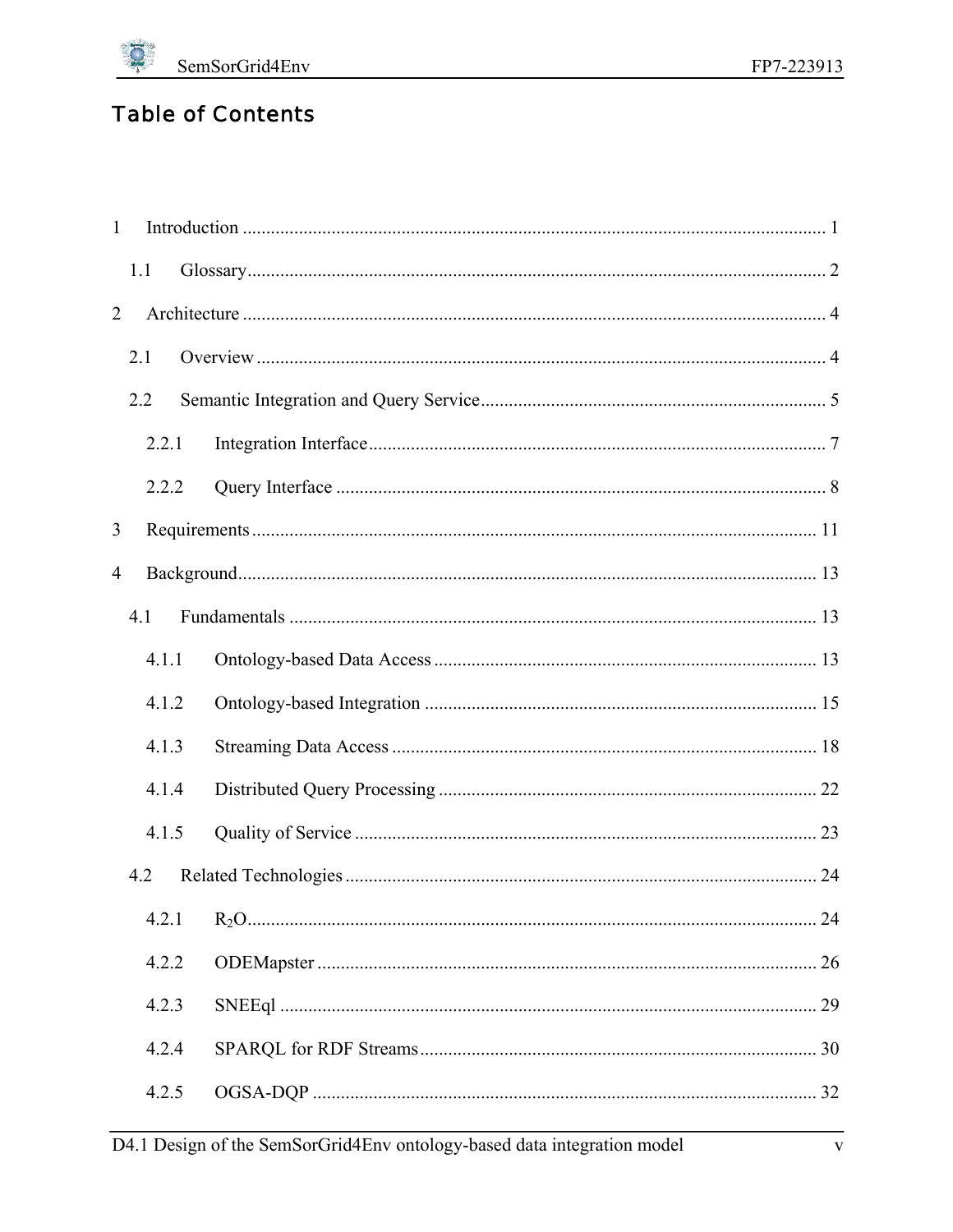# Table of Contents

1 Introduction ... 1

1.1 Glossary ... 2

2 Architecture ... 4

2.1 Overview ... 4

2.2 Semantic Integration and Query Service ... 5

2.2.1 Integration Interface ... 7

2.2.2 Query Interface ... 8

3 Requirements ... 11

4 Background ... 13

4.1 Fundamentals ... 13

4.1.1 Ontology-based Data Access ... 13

4.1.2 Ontology-based Integration ... 15

4.1.3 Streaming Data Access ... 18

4.1.4 Distributed Query Processing ... 22

4.1.5 Quality of Service ... 23

4.2 Related Technologies ... 24

4.2.1 $R_2O$ ... 24

4.2.2 ODEMapster ... 26

4.2.3 SNEEql ... 29

4.2.4 SPARQL for RDF Streams ... 30

4.2.5 OGSA-DQP ... 32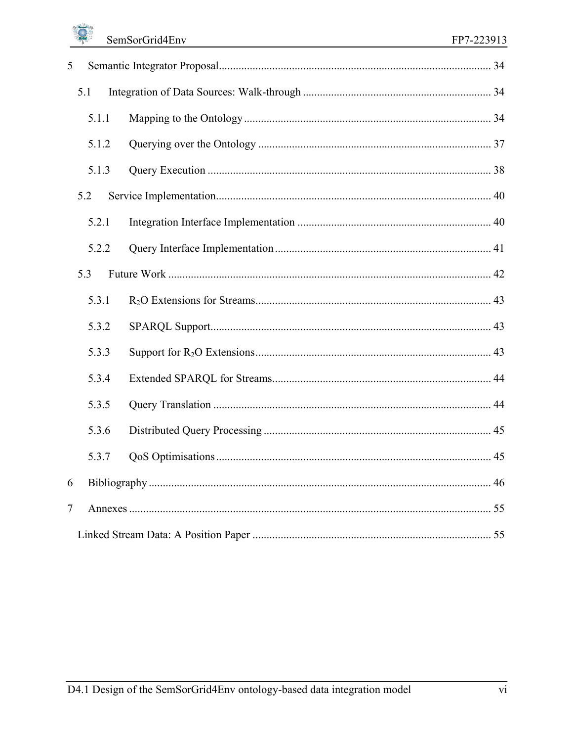5 Semantic Integrator Proposal ........................................................................................ 34

5.1 Integration of Data Sources: Walk-through ............................................................. 34

5.1.1 Mapping to the Ontology ....................................................................................... 34

5.1.2 Querying over the Ontology .................................................................................. 37

5.1.3 Query Execution .................................................................................................... 38

5.2 Service Implementation ............................................................................................ 40

5.2.1 Integration Interface Implementation .................................................................... 40

5.2.2 Query Interface Implementation ............................................................................ 41

5.3 Future Work ............................................................................................................... 42

5.3.1 $R_2O$ Extensions for Streams .................................................................................. 43

5.3.2 SPARQL Support ................................................................................................... 43

5.3.3 Support for $R_2O$ Extensions .................................................................................. 43

5.3.4 Extended SPARQL for Streams ............................................................................. 44

5.3.5 Query Translation .................................................................................................. 44

5.3.6 Distributed Query Processing ................................................................................ 45

5.3.7 QoS Optimisations ................................................................................................. 45

6 Bibliography ..................................................................................................................... 46

7 Annexes ............................................................................................................................ 55

Linked Stream Data: A Position Paper .................................................................................... 55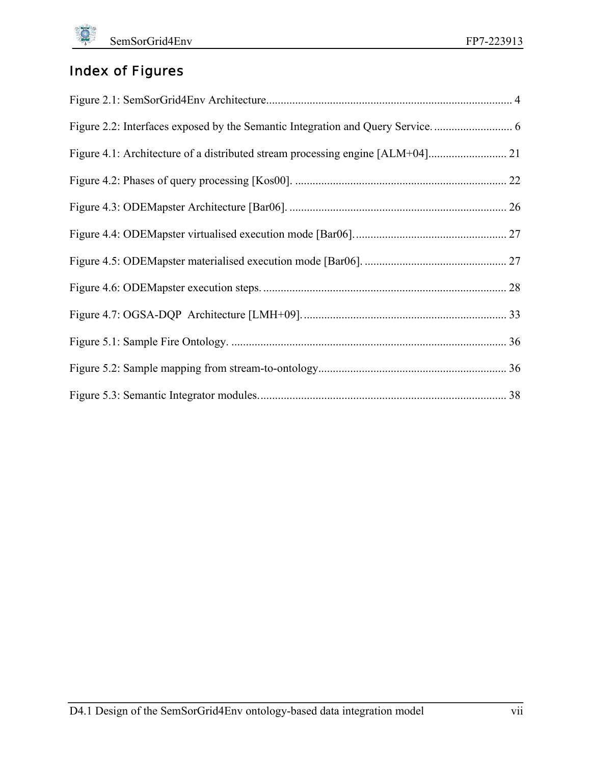## Index of Figures

Figure 2.1: SemSorGrid4Env Architecture .......... 4

Figure 2.2: Interfaces exposed by the Semantic Integration and Query Service. .......... 6

Figure 4.1: Architecture of a distributed stream processing engine [ALM+04] .......... 21

Figure 4.2: Phases of query processing [Kos00]. .......... 22

Figure 4.3: ODEMapster Architecture [Bar06]. .......... 26

Figure 4.4: ODEMapster virtualised execution mode [Bar06]. .......... 27

Figure 4.5: ODEMapster materialised execution mode [Bar06]. .......... 27

Figure 4.6: ODEMapster execution steps. .......... 28

Figure 4.7: OGSA-DQP Architecture [LMH+09]. .......... 33

Figure 5.1: Sample Fire Ontology. .......... 36

Figure 5.2: Sample mapping from stream-to-ontology .......... 36

Figure 5.3: Semantic Integrator modules. .......... 38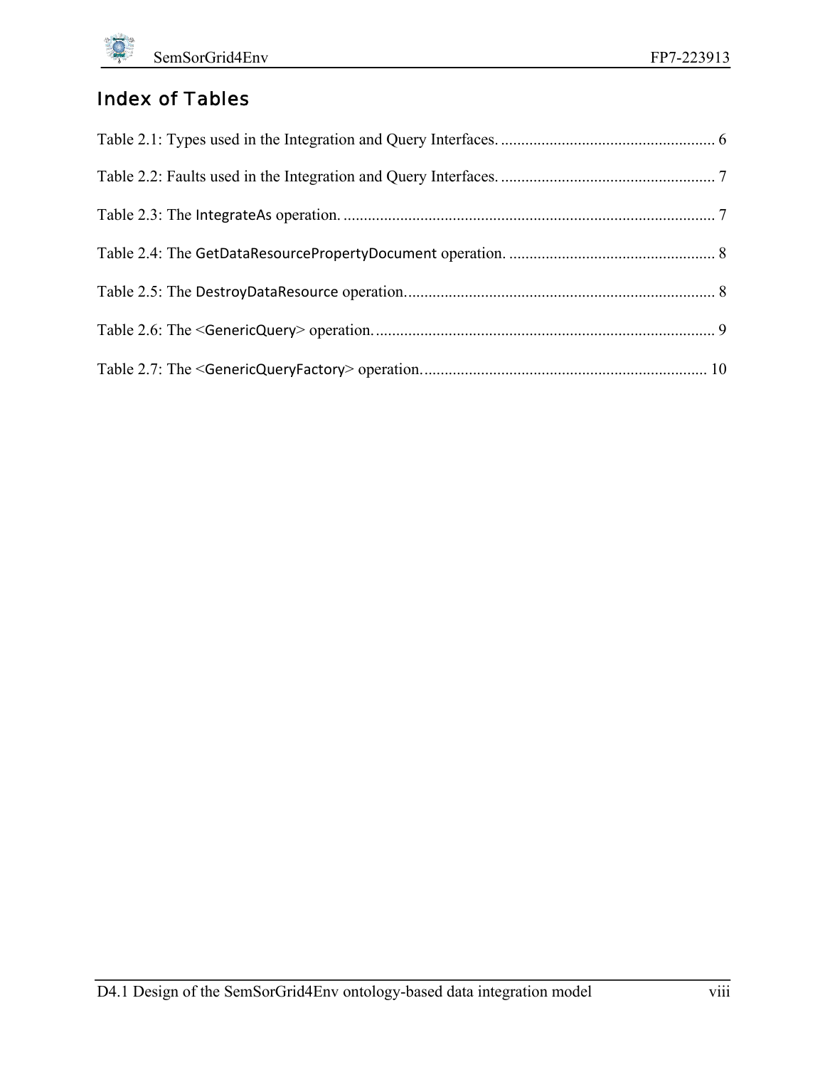# Index of Tables

Table 2.1: Types used in the Integration and Query Interfaces. .................................................... 6

Table 2.2: Faults used in the Integration and Query Interfaces. .................................................... 7

Table 2.3: The IntegrateAs operation. ........................................................................................... 7

Table 2.4: The GetDataResourcePropertyDocument operation. .................................................. 8

Table 2.5: The DestroyDataResource operation. ........................................................................... 8

Table 2.6: The <GenericQuery> operation. ................................................................................... 9

Table 2.7: The <GenericQueryFactory> operation. ..................................................................... 10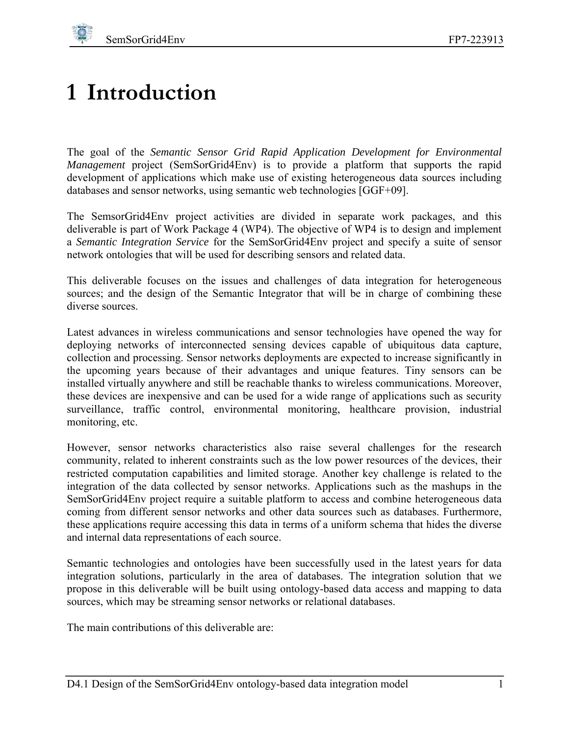# 1 Introduction

The goal of the *Semantic Sensor Grid Rapid Application Development for Environmental Management* project (SemSorGrid4Env) is to provide a platform that supports the rapid development of applications which make use of existing heterogeneous data sources including databases and sensor networks, using semantic web technologies [GGF+09].

The SemsorGrid4Env project activities are divided in separate work packages, and this deliverable is part of Work Package 4 (WP4). The objective of WP4 is to design and implement a *Semantic Integration Service* for the SemSorGrid4Env project and specify a suite of sensor network ontologies that will be used for describing sensors and related data.

This deliverable focuses on the issues and challenges of data integration for heterogeneous sources; and the design of the Semantic Integrator that will be in charge of combining these diverse sources.

Latest advances in wireless communications and sensor technologies have opened the way for deploying networks of interconnected sensing devices capable of ubiquitous data capture, collection and processing. Sensor networks deployments are expected to increase significantly in the upcoming years because of their advantages and unique features. Tiny sensors can be installed virtually anywhere and still be reachable thanks to wireless communications. Moreover, these devices are inexpensive and can be used for a wide range of applications such as security surveillance, traffic control, environmental monitoring, healthcare provision, industrial monitoring, etc.

However, sensor networks characteristics also raise several challenges for the research community, related to inherent constraints such as the low power resources of the devices, their restricted computation capabilities and limited storage. Another key challenge is related to the integration of the data collected by sensor networks. Applications such as the mashups in the SemSorGrid4Env project require a suitable platform to access and combine heterogeneous data coming from different sensor networks and other data sources such as databases. Furthermore, these applications require accessing this data in terms of a uniform schema that hides the diverse and internal data representations of each source.

Semantic technologies and ontologies have been successfully used in the latest years for data integration solutions, particularly in the area of databases. The integration solution that we propose in this deliverable will be built using ontology-based data access and mapping to data sources, which may be streaming sensor networks or relational databases.

The main contributions of this deliverable are: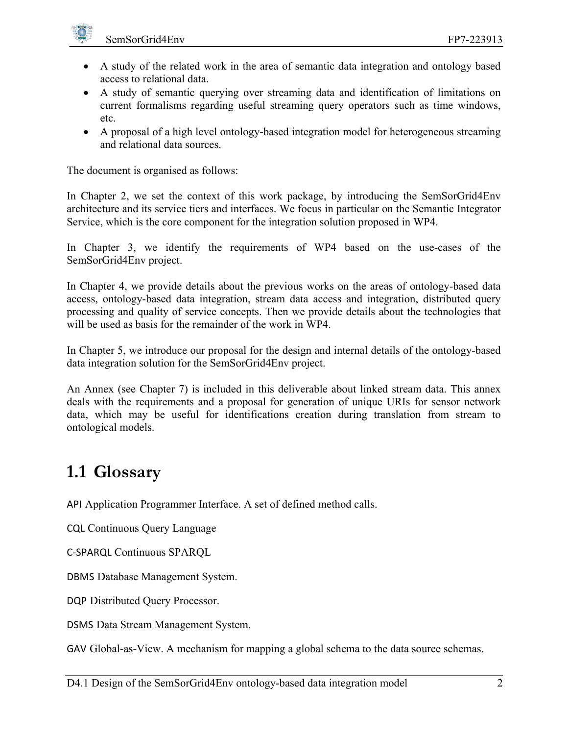- A study of the related work in the area of semantic data integration and ontology based access to relational data.
- A study of semantic querying over streaming data and identification of limitations on current formalisms regarding useful streaming query operators such as time windows, etc.
- A proposal of a high level ontology-based integration model for heterogeneous streaming and relational data sources.

The document is organised as follows:

In Chapter 2, we set the context of this work package, by introducing the SemSorGrid4Env architecture and its service tiers and interfaces. We focus in particular on the Semantic Integrator Service, which is the core component for the integration solution proposed in WP4.

In Chapter 3, we identify the requirements of WP4 based on the use-cases of the SemSorGrid4Env project.

In Chapter 4, we provide details about the previous works on the areas of ontology-based data access, ontology-based data integration, stream data access and integration, distributed query processing and quality of service concepts. Then we provide details about the technologies that will be used as basis for the remainder of the work in WP4.

In Chapter 5, we introduce our proposal for the design and internal details of the ontology-based data integration solution for the SemSorGrid4Env project.

An Annex (see Chapter 7) is included in this deliverable about linked stream data. This annex deals with the requirements and a proposal for generation of unique URIs for sensor network data, which may be useful for identifications creation during translation from stream to ontological models.

## 1.1 Glossary

API Application Programmer Interface. A set of defined method calls.

CQL Continuous Query Language

C-SPARQL Continuous SPARQL

DBMS Database Management System.

DQP Distributed Query Processor.

DSMS Data Stream Management System.

GAV Global-as-View. A mechanism for mapping a global schema to the data source schemas.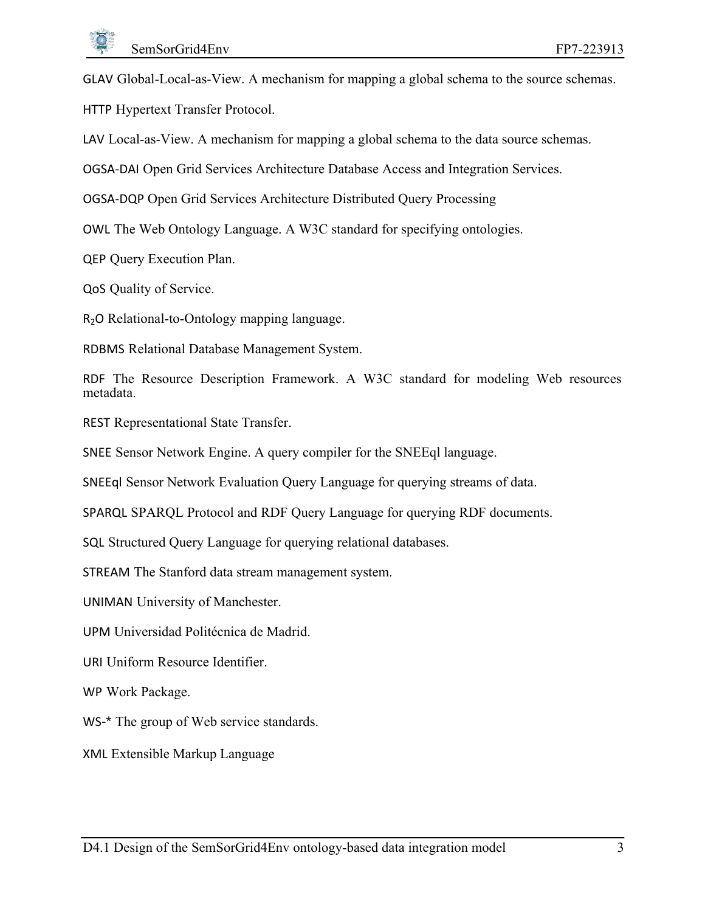GLAV Global-Local-as-View. A mechanism for mapping a global schema to the source schemas.

HTTP Hypertext Transfer Protocol.

LAV Local-as-View. A mechanism for mapping a global schema to the data source schemas.

OGSA-DAI Open Grid Services Architecture Database Access and Integration Services.

OGSA-DQP Open Grid Services Architecture Distributed Query Processing

OWL The Web Ontology Language. A W3C standard for specifying ontologies.

QEP Query Execution Plan.

QoS Quality of Service.

$R_2O$ Relational-to-Ontology mapping language.

RDBMS Relational Database Management System.

RDF The Resource Description Framework. A W3C standard for modeling Web resources metadata.

REST Representational State Transfer.

SNEE Sensor Network Engine. A query compiler for the SNEEql language.

SNEEql Sensor Network Evaluation Query Language for querying streams of data.

SPARQL SPARQL Protocol and RDF Query Language for querying RDF documents.

SQL Structured Query Language for querying relational databases.

STREAM The Stanford data stream management system.

UNIMAN University of Manchester.

UPM Universidad Politécnica de Madrid.

URI Uniform Resource Identifier.

WP Work Package.

WS-* The group of Web service standards.

XML Extensible Markup Language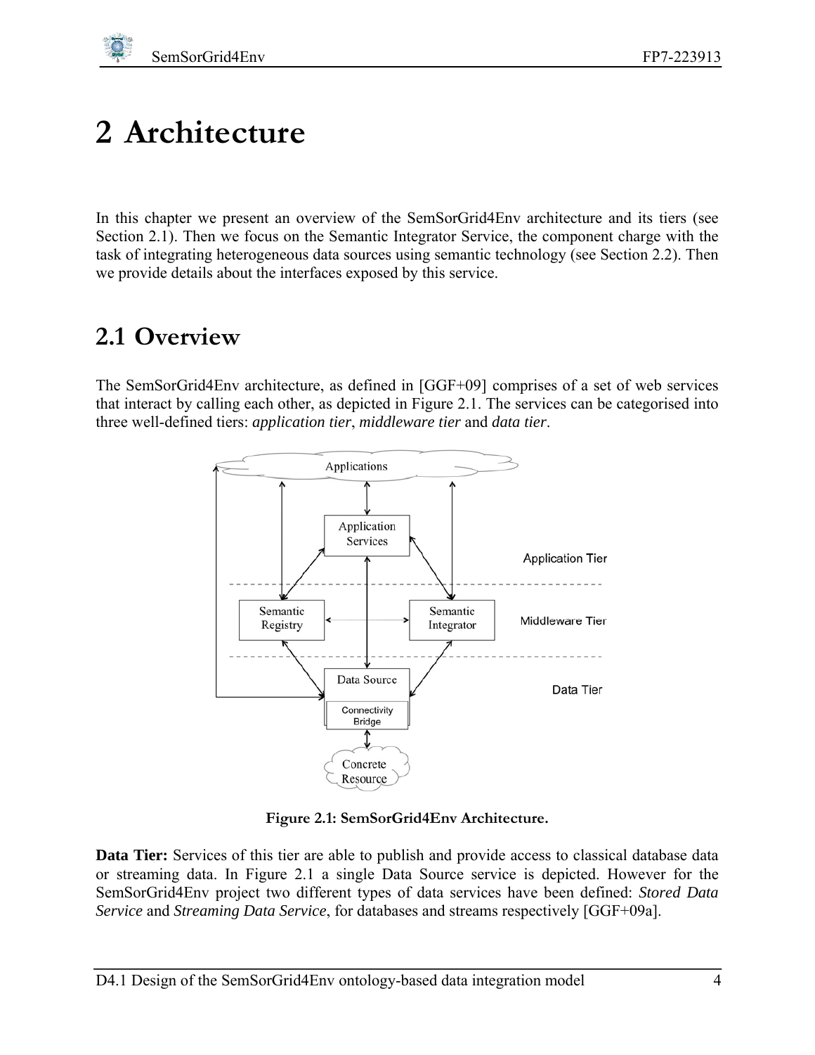# 2 Architecture

In this chapter we present an overview of the SemSorGrid4Env architecture and its tiers (see Section 2.1). Then we focus on the Semantic Integrator Service, the component charge with the task of integrating heterogeneous data sources using semantic technology (see Section 2.2). Then we provide details about the interfaces exposed by this service.

## 2.1 Overview

The SemSorGrid4Env architecture, as defined in [GGF+09] comprises of a set of web services that interact by calling each other, as depicted in Figure 2.1. The services can be categorised into three well-defined tiers: *application tier*, *middleware tier* and *data tier*.

Applications

Application Services

Application Tier

Semantic Registry

Semantic Integrator

Middleware Tier

Data Source

Connectivity Bridge

Data Tier

Concrete Resource

**Figure 2.1: SemSorGrid4Env Architecture.**

**Data Tier:** Services of this tier are able to publish and provide access to classical database data or streaming data. In Figure 2.1 a single Data Source service is depicted. However for the SemSorGrid4Env project two different types of data services have been defined: *Stored Data Service* and *Streaming Data Service*, for databases and streams respectively [GGF+09a].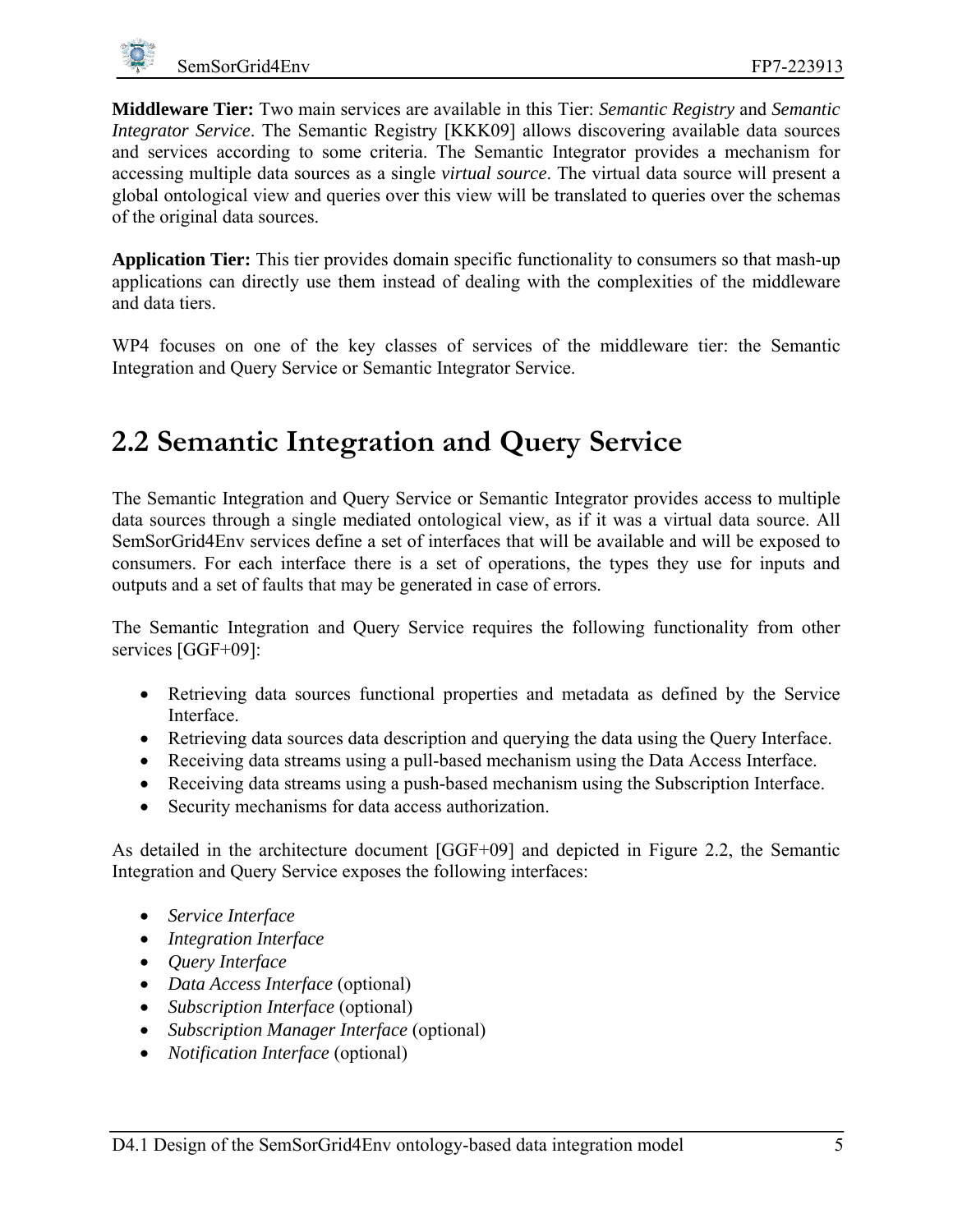**Middleware Tier:** Two main services are available in this Tier: *Semantic Registry* and *Semantic Integrator Service*. The Semantic Registry [KKK09] allows discovering available data sources and services according to some criteria. The Semantic Integrator provides a mechanism for accessing multiple data sources as a single *virtual source*. The virtual data source will present a global ontological view and queries over this view will be translated to queries over the schemas of the original data sources.

**Application Tier:** This tier provides domain specific functionality to consumers so that mash-up applications can directly use them instead of dealing with the complexities of the middleware and data tiers.

WP4 focuses on one of the key classes of services of the middleware tier: the Semantic Integration and Query Service or Semantic Integrator Service.

## 2.2 Semantic Integration and Query Service

The Semantic Integration and Query Service or Semantic Integrator provides access to multiple data sources through a single mediated ontological view, as if it was a virtual data source. All SemSorGrid4Env services define a set of interfaces that will be available and will be exposed to consumers. For each interface there is a set of operations, the types they use for inputs and outputs and a set of faults that may be generated in case of errors.

The Semantic Integration and Query Service requires the following functionality from other services [GGF+09]:

- Retrieving data sources functional properties and metadata as defined by the Service Interface.
- Retrieving data sources data description and querying the data using the Query Interface.
- Receiving data streams using a pull-based mechanism using the Data Access Interface.
- Receiving data streams using a push-based mechanism using the Subscription Interface.
- Security mechanisms for data access authorization.

As detailed in the architecture document [GGF+09] and depicted in Figure 2.2, the Semantic Integration and Query Service exposes the following interfaces:

- *Service Interface*
- *Integration Interface*
- *Query Interface*
- *Data Access Interface* (optional)
- *Subscription Interface* (optional)
- *Subscription Manager Interface* (optional)
- *Notification Interface* (optional)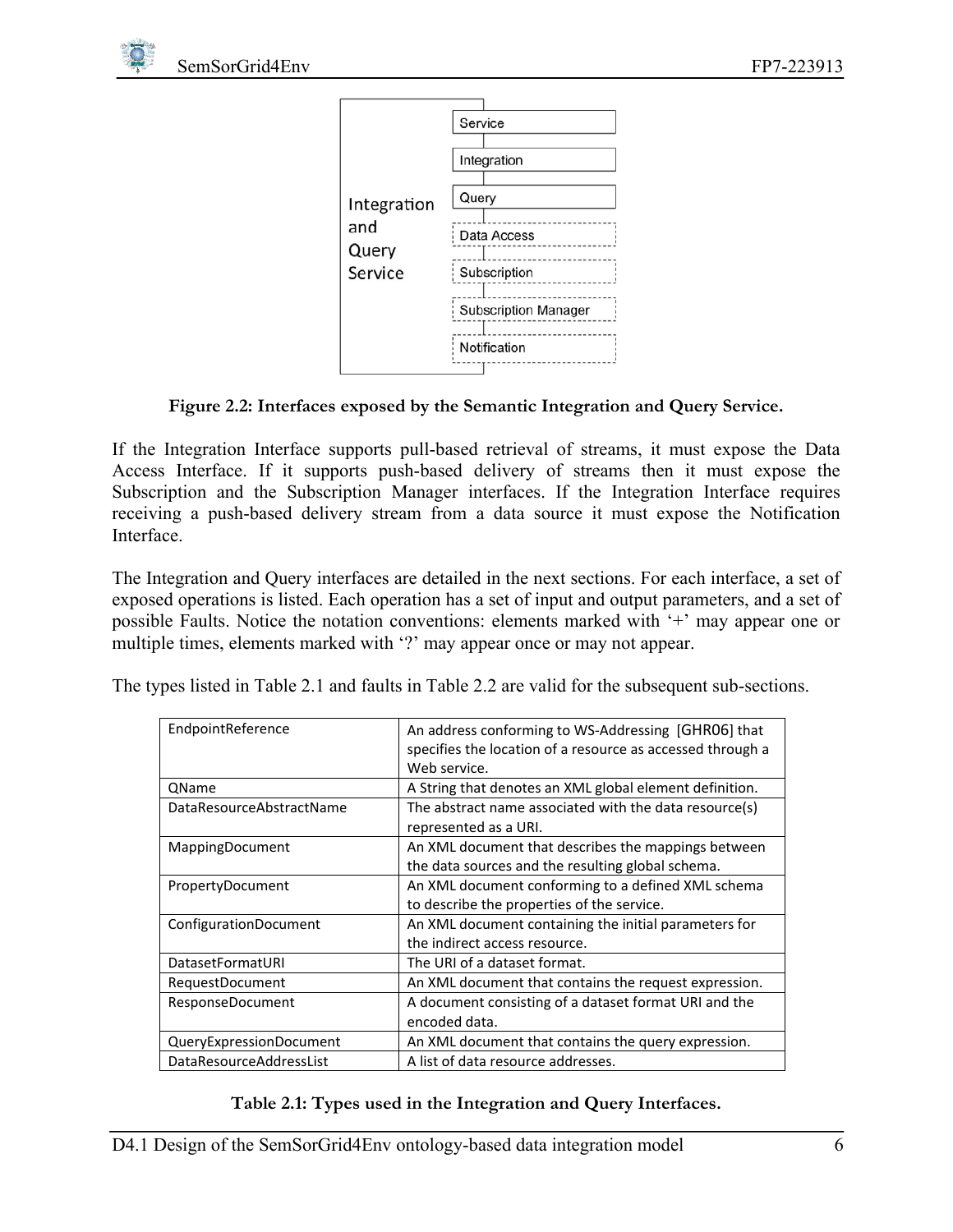Integration and Query Service

Service

Integration

Query

Data Access

Subscription

Subscription Manager

Notification

**Figure 2.2: Interfaces exposed by the Semantic Integration and Query Service.**

If the Integration Interface supports pull-based retrieval of streams, it must expose the Data Access Interface. If it supports push-based delivery of streams then it must expose the Subscription and the Subscription Manager interfaces. If the Integration Interface requires receiving a push-based delivery stream from a data source it must expose the Notification Interface.

The Integration and Query interfaces are detailed in the next sections. For each interface, a set of exposed operations is listed. Each operation has a set of input and output parameters, and a set of possible Faults. Notice the notation conventions: elements marked with '+' may appear one or multiple times, elements marked with '?' may appear once or may not appear.

The types listed in Table 2.1 and faults in Table 2.2 are valid for the subsequent sub-sections.

| | |
|---|---|
| EndpointReference | An address conforming to WS-Addressing [GHR06] that specifies the location of a resource as accessed through a Web service. |
| QName | A String that denotes an XML global element definition. |
| DataResourceAbstractName | The abstract name associated with the data resource(s) represented as a URI. |
| MappingDocument | An XML document that describes the mappings between the data sources and the resulting global schema. |
| PropertyDocument | An XML document conforming to a defined XML schema to describe the properties of the service. |
| ConfigurationDocument | An XML document containing the initial parameters for the indirect access resource. |
| DatasetFormatURI | The URI of a dataset format. |
| RequestDocument | An XML document that contains the request expression. |
| ResponseDocument | A document consisting of a dataset format URI and the encoded data. |
| QueryExpressionDocument | An XML document that contains the query expression. |
| DataResourceAddressList | A list of data resource addresses. |

**Table 2.1: Types used in the Integration and Query Interfaces.**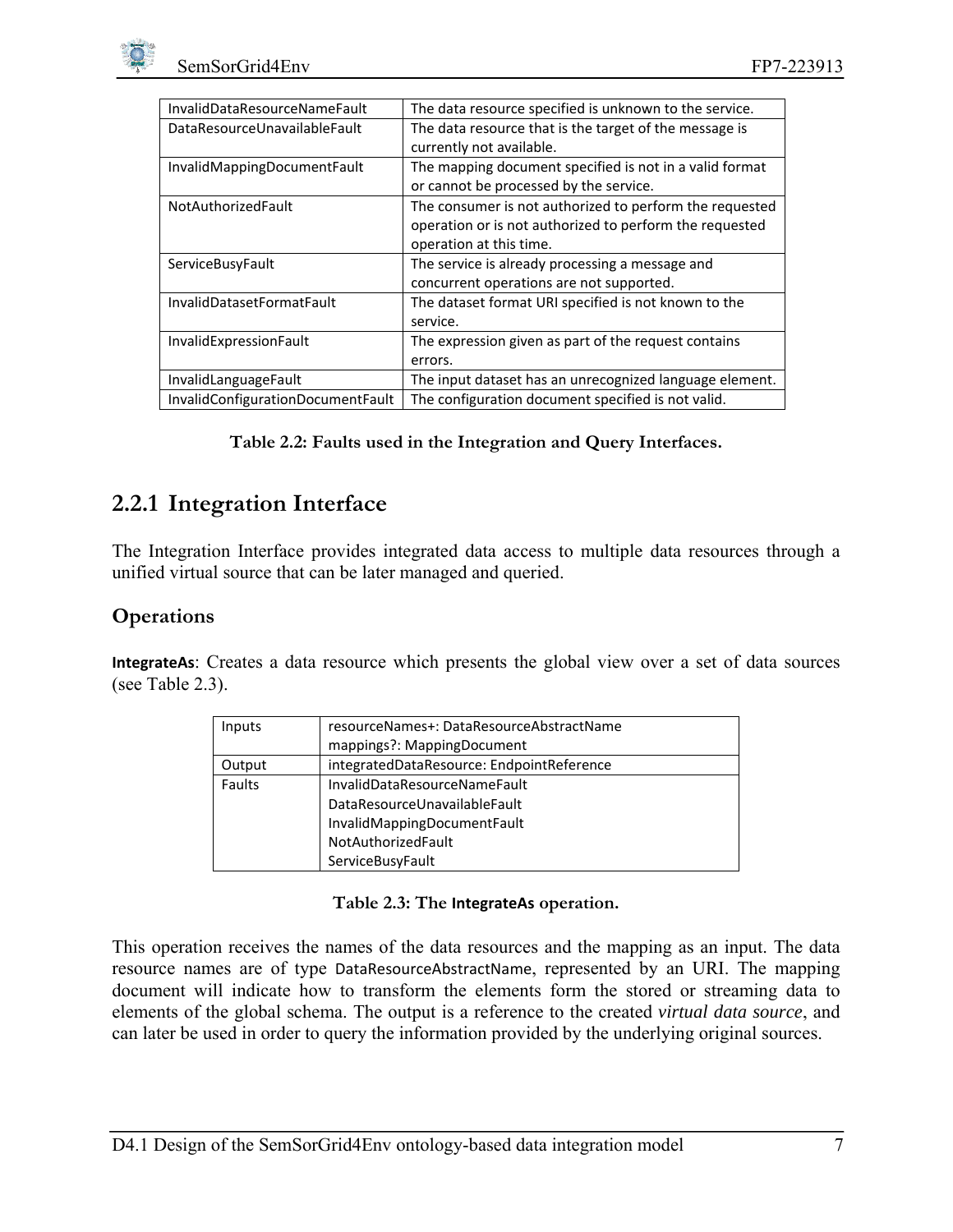| | |
|---|---|
| InvalidDataResourceNameFault | The data resource specified is unknown to the service. |
| DataResourceUnavailableFault | The data resource that is the target of the message is currently not available. |
| InvalidMappingDocumentFault | The mapping document specified is not in a valid format or cannot be processed by the service. |
| NotAuthorizedFault | The consumer is not authorized to perform the requested operation or is not authorized to perform the requested operation at this time. |
| ServiceBusyFault | The service is already processing a message and concurrent operations are not supported. |
| InvalidDatasetFormatFault | The dataset format URI specified is not known to the service. |
| InvalidExpressionFault | The expression given as part of the request contains errors. |
| InvalidLanguageFault | The input dataset has an unrecognized language element. |
| InvalidConfigurationDocumentFault | The configuration document specified is not valid. |

**Table 2.2: Faults used in the Integration and Query Interfaces.**

## 2.2.1 Integration Interface

The Integration Interface provides integrated data access to multiple data resources through a unified virtual source that can be later managed and queried.

### Operations

**IntegrateAs**: Creates a data resource which presents the global view over a set of data sources (see Table 2.3).

| | |
|---|---|
| Inputs | resourceNames+: DataResourceAbstractName<br>mappings?: MappingDocument |
| Output | integratedDataResource: EndpointReference |
| Faults | InvalidDataResourceNameFault<br>DataResourceUnavailableFault<br>InvalidMappingDocumentFault<br>NotAuthorizedFault<br>ServiceBusyFault |

**Table 2.3: The IntegrateAs operation.**

This operation receives the names of the data resources and the mapping as an input. The data resource names are of type DataResourceAbstractName, represented by an URI. The mapping document will indicate how to transform the elements form the stored or streaming data to elements of the global schema. The output is a reference to the created *virtual data source*, and can later be used in order to query the information provided by the underlying original sources.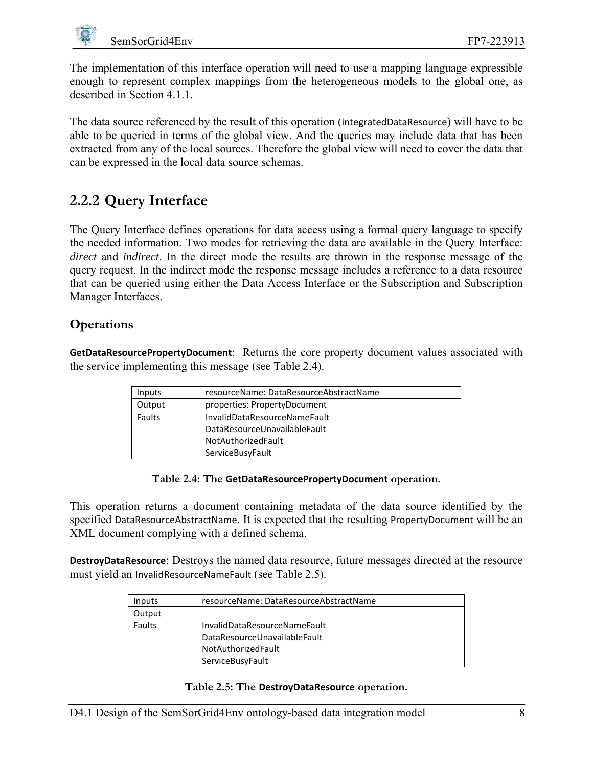The implementation of this interface operation will need to use a mapping language expressible enough to represent complex mappings from the heterogeneous models to the global one, as described in Section 4.1.1.

The data source referenced by the result of this operation (integratedDataResource) will have to be able to be queried in terms of the global view. And the queries may include data that has been extracted from any of the local sources. Therefore the global view will need to cover the data that can be expressed in the local data source schemas.

## 2.2.2 Query Interface

The Query Interface defines operations for data access using a formal query language to specify the needed information. Two modes for retrieving the data are available in the Query Interface: *direct* and *indirect*. In the direct mode the results are thrown in the response message of the query request. In the indirect mode the response message includes a reference to a data resource that can be queried using either the Data Access Interface or the Subscription and Subscription Manager Interfaces.

### Operations

**GetDataResourcePropertyDocument**: Returns the core property document values associated with the service implementing this message (see Table 2.4).

| | |
|---|---|
| Inputs | resourceName: DataResourceAbstractName |
| Output | properties: PropertyDocument |
| Faults | InvalidDataResourceNameFault<br>DataResourceUnavailableFault<br>NotAuthorizedFault<br>ServiceBusyFault |

**Table 2.4: The GetDataResourcePropertyDocument operation.**

This operation returns a document containing metadata of the data source identified by the specified DataResourceAbstractName. It is expected that the resulting PropertyDocument will be an XML document complying with a defined schema.

**DestroyDataResource**: Destroys the named data resource, future messages directed at the resource must yield an InvalidResourceNameFault (see Table 2.5).

| | |
|---|---|
| Inputs | resourceName: DataResourceAbstractName |
| Output | |
| Faults | InvalidDataResourceNameFault<br>DataResourceUnavailableFault<br>NotAuthorizedFault<br>ServiceBusyFault |

**Table 2.5: The DestroyDataResource operation.**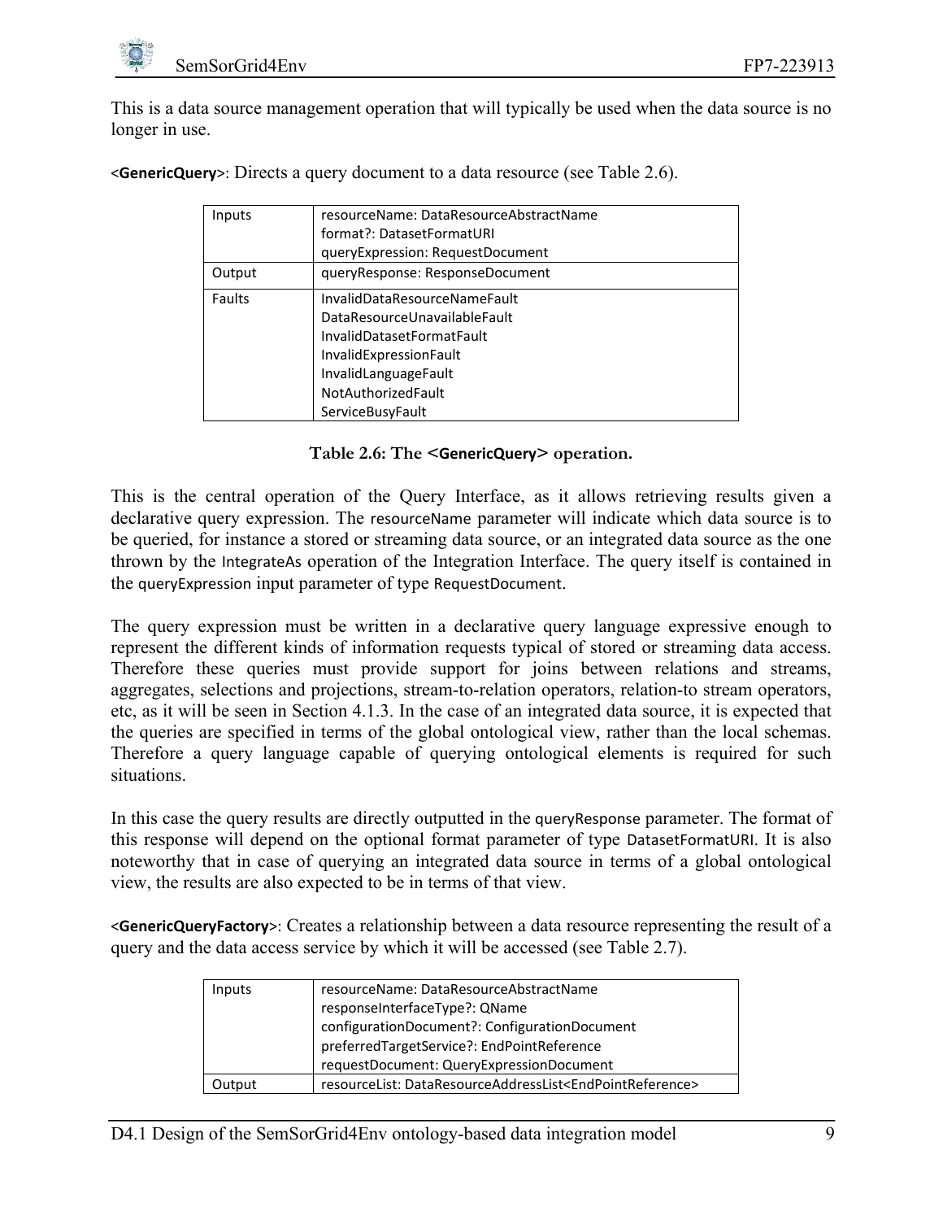This is a data source management operation that will typically be used when the data source is no longer in use.

**<GenericQuery>**: Directs a query document to a data resource (see Table 2.6).

| | |
|---|---|
| Inputs | resourceName: DataResourceAbstractName<br>format?: DatasetFormatURI<br>queryExpression: RequestDocument |
| Output | queryResponse: ResponseDocument |
| Faults | InvalidDataResourceNameFault<br>DataResourceUnavailableFault<br>InvalidDatasetFormatFault<br>InvalidExpressionFault<br>InvalidLanguageFault<br>NotAuthorizedFault<br>ServiceBusyFault |

**Table 2.6: The <GenericQuery> operation.**

This is the central operation of the Query Interface, as it allows retrieving results given a declarative query expression. The resourceName parameter will indicate which data source is to be queried, for instance a stored or streaming data source, or an integrated data source as the one thrown by the IntegrateAs operation of the Integration Interface. The query itself is contained in the queryExpression input parameter of type RequestDocument.

The query expression must be written in a declarative query language expressive enough to represent the different kinds of information requests typical of stored or streaming data access. Therefore these queries must provide support for joins between relations and streams, aggregates, selections and projections, stream-to-relation operators, relation-to stream operators, etc, as it will be seen in Section 4.1.3. In the case of an integrated data source, it is expected that the queries are specified in terms of the global ontological view, rather than the local schemas. Therefore a query language capable of querying ontological elements is required for such situations.

In this case the query results are directly outputted in the queryResponse parameter. The format of this response will depend on the optional format parameter of type DatasetFormatURI. It is also noteworthy that in case of querying an integrated data source in terms of a global ontological view, the results are also expected to be in terms of that view.

**<GenericQueryFactory>**: Creates a relationship between a data resource representing the result of a query and the data access service by which it will be accessed (see Table 2.7).

| | |
|---|---|
| Inputs | resourceName: DataResourceAbstractName<br>responseInterfaceType?: QName<br>configurationDocument?: ConfigurationDocument<br>preferredTargetService?: EndPointReference<br>requestDocument: QueryExpressionDocument |
| Output | resourceList: DataResourceAddressList<EndPointReference> |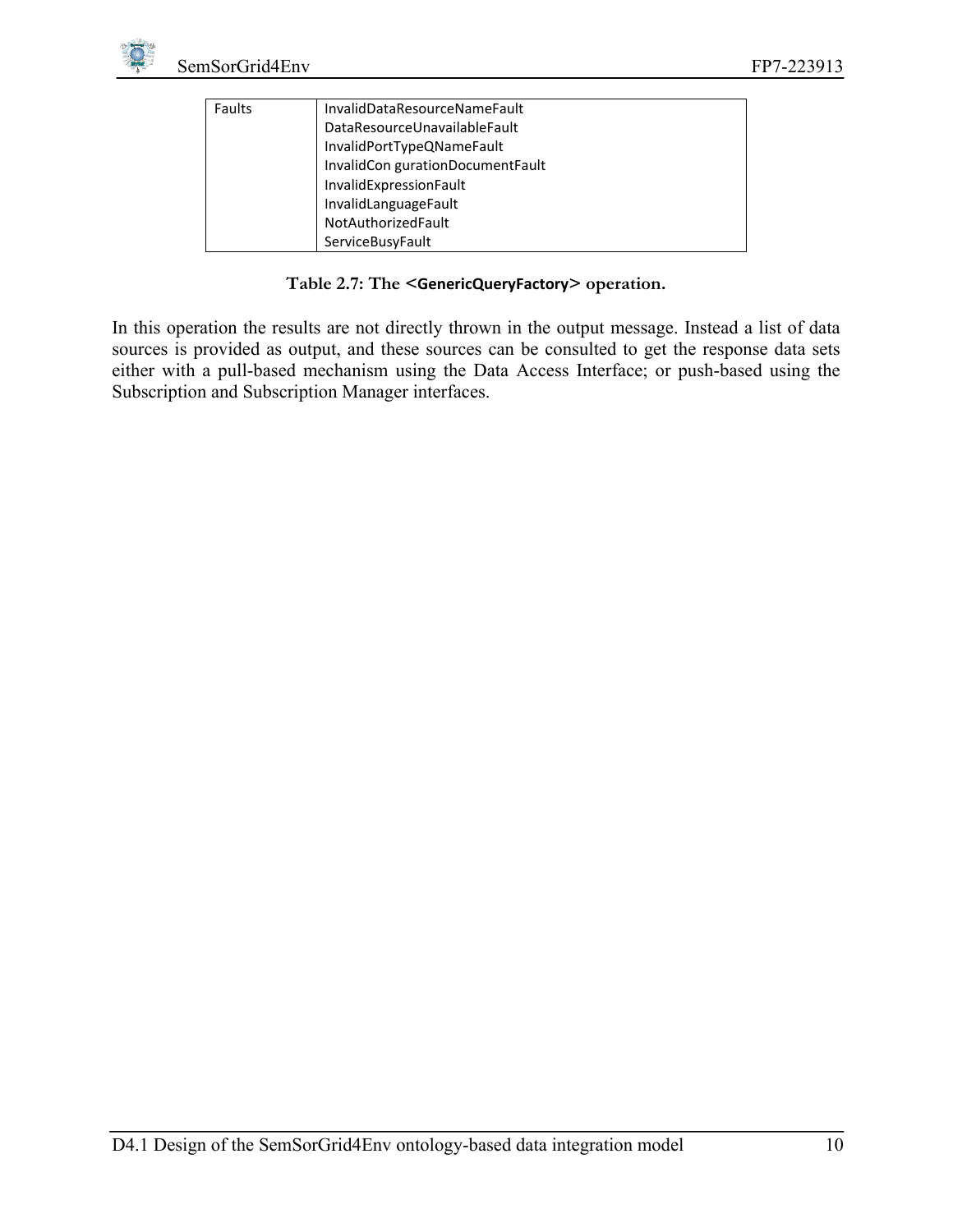| | |
|---|---|
| Faults | InvalidDataResourceNameFault<br>DataResourceUnavailableFault<br>InvalidPortTypeQNameFault<br>InvalidCon gurationDocumentFault<br>InvalidExpressionFault<br>InvalidLanguageFault<br>NotAuthorizedFault<br>ServiceBusyFault |

**Table 2.7: The <GenericQueryFactory> operation.**

In this operation the results are not directly thrown in the output message. Instead a list of data sources is provided as output, and these sources can be consulted to get the response data sets either with a pull-based mechanism using the Data Access Interface; or push-based using the Subscription and Subscription Manager interfaces.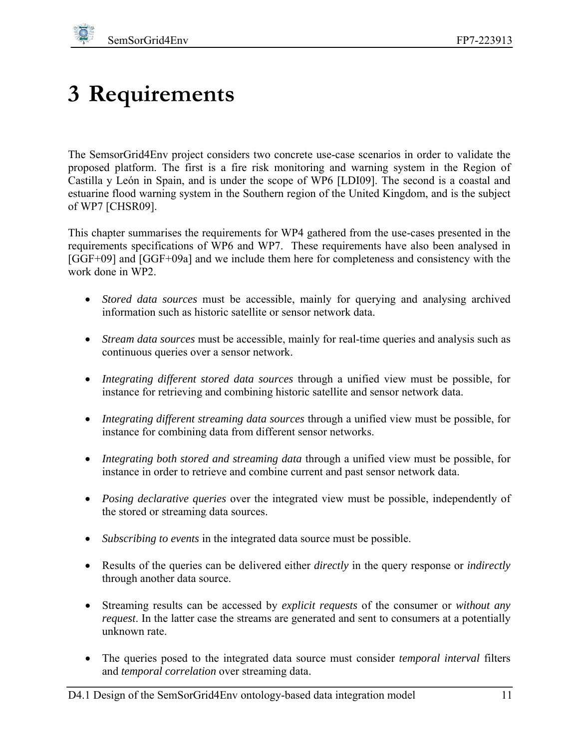# 3 Requirements

The SemsorGrid4Env project considers two concrete use-case scenarios in order to validate the proposed platform. The first is a fire risk monitoring and warning system in the Region of Castilla y León in Spain, and is under the scope of WP6 [LDI09]. The second is a coastal and estuarine flood warning system in the Southern region of the United Kingdom, and is the subject of WP7 [CHSR09].

This chapter summarises the requirements for WP4 gathered from the use-cases presented in the requirements specifications of WP6 and WP7. These requirements have also been analysed in [GGF+09] and [GGF+09a] and we include them here for completeness and consistency with the work done in WP2.

- *Stored data sources* must be accessible, mainly for querying and analysing archived information such as historic satellite or sensor network data.
- *Stream data sources* must be accessible, mainly for real-time queries and analysis such as continuous queries over a sensor network.
- *Integrating different stored data sources* through a unified view must be possible, for instance for retrieving and combining historic satellite and sensor network data.
- *Integrating different streaming data sources* through a unified view must be possible, for instance for combining data from different sensor networks.
- *Integrating both stored and streaming data* through a unified view must be possible, for instance in order to retrieve and combine current and past sensor network data.
- *Posing declarative queries* over the integrated view must be possible, independently of the stored or streaming data sources.
- *Subscribing to events* in the integrated data source must be possible.
- Results of the queries can be delivered either *directly* in the query response or *indirectly* through another data source.
- Streaming results can be accessed by *explicit requests* of the consumer or *without any request*. In the latter case the streams are generated and sent to consumers at a potentially unknown rate.
- The queries posed to the integrated data source must consider *temporal interval* filters and *temporal correlation* over streaming data.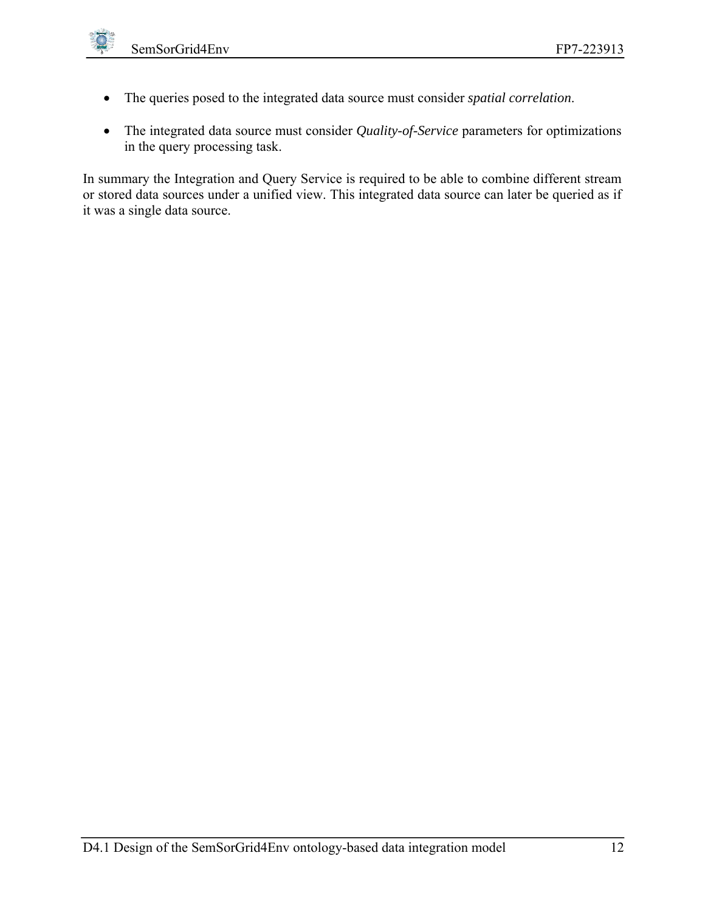- The queries posed to the integrated data source must consider *spatial correlation*.

- The integrated data source must consider *Quality-of-Service* parameters for optimizations in the query processing task.

In summary the Integration and Query Service is required to be able to combine different stream or stored data sources under a unified view. This integrated data source can later be queried as if it was a single data source.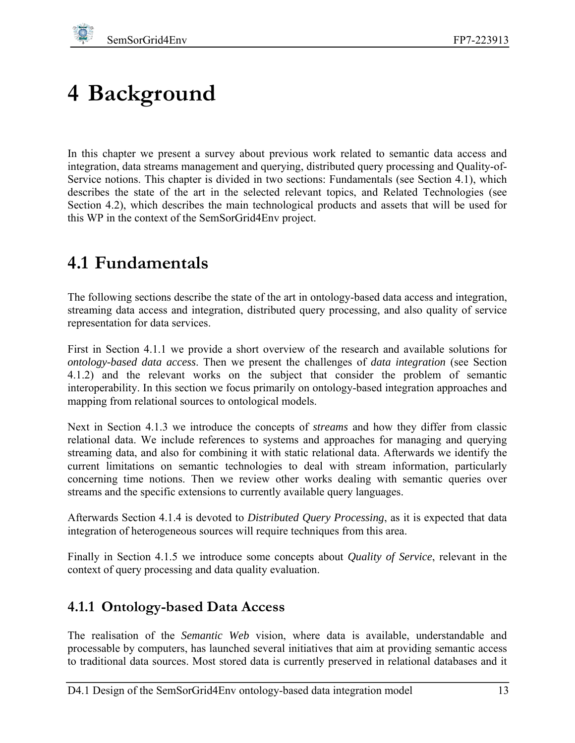# 4 Background

In this chapter we present a survey about previous work related to semantic data access and integration, data streams management and querying, distributed query processing and Quality-of-Service notions. This chapter is divided in two sections: Fundamentals (see Section 4.1), which describes the state of the art in the selected relevant topics, and Related Technologies (see Section 4.2), which describes the main technological products and assets that will be used for this WP in the context of the SemSorGrid4Env project.

## 4.1 Fundamentals

The following sections describe the state of the art in ontology-based data access and integration, streaming data access and integration, distributed query processing, and also quality of service representation for data services.

First in Section 4.1.1 we provide a short overview of the research and available solutions for *ontology-based data access*. Then we present the challenges of *data integration* (see Section 4.1.2) and the relevant works on the subject that consider the problem of semantic interoperability. In this section we focus primarily on ontology-based integration approaches and mapping from relational sources to ontological models.

Next in Section 4.1.3 we introduce the concepts of *streams* and how they differ from classic relational data. We include references to systems and approaches for managing and querying streaming data, and also for combining it with static relational data. Afterwards we identify the current limitations on semantic technologies to deal with stream information, particularly concerning time notions. Then we review other works dealing with semantic queries over streams and the specific extensions to currently available query languages.

Afterwards Section 4.1.4 is devoted to *Distributed Query Processing*, as it is expected that data integration of heterogeneous sources will require techniques from this area.

Finally in Section 4.1.5 we introduce some concepts about *Quality of Service*, relevant in the context of query processing and data quality evaluation.

### 4.1.1 Ontology-based Data Access

The realisation of the *Semantic Web* vision, where data is available, understandable and processable by computers, has launched several initiatives that aim at providing semantic access to traditional data sources. Most stored data is currently preserved in relational databases and it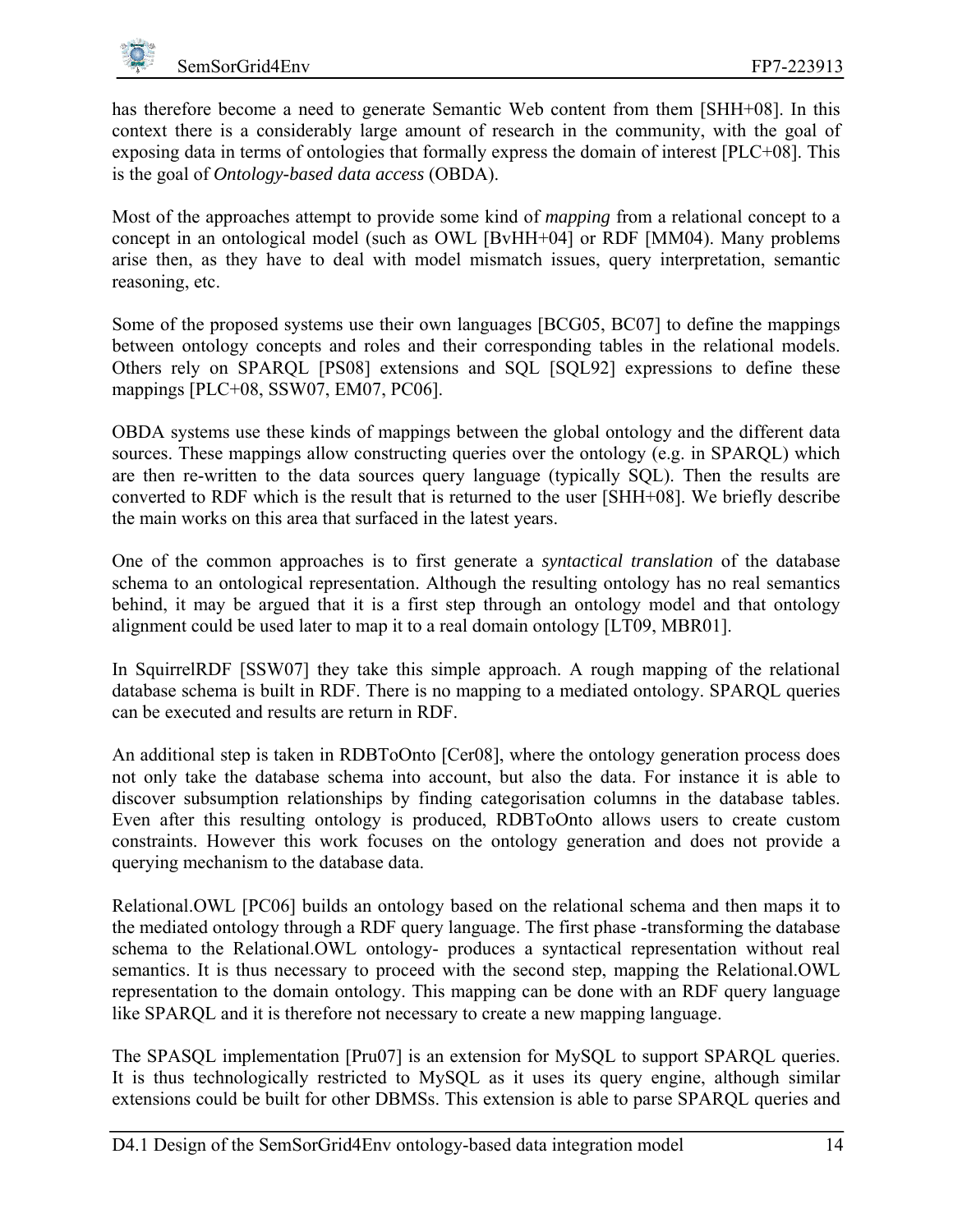has therefore become a need to generate Semantic Web content from them [SHH+08]. In this context there is a considerably large amount of research in the community, with the goal of exposing data in terms of ontologies that formally express the domain of interest [PLC+08]. This is the goal of *Ontology-based data access* (OBDA).

Most of the approaches attempt to provide some kind of *mapping* from a relational concept to a concept in an ontological model (such as OWL [BvHH+04] or RDF [MM04). Many problems arise then, as they have to deal with model mismatch issues, query interpretation, semantic reasoning, etc.

Some of the proposed systems use their own languages [BCG05, BC07] to define the mappings between ontology concepts and roles and their corresponding tables in the relational models. Others rely on SPARQL [PS08] extensions and SQL [SQL92] expressions to define these mappings [PLC+08, SSW07, EM07, PC06].

OBDA systems use these kinds of mappings between the global ontology and the different data sources. These mappings allow constructing queries over the ontology (e.g. in SPARQL) which are then re-written to the data sources query language (typically SQL). Then the results are converted to RDF which is the result that is returned to the user [SHH+08]. We briefly describe the main works on this area that surfaced in the latest years.

One of the common approaches is to first generate a *syntactical translation* of the database schema to an ontological representation. Although the resulting ontology has no real semantics behind, it may be argued that it is a first step through an ontology model and that ontology alignment could be used later to map it to a real domain ontology [LT09, MBR01].

In SquirrelRDF [SSW07] they take this simple approach. A rough mapping of the relational database schema is built in RDF. There is no mapping to a mediated ontology. SPARQL queries can be executed and results are return in RDF.

An additional step is taken in RDBToOnto [Cer08], where the ontology generation process does not only take the database schema into account, but also the data. For instance it is able to discover subsumption relationships by finding categorisation columns in the database tables. Even after this resulting ontology is produced, RDBToOnto allows users to create custom constraints. However this work focuses on the ontology generation and does not provide a querying mechanism to the database data.

Relational.OWL [PC06] builds an ontology based on the relational schema and then maps it to the mediated ontology through a RDF query language. The first phase -transforming the database schema to the Relational.OWL ontology- produces a syntactical representation without real semantics. It is thus necessary to proceed with the second step, mapping the Relational.OWL representation to the domain ontology. This mapping can be done with an RDF query language like SPARQL and it is therefore not necessary to create a new mapping language.

The SPASQL implementation [Pru07] is an extension for MySQL to support SPARQL queries. It is thus technologically restricted to MySQL as it uses its query engine, although similar extensions could be built for other DBMSs. This extension is able to parse SPARQL queries and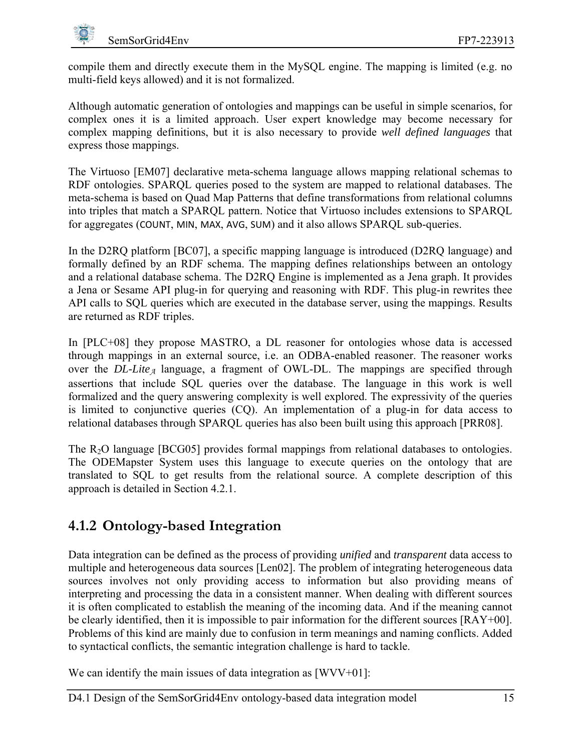compile them and directly execute them in the MySQL engine. The mapping is limited (e.g. no multi-field keys allowed) and it is not formalized.

Although automatic generation of ontologies and mappings can be useful in simple scenarios, for complex ones it is a limited approach. User expert knowledge may become necessary for complex mapping definitions, but it is also necessary to provide *well defined languages* that express those mappings.

The Virtuoso [EM07] declarative meta-schema language allows mapping relational schemas to RDF ontologies. SPARQL queries posed to the system are mapped to relational databases. The meta-schema is based on Quad Map Patterns that define transformations from relational columns into triples that match a SPARQL pattern. Notice that Virtuoso includes extensions to SPARQL for aggregates (COUNT, MIN, MAX, AVG, SUM) and it also allows SPARQL sub-queries.

In the D2RQ platform [BC07], a specific mapping language is introduced (D2RQ language) and formally defined by an RDF schema. The mapping defines relationships between an ontology and a relational database schema. The D2RQ Engine is implemented as a Jena graph. It provides a Jena or Sesame API plug-in for querying and reasoning with RDF. This plug-in rewrites thee API calls to SQL queries which are executed in the database server, using the mappings. Results are returned as RDF triples.

In [PLC+08] they propose MASTRO, a DL reasoner for ontologies whose data is accessed through mappings in an external source, i.e. an ODBA-enabled reasoner. The reasoner works over the $DL\text{-}Lite_{\mathcal{A}}$ language, a fragment of OWL-DL. The mappings are specified through assertions that include SQL queries over the database. The language in this work is well formalized and the query answering complexity is well explored. The expressivity of the queries is limited to conjunctive queries (CQ). An implementation of a plug-in for data access to relational databases through SPARQL queries has also been built using this approach [PRR08].

The $R_2O$ language [BCG05] provides formal mappings from relational databases to ontologies. The ODEMapster System uses this language to execute queries on the ontology that are translated to SQL to get results from the relational source. A complete description of this approach is detailed in Section 4.2.1.

### 4.1.2 Ontology-based Integration

Data integration can be defined as the process of providing *unified* and *transparent* data access to multiple and heterogeneous data sources [Len02]. The problem of integrating heterogeneous data sources involves not only providing access to information but also providing means of interpreting and processing the data in a consistent manner. When dealing with different sources it is often complicated to establish the meaning of the incoming data. And if the meaning cannot be clearly identified, then it is impossible to pair information for the different sources [RAY+00]. Problems of this kind are mainly due to confusion in term meanings and naming conflicts. Added to syntactical conflicts, the semantic integration challenge is hard to tackle.

We can identify the main issues of data integration as [WVV+01]: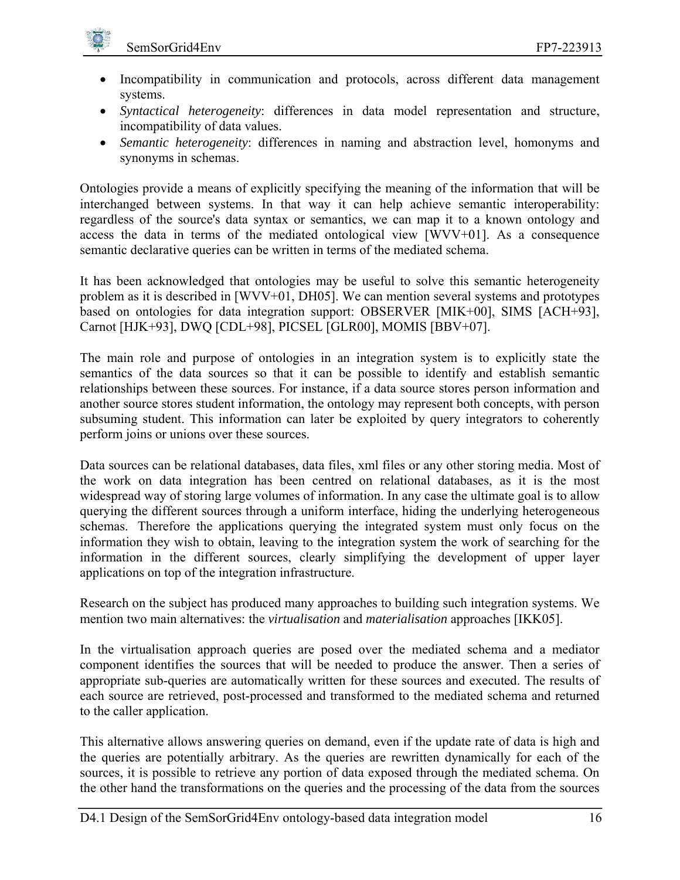- Incompatibility in communication and protocols, across different data management systems.
- *Syntactical heterogeneity*: differences in data model representation and structure, incompatibility of data values.
- *Semantic heterogeneity*: differences in naming and abstraction level, homonyms and synonyms in schemas.

Ontologies provide a means of explicitly specifying the meaning of the information that will be interchanged between systems. In that way it can help achieve semantic interoperability: regardless of the source's data syntax or semantics, we can map it to a known ontology and access the data in terms of the mediated ontological view [WVV+01]. As a consequence semantic declarative queries can be written in terms of the mediated schema.

It has been acknowledged that ontologies may be useful to solve this semantic heterogeneity problem as it is described in [WVV+01, DH05]. We can mention several systems and prototypes based on ontologies for data integration support: OBSERVER [MIK+00], SIMS [ACH+93], Carnot [HJK+93], DWQ [CDL+98], PICSEL [GLR00], MOMIS [BBV+07].

The main role and purpose of ontologies in an integration system is to explicitly state the semantics of the data sources so that it can be possible to identify and establish semantic relationships between these sources. For instance, if a data source stores person information and another source stores student information, the ontology may represent both concepts, with person subsuming student. This information can later be exploited by query integrators to coherently perform joins or unions over these sources.

Data sources can be relational databases, data files, xml files or any other storing media. Most of the work on data integration has been centred on relational databases, as it is the most widespread way of storing large volumes of information. In any case the ultimate goal is to allow querying the different sources through a uniform interface, hiding the underlying heterogeneous schemas. Therefore the applications querying the integrated system must only focus on the information they wish to obtain, leaving to the integration system the work of searching for the information in the different sources, clearly simplifying the development of upper layer applications on top of the integration infrastructure.

Research on the subject has produced many approaches to building such integration systems. We mention two main alternatives: the *virtualisation* and *materialisation* approaches [IKK05].

In the virtualisation approach queries are posed over the mediated schema and a mediator component identifies the sources that will be needed to produce the answer. Then a series of appropriate sub-queries are automatically written for these sources and executed. The results of each source are retrieved, post-processed and transformed to the mediated schema and returned to the caller application.

This alternative allows answering queries on demand, even if the update rate of data is high and the queries are potentially arbitrary. As the queries are rewritten dynamically for each of the sources, it is possible to retrieve any portion of data exposed through the mediated schema. On the other hand the transformations on the queries and the processing of the data from the sources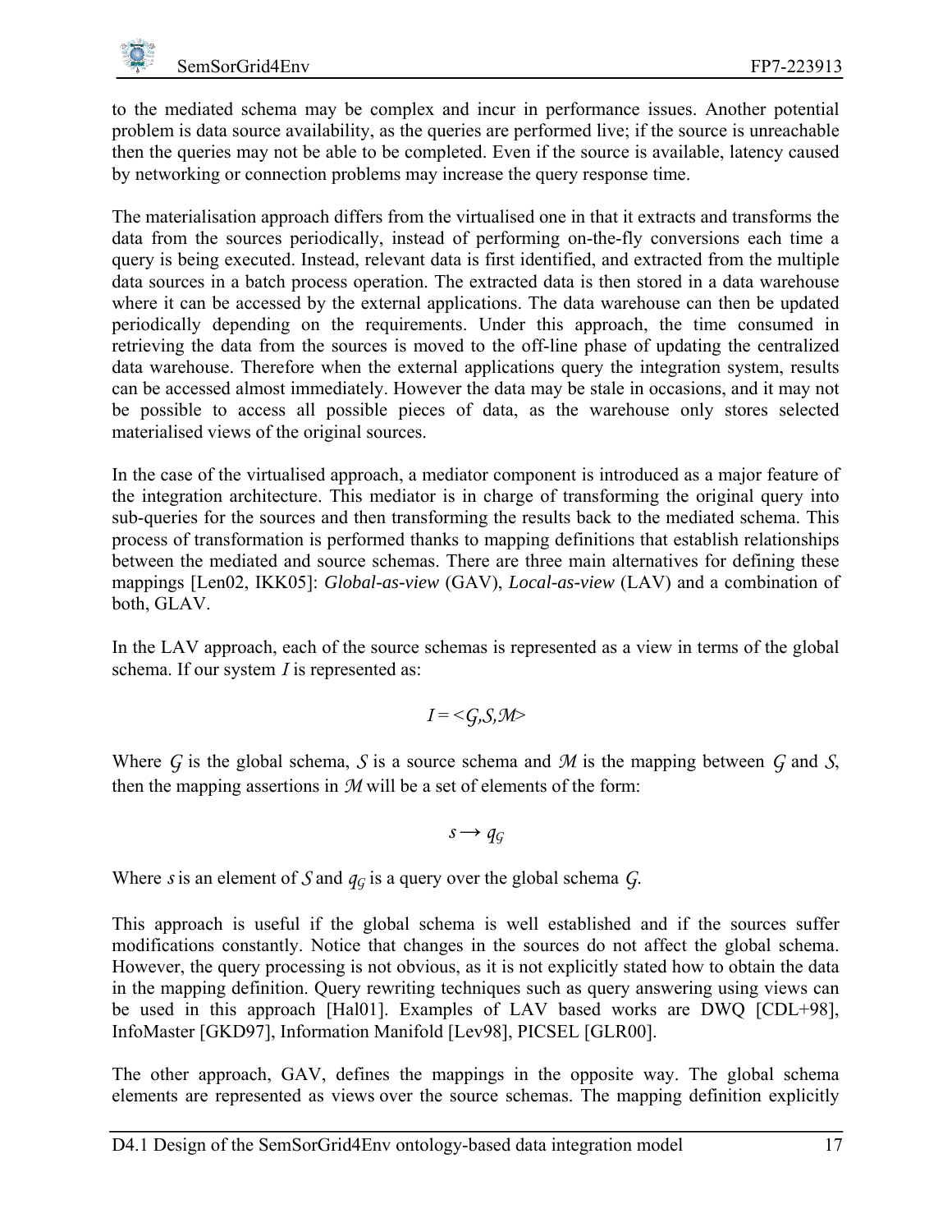to the mediated schema may be complex and incur in performance issues. Another potential problem is data source availability, as the queries are performed live; if the source is unreachable then the queries may not be able to be completed. Even if the source is available, latency caused by networking or connection problems may increase the query response time.

The materialisation approach differs from the virtualised one in that it extracts and transforms the data from the sources periodically, instead of performing on-the-fly conversions each time a query is being executed. Instead, relevant data is first identified, and extracted from the multiple data sources in a batch process operation. The extracted data is then stored in a data warehouse where it can be accessed by the external applications. The data warehouse can then be updated periodically depending on the requirements. Under this approach, the time consumed in retrieving the data from the sources is moved to the off-line phase of updating the centralized data warehouse. Therefore when the external applications query the integration system, results can be accessed almost immediately. However the data may be stale in occasions, and it may not be possible to access all possible pieces of data, as the warehouse only stores selected materialised views of the original sources.

In the case of the virtualised approach, a mediator component is introduced as a major feature of the integration architecture. This mediator is in charge of transforming the original query into sub-queries for the sources and then transforming the results back to the mediated schema. This process of transformation is performed thanks to mapping definitions that establish relationships between the mediated and source schemas. There are three main alternatives for defining these mappings [Len02, IKK05]: *Global-as-view* (GAV), *Local-as-view* (LAV) and a combination of both, GLAV.

In the LAV approach, each of the source schemas is represented as a view in terms of the global schema. If our system $I$ is represented as:

$$I = <\mathcal{G},\mathcal{S},\mathcal{M}>$$

Where $\mathcal{G}$ is the global schema, $\mathcal{S}$ is a source schema and $\mathcal{M}$ is the mapping between $\mathcal{G}$ and $\mathcal{S}$, then the mapping assertions in $\mathcal{M}$ will be a set of elements of the form:

$$s \rightarrow q_{\mathcal{G}}$$

Where $s$ is an element of $\mathcal{S}$ and $q_{\mathcal{G}}$ is a query over the global schema $\mathcal{G}$.

This approach is useful if the global schema is well established and if the sources suffer modifications constantly. Notice that changes in the sources do not affect the global schema. However, the query processing is not obvious, as it is not explicitly stated how to obtain the data in the mapping definition. Query rewriting techniques such as query answering using views can be used in this approach [Hal01]. Examples of LAV based works are DWQ [CDL+98], InfoMaster [GKD97], Information Manifold [Lev98], PICSEL [GLR00].

The other approach, GAV, defines the mappings in the opposite way. The global schema elements are represented as views over the source schemas. The mapping definition explicitly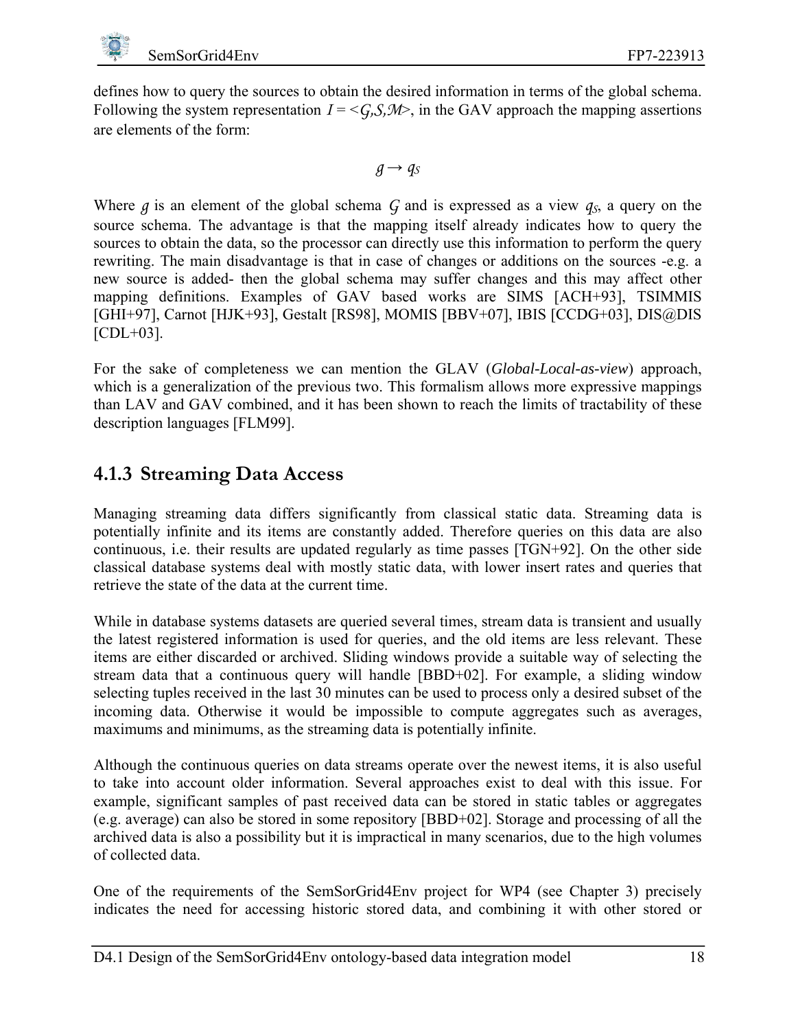defines how to query the sources to obtain the desired information in terms of the global schema. Following the system representation $I = <\mathcal{G},\mathcal{S},\mathcal{M}>$, in the GAV approach the mapping assertions are elements of the form:

$$g \rightarrow q_S$$

Where $g$ is an element of the global schema $\mathcal{G}$ and is expressed as a view $q_S$, a query on the source schema. The advantage is that the mapping itself already indicates how to query the sources to obtain the data, so the processor can directly use this information to perform the query rewriting. The main disadvantage is that in case of changes or additions on the sources -e.g. a new source is added- then the global schema may suffer changes and this may affect other mapping definitions. Examples of GAV based works are SIMS [ACH+93], TSIMMIS [GHI+97], Carnot [HJK+93], Gestalt [RS98], MOMIS [BBV+07], IBIS [CCDG+03], DIS@DIS [CDL+03].

For the sake of completeness we can mention the GLAV (*Global-Local-as-view*) approach, which is a generalization of the previous two. This formalism allows more expressive mappings than LAV and GAV combined, and it has been shown to reach the limits of tractability of these description languages [FLM99].

### 4.1.3 Streaming Data Access

Managing streaming data differs significantly from classical static data. Streaming data is potentially infinite and its items are constantly added. Therefore queries on this data are also continuous, i.e. their results are updated regularly as time passes [TGN+92]. On the other side classical database systems deal with mostly static data, with lower insert rates and queries that retrieve the state of the data at the current time.

While in database systems datasets are queried several times, stream data is transient and usually the latest registered information is used for queries, and the old items are less relevant. These items are either discarded or archived. Sliding windows provide a suitable way of selecting the stream data that a continuous query will handle [BBD+02]. For example, a sliding window selecting tuples received in the last 30 minutes can be used to process only a desired subset of the incoming data. Otherwise it would be impossible to compute aggregates such as averages, maximums and minimums, as the streaming data is potentially infinite.

Although the continuous queries on data streams operate over the newest items, it is also useful to take into account older information. Several approaches exist to deal with this issue. For example, significant samples of past received data can be stored in static tables or aggregates (e.g. average) can also be stored in some repository [BBD+02]. Storage and processing of all the archived data is also a possibility but it is impractical in many scenarios, due to the high volumes of collected data.

One of the requirements of the SemSorGrid4Env project for WP4 (see Chapter 3) precisely indicates the need for accessing historic stored data, and combining it with other stored or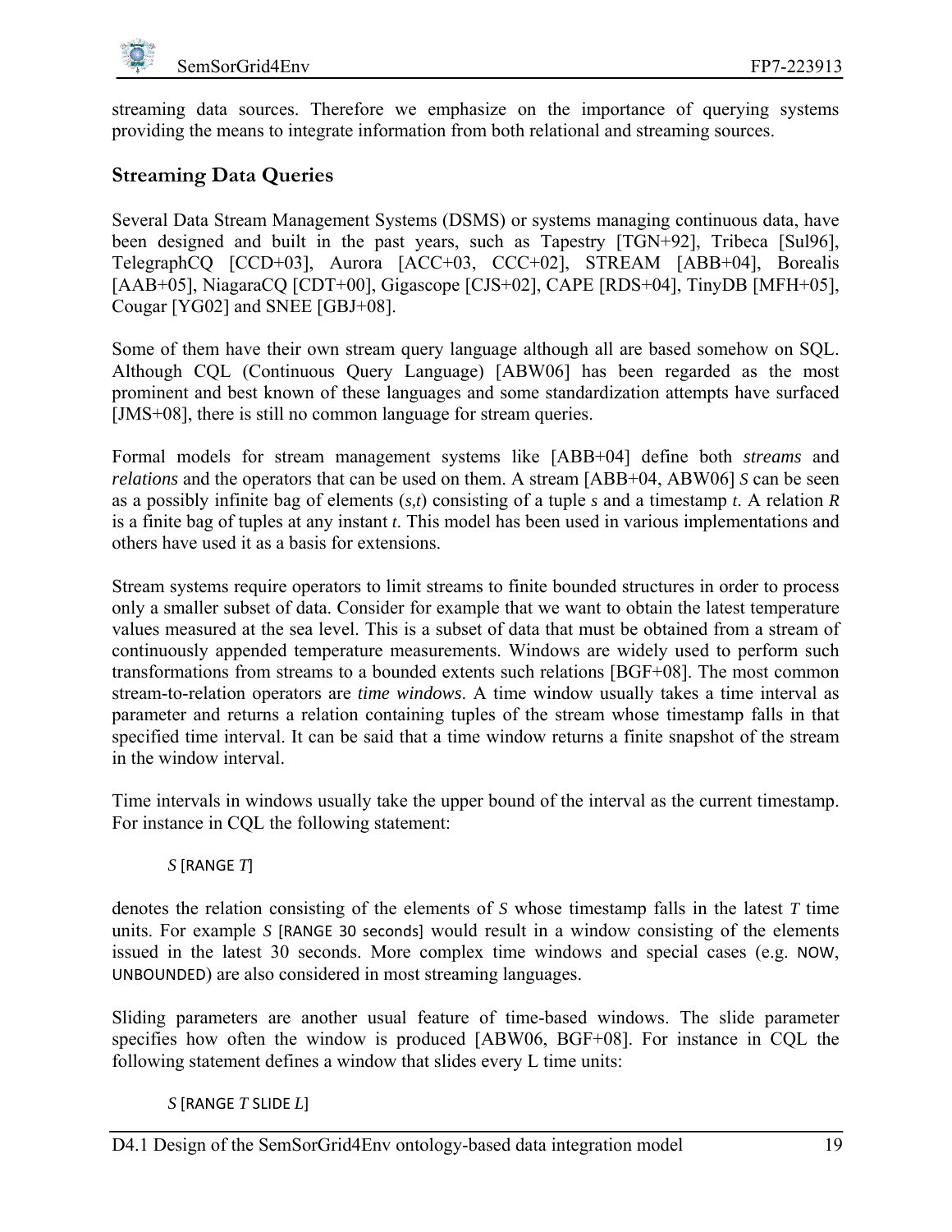streaming data sources. Therefore we emphasize on the importance of querying systems providing the means to integrate information from both relational and streaming sources.

## Streaming Data Queries

Several Data Stream Management Systems (DSMS) or systems managing continuous data, have been designed and built in the past years, such as Tapestry [TGN+92], Tribeca [Sul96], TelegraphCQ [CCD+03], Aurora [ACC+03, CCC+02], STREAM [ABB+04], Borealis [AAB+05], NiagaraCQ [CDT+00], Gigascope [CJS+02], CAPE [RDS+04], TinyDB [MFH+05], Cougar [YG02] and SNEE [GBJ+08].

Some of them have their own stream query language although all are based somehow on SQL. Although CQL (Continuous Query Language) [ABW06] has been regarded as the most prominent and best known of these languages and some standardization attempts have surfaced [JMS+08], there is still no common language for stream queries.

Formal models for stream management systems like [ABB+04] define both *streams* and *relations* and the operators that can be used on them. A stream [ABB+04, ABW06] $S$ can be seen as a possibly infinite bag of elements $(s,t)$ consisting of a tuple $s$ and a timestamp $t$. A relation $R$ is a finite bag of tuples at any instant $t$. This model has been used in various implementations and others have used it as a basis for extensions.

Stream systems require operators to limit streams to finite bounded structures in order to process only a smaller subset of data. Consider for example that we want to obtain the latest temperature values measured at the sea level. This is a subset of data that must be obtained from a stream of continuously appended temperature measurements. Windows are widely used to perform such transformations from streams to a bounded extents such relations [BGF+08]. The most common stream-to-relation operators are *time windows*. A time window usually takes a time interval as parameter and returns a relation containing tuples of the stream whose timestamp falls in that specified time interval. It can be said that a time window returns a finite snapshot of the stream in the window interval.

Time intervals in windows usually take the upper bound of the interval as the current timestamp. For instance in CQL the following statement:

> *S* [RANGE *T*]

denotes the relation consisting of the elements of $S$ whose timestamp falls in the latest $T$ time units. For example *S* [RANGE 30 seconds] would result in a window consisting of the elements issued in the latest 30 seconds. More complex time windows and special cases (e.g. NOW, UNBOUNDED) are also considered in most streaming languages.

Sliding parameters are another usual feature of time-based windows. The slide parameter specifies how often the window is produced [ABW06, BGF+08]. For instance in CQL the following statement defines a window that slides every L time units:

> *S* [RANGE *T* SLIDE *L*]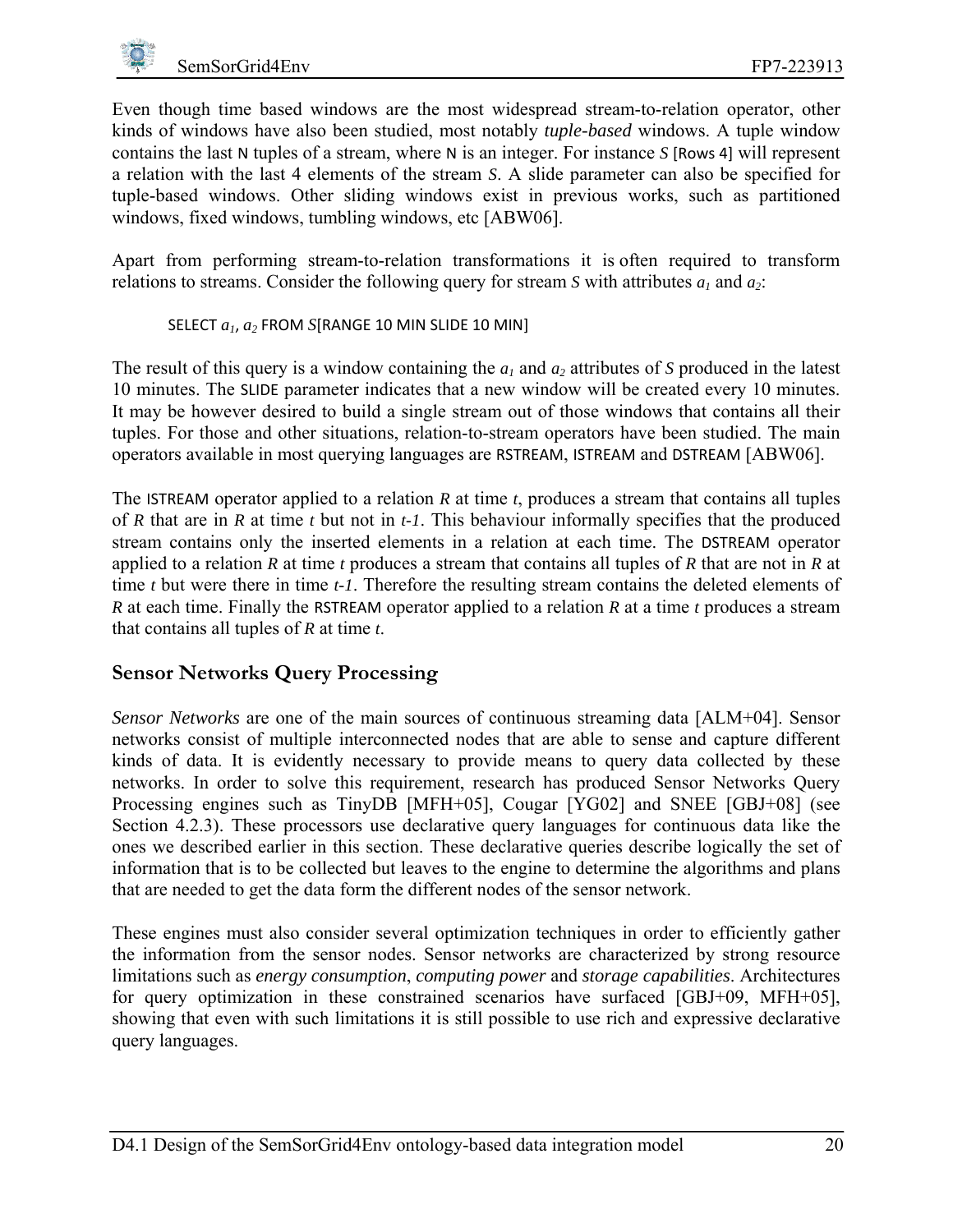Even though time based windows are the most widespread stream-to-relation operator, other kinds of windows have also been studied, most notably *tuple-based* windows. A tuple window contains the last N tuples of a stream, where N is an integer. For instance *S* [Rows 4] will represent a relation with the last 4 elements of the stream *S*. A slide parameter can also be specified for tuple-based windows. Other sliding windows exist in previous works, such as partitioned windows, fixed windows, tumbling windows, etc [ABW06].

Apart from performing stream-to-relation transformations it is often required to transform relations to streams. Consider the following query for stream *S* with attributes $a_1$ and $a_2$:

SELECT $a_1$, $a_2$ FROM *S*[RANGE 10 MIN SLIDE 10 MIN]

The result of this query is a window containing the $a_1$ and $a_2$ attributes of *S* produced in the latest 10 minutes. The SLIDE parameter indicates that a new window will be created every 10 minutes. It may be however desired to build a single stream out of those windows that contains all their tuples. For those and other situations, relation-to-stream operators have been studied. The main operators available in most querying languages are RSTREAM, ISTREAM and DSTREAM [ABW06].

The ISTREAM operator applied to a relation *R* at time *t*, produces a stream that contains all tuples of *R* that are in *R* at time *t* but not in *t-1*. This behaviour informally specifies that the produced stream contains only the inserted elements in a relation at each time. The DSTREAM operator applied to a relation *R* at time *t* produces a stream that contains all tuples of *R* that are not in *R* at time *t* but were there in time *t-1*. Therefore the resulting stream contains the deleted elements of *R* at each time. Finally the RSTREAM operator applied to a relation *R* at a time *t* produces a stream that contains all tuples of *R* at time *t*.

## Sensor Networks Query Processing

*Sensor Networks* are one of the main sources of continuous streaming data [ALM+04]. Sensor networks consist of multiple interconnected nodes that are able to sense and capture different kinds of data. It is evidently necessary to provide means to query data collected by these networks. In order to solve this requirement, research has produced Sensor Networks Query Processing engines such as TinyDB [MFH+05], Cougar [YG02] and SNEE [GBJ+08] (see Section 4.2.3). These processors use declarative query languages for continuous data like the ones we described earlier in this section. These declarative queries describe logically the set of information that is to be collected but leaves to the engine to determine the algorithms and plans that are needed to get the data form the different nodes of the sensor network.

These engines must also consider several optimization techniques in order to efficiently gather the information from the sensor nodes. Sensor networks are characterized by strong resource limitations such as *energy consumption*, *computing power* and *storage capabilities*. Architectures for query optimization in these constrained scenarios have surfaced [GBJ+09, MFH+05], showing that even with such limitations it is still possible to use rich and expressive declarative query languages.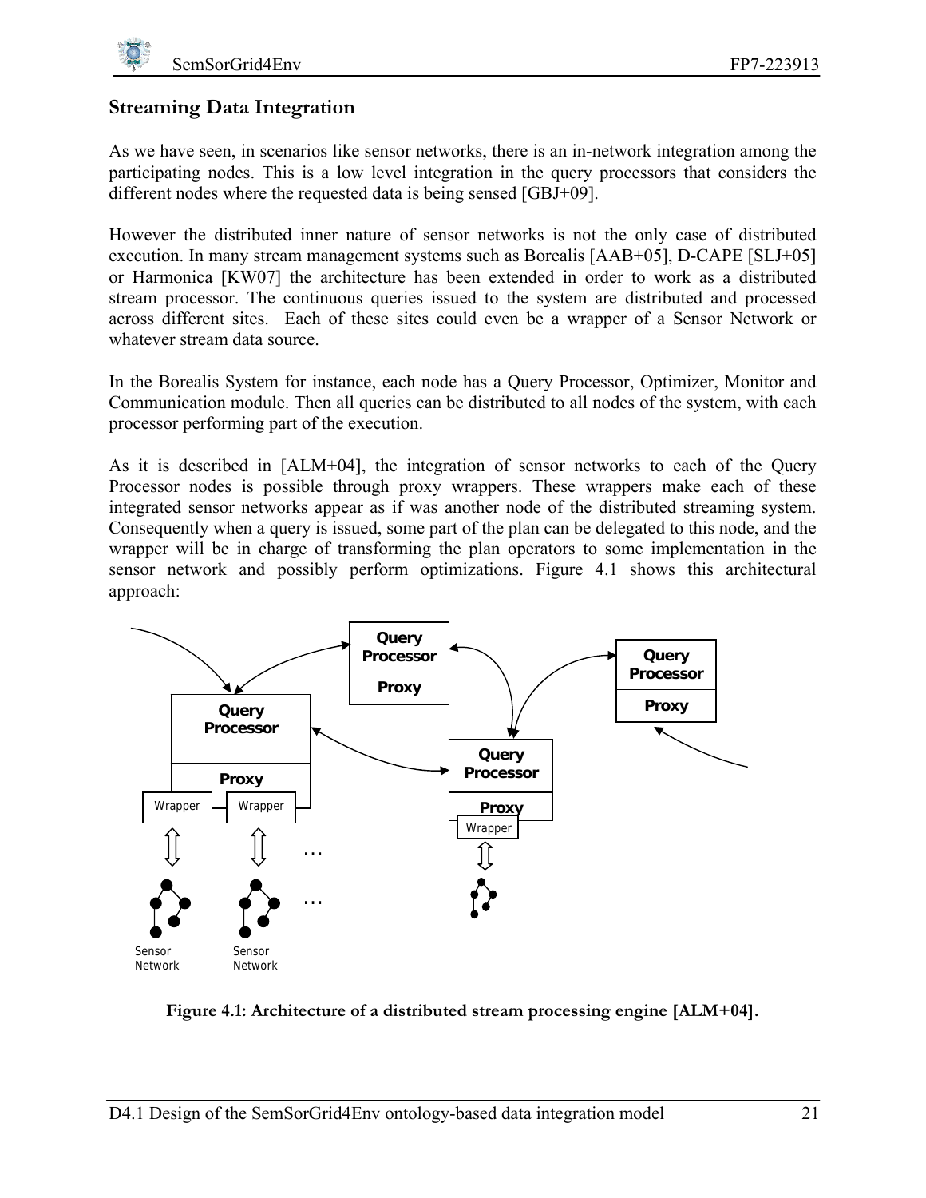## Streaming Data Integration

As we have seen, in scenarios like sensor networks, there is an in-network integration among the participating nodes. This is a low level integration in the query processors that considers the different nodes where the requested data is being sensed [GBJ+09].

However the distributed inner nature of sensor networks is not the only case of distributed execution. In many stream management systems such as Borealis [AAB+05], D-CAPE [SLJ+05] or Harmonica [KW07] the architecture has been extended in order to work as a distributed stream processor. The continuous queries issued to the system are distributed and processed across different sites. Each of these sites could even be a wrapper of a Sensor Network or whatever stream data source.

In the Borealis System for instance, each node has a Query Processor, Optimizer, Monitor and Communication module. Then all queries can be distributed to all nodes of the system, with each processor performing part of the execution.

As it is described in [ALM+04], the integration of sensor networks to each of the Query Processor nodes is possible through proxy wrappers. These wrappers make each of these integrated sensor networks appear as if was another node of the distributed streaming system. Consequently when a query is issued, some part of the plan can be delegated to this node, and the wrapper will be in charge of transforming the plan operators to some implementation in the sensor network and possibly perform optimizations. Figure 4.1 shows this architectural approach:

Query Processor
Proxy
Query Processor
Proxy
Query Processor
Proxy
Wrapper
Wrapper
Query Processor
Proxy
Wrapper
...
...
Sensor Network
Sensor Network

**Figure 4.1: Architecture of a distributed stream processing engine [ALM+04].**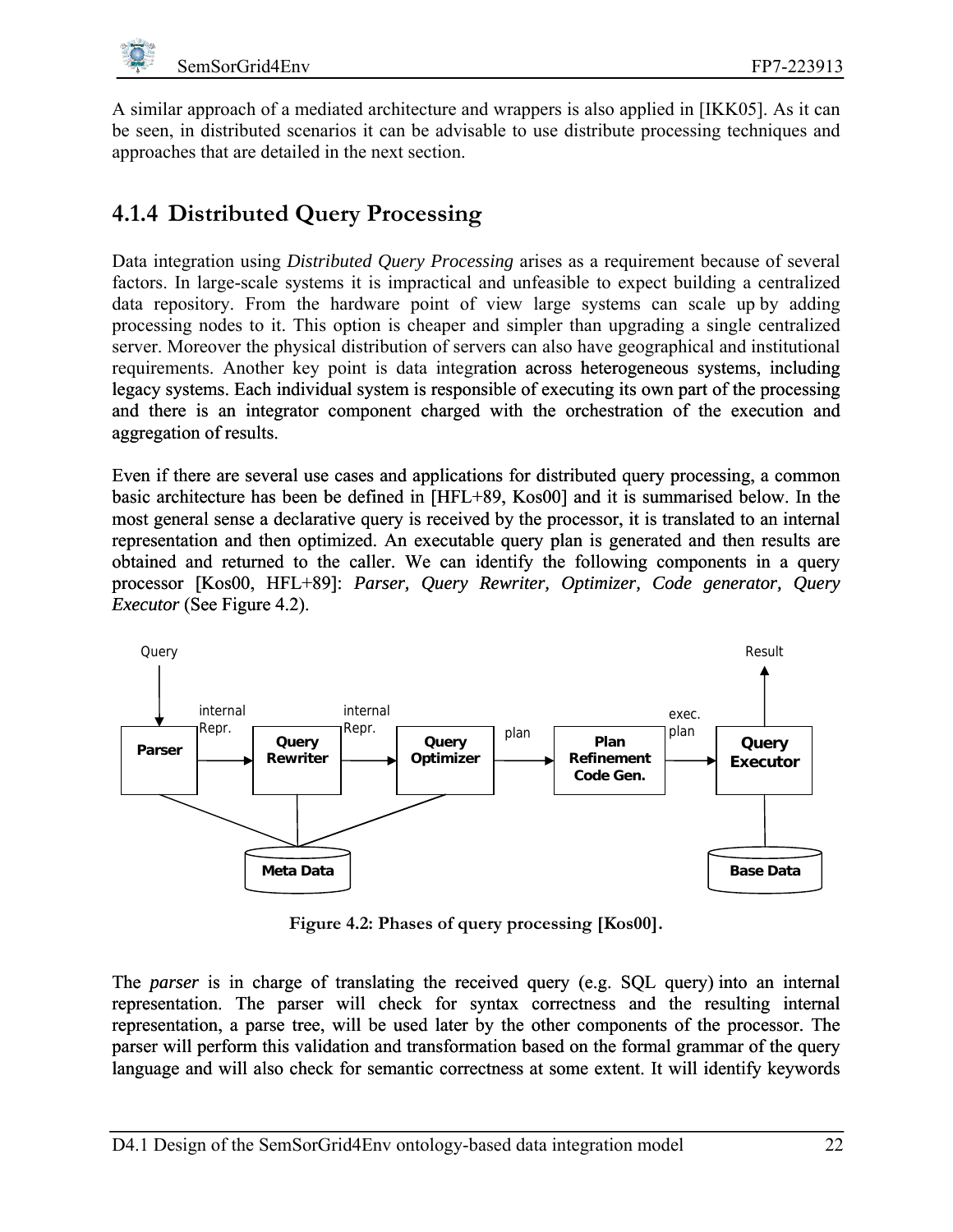A similar approach of a mediated architecture and wrappers is also applied in [IKK05]. As it can be seen, in distributed scenarios it can be advisable to use distribute processing techniques and approaches that are detailed in the next section.

## 4.1.4 Distributed Query Processing

Data integration using *Distributed Query Processing* arises as a requirement because of several factors. In large-scale systems it is impractical and unfeasible to expect building a centralized data repository. From the hardware point of view large systems can scale up by adding processing nodes to it. This option is cheaper and simpler than upgrading a single centralized server. Moreover the physical distribution of servers can also have geographical and institutional requirements. Another key point is data integration across heterogeneous systems, including legacy systems. Each individual system is responsible of executing its own part of the processing and there is an integrator component charged with the orchestration of the execution and aggregation of results.

Even if there are several use cases and applications for distributed query processing, a common basic architecture has been be defined in [HFL+89, Kos00] and it is summarised below. In the most general sense a declarative query is received by the processor, it is translated to an internal representation and then optimized. An executable query plan is generated and then results are obtained and returned to the caller. We can identify the following components in a query processor [Kos00, HFL+89]: *Parser, Query Rewriter, Optimizer, Code generator, Query Executor* (See Figure 4.2).

Query
internal Repr.
internal Repr.
plan
exec. plan
Result
Parser
Query Rewriter
Query Optimizer
Plan Refinement Code Gen.
Query Executor
Meta Data
Base Data

**Figure 4.2: Phases of query processing [Kos00].**

The *parser* is in charge of translating the received query (e.g. SQL query) into an internal representation. The parser will check for syntax correctness and the resulting internal representation, a parse tree, will be used later by the other components of the processor. The parser will perform this validation and transformation based on the formal grammar of the query language and will also check for semantic correctness at some extent. It will identify keywords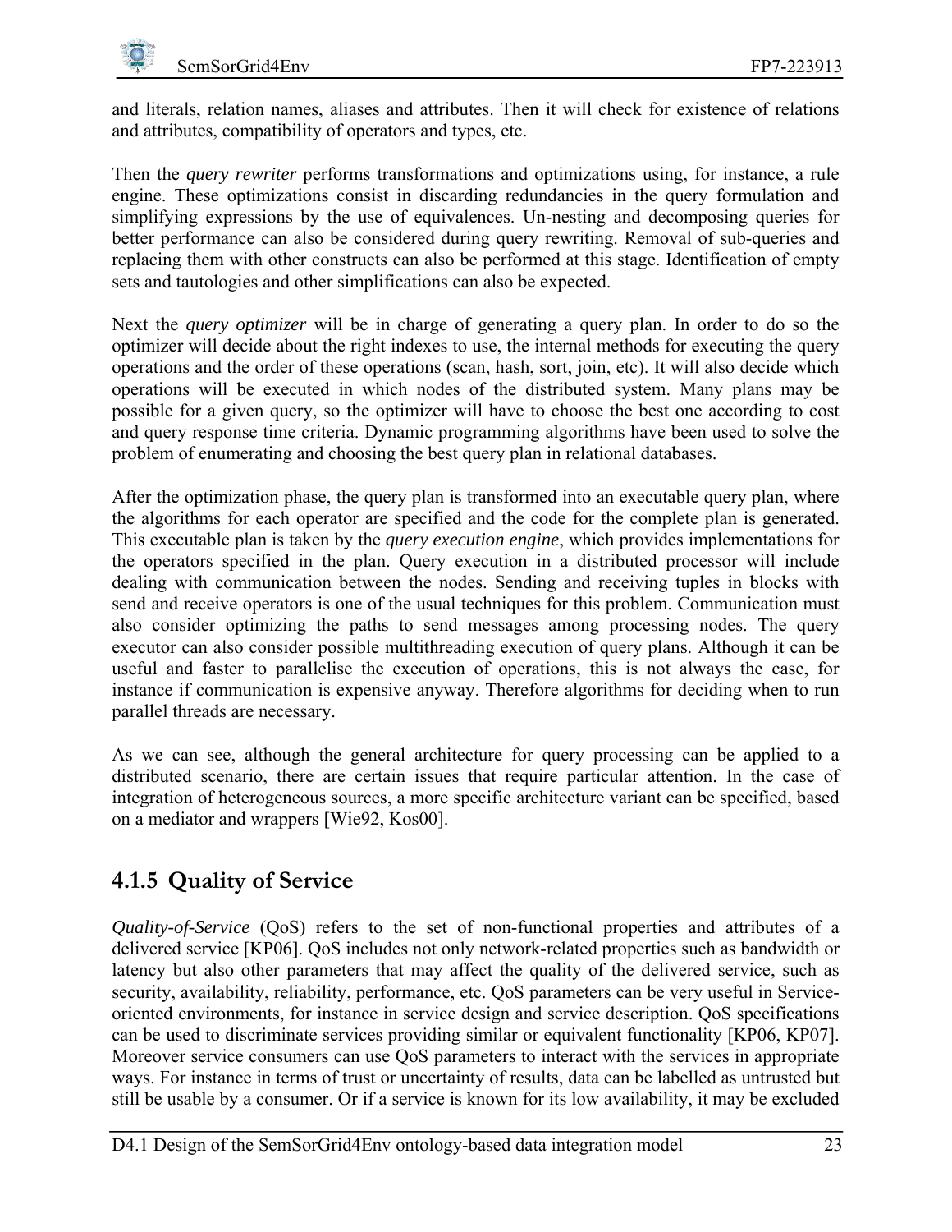and literals, relation names, aliases and attributes. Then it will check for existence of relations and attributes, compatibility of operators and types, etc.

Then the *query rewriter* performs transformations and optimizations using, for instance, a rule engine. These optimizations consist in discarding redundancies in the query formulation and simplifying expressions by the use of equivalences. Un-nesting and decomposing queries for better performance can also be considered during query rewriting. Removal of sub-queries and replacing them with other constructs can also be performed at this stage. Identification of empty sets and tautologies and other simplifications can also be expected.

Next the *query optimizer* will be in charge of generating a query plan. In order to do so the optimizer will decide about the right indexes to use, the internal methods for executing the query operations and the order of these operations (scan, hash, sort, join, etc). It will also decide which operations will be executed in which nodes of the distributed system. Many plans may be possible for a given query, so the optimizer will have to choose the best one according to cost and query response time criteria. Dynamic programming algorithms have been used to solve the problem of enumerating and choosing the best query plan in relational databases.

After the optimization phase, the query plan is transformed into an executable query plan, where the algorithms for each operator are specified and the code for the complete plan is generated. This executable plan is taken by the *query execution engine*, which provides implementations for the operators specified in the plan. Query execution in a distributed processor will include dealing with communication between the nodes. Sending and receiving tuples in blocks with send and receive operators is one of the usual techniques for this problem. Communication must also consider optimizing the paths to send messages among processing nodes. The query executor can also consider possible multithreading execution of query plans. Although it can be useful and faster to parallelise the execution of operations, this is not always the case, for instance if communication is expensive anyway. Therefore algorithms for deciding when to run parallel threads are necessary.

As we can see, although the general architecture for query processing can be applied to a distributed scenario, there are certain issues that require particular attention. In the case of integration of heterogeneous sources, a more specific architecture variant can be specified, based on a mediator and wrappers [Wie92, Kos00].

### 4.1.5 Quality of Service

*Quality-of-Service* (QoS) refers to the set of non-functional properties and attributes of a delivered service [KP06]. QoS includes not only network-related properties such as bandwidth or latency but also other parameters that may affect the quality of the delivered service, such as security, availability, reliability, performance, etc. QoS parameters can be very useful in Service-oriented environments, for instance in service design and service description. QoS specifications can be used to discriminate services providing similar or equivalent functionality [KP06, KP07]. Moreover service consumers can use QoS parameters to interact with the services in appropriate ways. For instance in terms of trust or uncertainty of results, data can be labelled as untrusted but still be usable by a consumer. Or if a service is known for its low availability, it may be excluded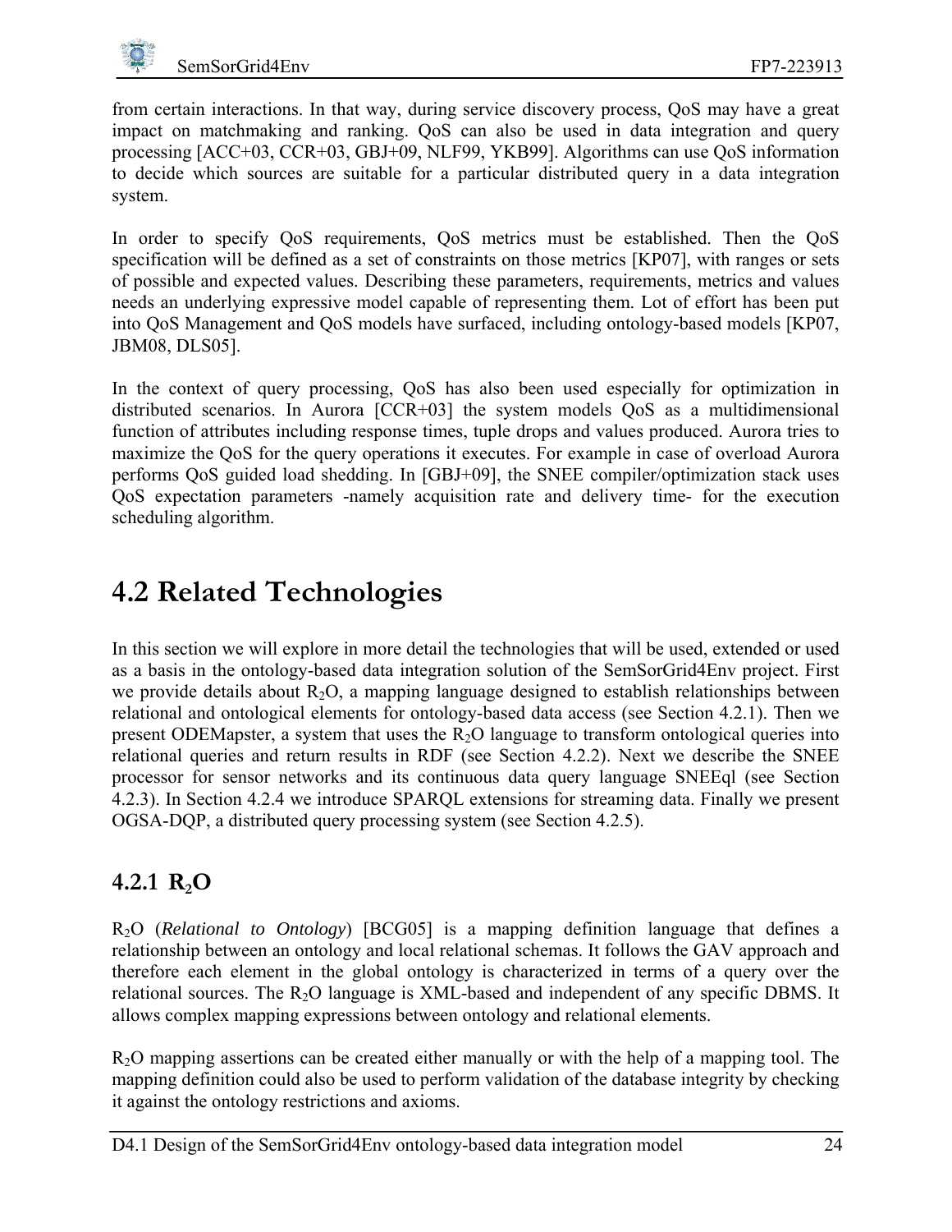from certain interactions. In that way, during service discovery process, QoS may have a great impact on matchmaking and ranking. QoS can also be used in data integration and query processing [ACC+03, CCR+03, GBJ+09, NLF99, YKB99]. Algorithms can use QoS information to decide which sources are suitable for a particular distributed query in a data integration system.

In order to specify QoS requirements, QoS metrics must be established. Then the QoS specification will be defined as a set of constraints on those metrics [KP07], with ranges or sets of possible and expected values. Describing these parameters, requirements, metrics and values needs an underlying expressive model capable of representing them. Lot of effort has been put into QoS Management and QoS models have surfaced, including ontology-based models [KP07, JBM08, DLS05].

In the context of query processing, QoS has also been used especially for optimization in distributed scenarios. In Aurora [CCR+03] the system models QoS as a multidimensional function of attributes including response times, tuple drops and values produced. Aurora tries to maximize the QoS for the query operations it executes. For example in case of overload Aurora performs QoS guided load shedding. In [GBJ+09], the SNEE compiler/optimization stack uses QoS expectation parameters -namely acquisition rate and delivery time- for the execution scheduling algorithm.

# 4.2 Related Technologies

In this section we will explore in more detail the technologies that will be used, extended or used as a basis in the ontology-based data integration solution of the SemSorGrid4Env project. First we provide details about $R_2O$, a mapping language designed to establish relationships between relational and ontological elements for ontology-based data access (see Section 4.2.1). Then we present ODEMapster, a system that uses the $R_2O$ language to transform ontological queries into relational queries and return results in RDF (see Section 4.2.2). Next we describe the SNEE processor for sensor networks and its continuous data query language SNEEql (see Section 4.2.3). In Section 4.2.4 we introduce SPARQL extensions for streaming data. Finally we present OGSA-DQP, a distributed query processing system (see Section 4.2.5).

## 4.2.1 $R_2O$

$R_2O$ (*Relational to Ontology*) [BCG05] is a mapping definition language that defines a relationship between an ontology and local relational schemas. It follows the GAV approach and therefore each element in the global ontology is characterized in terms of a query over the relational sources. The $R_2O$ language is XML-based and independent of any specific DBMS. It allows complex mapping expressions between ontology and relational elements.

$R_2O$ mapping assertions can be created either manually or with the help of a mapping tool. The mapping definition could also be used to perform validation of the database integrity by checking it against the ontology restrictions and axioms.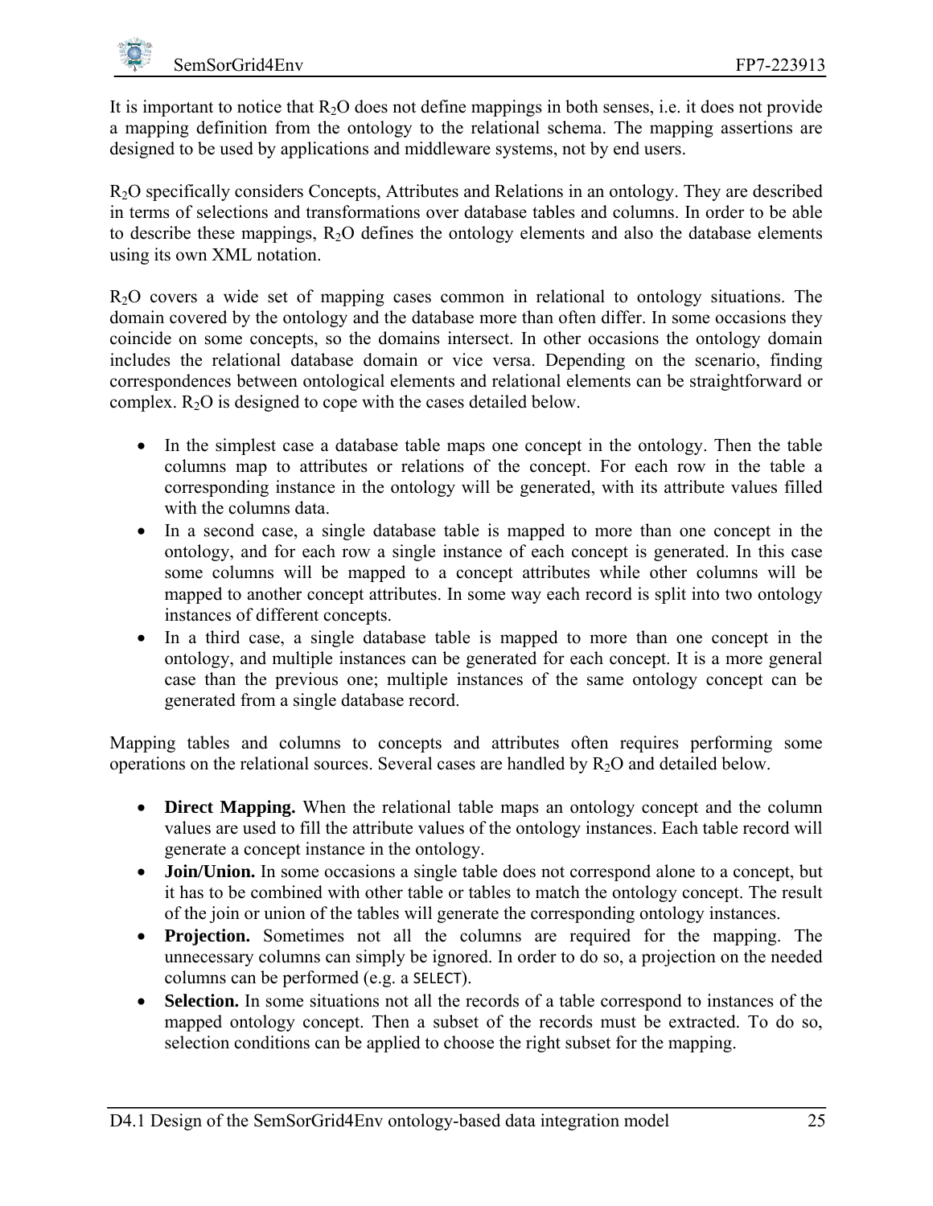It is important to notice that $R_2O$ does not define mappings in both senses, i.e. it does not provide a mapping definition from the ontology to the relational schema. The mapping assertions are designed to be used by applications and middleware systems, not by end users.

$R_2O$ specifically considers Concepts, Attributes and Relations in an ontology. They are described in terms of selections and transformations over database tables and columns. In order to be able to describe these mappings, $R_2O$ defines the ontology elements and also the database elements using its own XML notation.

$R_2O$ covers a wide set of mapping cases common in relational to ontology situations. The domain covered by the ontology and the database more than often differ. In some occasions they coincide on some concepts, so the domains intersect. In other occasions the ontology domain includes the relational database domain or vice versa. Depending on the scenario, finding correspondences between ontological elements and relational elements can be straightforward or complex. $R_2O$ is designed to cope with the cases detailed below.

- In the simplest case a database table maps one concept in the ontology. Then the table columns map to attributes or relations of the concept. For each row in the table a corresponding instance in the ontology will be generated, with its attribute values filled with the columns data.
- In a second case, a single database table is mapped to more than one concept in the ontology, and for each row a single instance of each concept is generated. In this case some columns will be mapped to a concept attributes while other columns will be mapped to another concept attributes. In some way each record is split into two ontology instances of different concepts.
- In a third case, a single database table is mapped to more than one concept in the ontology, and multiple instances can be generated for each concept. It is a more general case than the previous one; multiple instances of the same ontology concept can be generated from a single database record.

Mapping tables and columns to concepts and attributes often requires performing some operations on the relational sources. Several cases are handled by $R_2O$ and detailed below.

- **Direct Mapping.** When the relational table maps an ontology concept and the column values are used to fill the attribute values of the ontology instances. Each table record will generate a concept instance in the ontology.
- **Join/Union.** In some occasions a single table does not correspond alone to a concept, but it has to be combined with other table or tables to match the ontology concept. The result of the join or union of the tables will generate the corresponding ontology instances.
- **Projection.** Sometimes not all the columns are required for the mapping. The unnecessary columns can simply be ignored. In order to do so, a projection on the needed columns can be performed (e.g. a `SELECT`).
- **Selection.** In some situations not all the records of a table correspond to instances of the mapped ontology concept. Then a subset of the records must be extracted. To do so, selection conditions can be applied to choose the right subset for the mapping.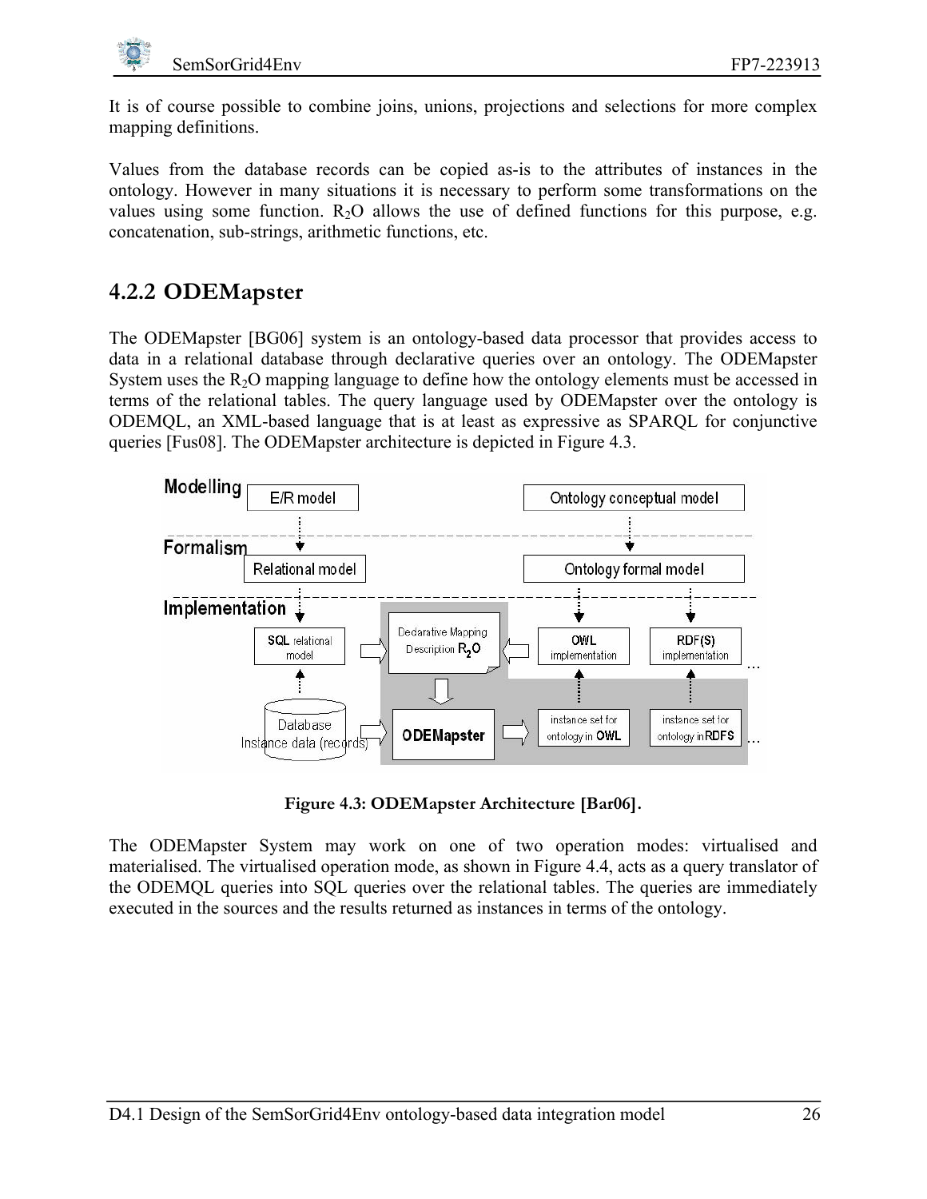It is of course possible to combine joins, unions, projections and selections for more complex mapping definitions.

Values from the database records can be copied as-is to the attributes of instances in the ontology. However in many situations it is necessary to perform some transformations on the values using some function. $R_2O$ allows the use of defined functions for this purpose, e.g. concatenation, sub-strings, arithmetic functions, etc.

### 4.2.2 ODEMapster

The ODEMapster [BG06] system is an ontology-based data processor that provides access to data in a relational database through declarative queries over an ontology. The ODEMapster System uses the $R_2O$ mapping language to define how the ontology elements must be accessed in terms of the relational tables. The query language used by ODEMapster over the ontology is ODEMQL, an XML-based language that is at least as expressive as SPARQL for conjunctive queries [Fus08]. The ODEMapster architecture is depicted in Figure 4.3.

Modelling
E/R model
Ontology conceptual model
Formalism
Relational model
Ontology formal model
Implementation
SQL relational model
Declarative Mapping Description $R_2O$
OWL implementation
RDF(S) implementation
...
Database Instance data (records)
ODEMapster
instance set for ontology in OWL
instance set for ontology in RDFS
...

**Figure 4.3: ODEMapster Architecture [Bar06].**

The ODEMapster System may work on one of two operation modes: virtualised and materialised. The virtualised operation mode, as shown in Figure 4.4, acts as a query translator of the ODEMQL queries into SQL queries over the relational tables. The queries are immediately executed in the sources and the results returned as instances in terms of the ontology.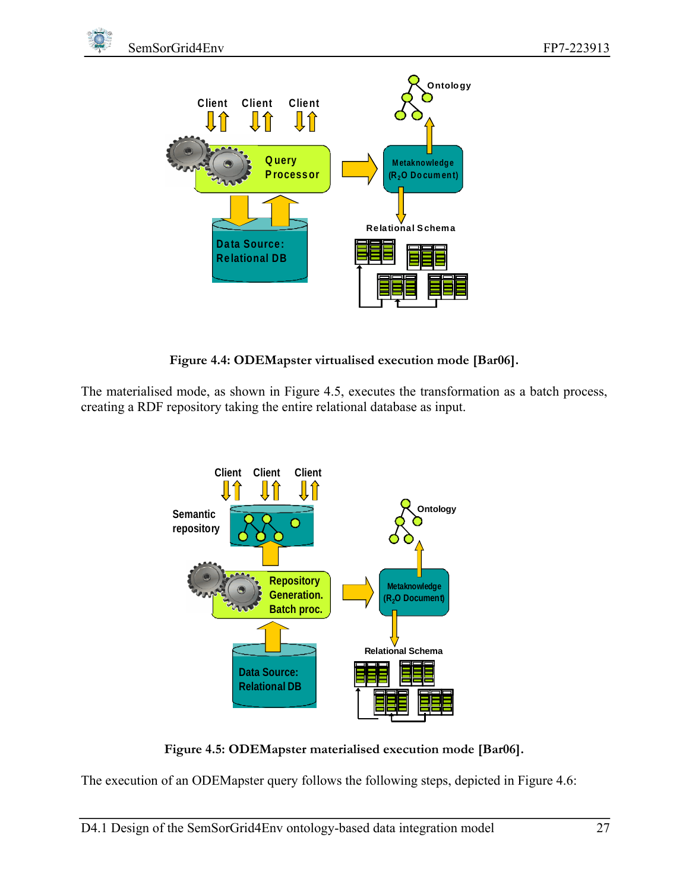Figure 4.4: ODEMapster virtualised execution mode [Bar06].

The materialised mode, as shown in Figure 4.5, executes the transformation as a batch process, creating a RDF repository taking the entire relational database as input.

Figure 4.5: ODEMapster materialised execution mode [Bar06].

The execution of an ODEMapster query follows the following steps, depicted in Figure 4.6: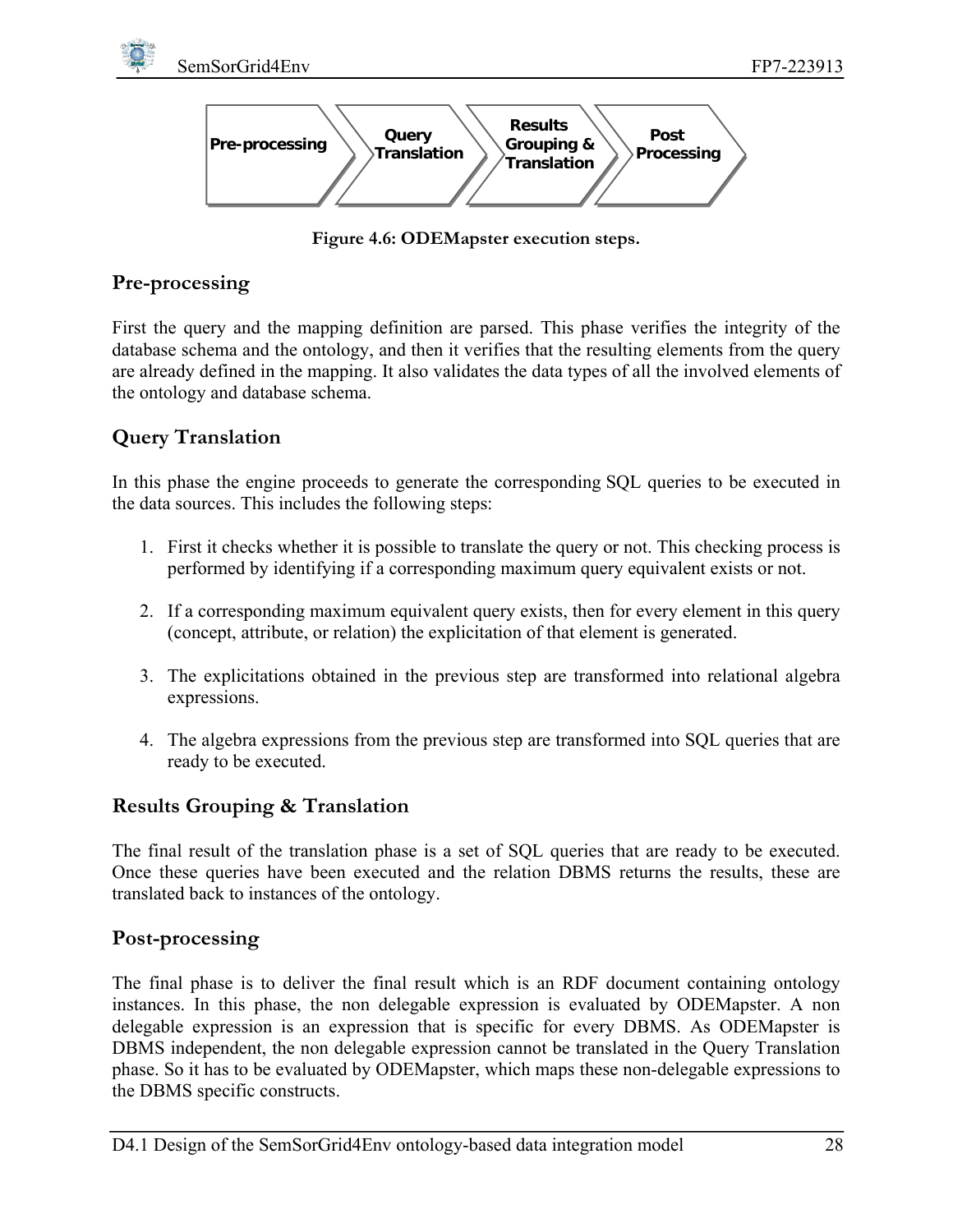Pre-processing

Query Translation

Results Grouping & Translation

Post Processing

**Figure 4.6: ODEMapster execution steps.**

## Pre-processing

First the query and the mapping definition are parsed. This phase verifies the integrity of the database schema and the ontology, and then it verifies that the resulting elements from the query are already defined in the mapping. It also validates the data types of all the involved elements of the ontology and database schema.

## Query Translation

In this phase the engine proceeds to generate the corresponding SQL queries to be executed in the data sources. This includes the following steps:

1. First it checks whether it is possible to translate the query or not. This checking process is performed by identifying if a corresponding maximum query equivalent exists or not.

2. If a corresponding maximum equivalent query exists, then for every element in this query (concept, attribute, or relation) the explicitation of that element is generated.

3. The explicitations obtained in the previous step are transformed into relational algebra expressions.

4. The algebra expressions from the previous step are transformed into SQL queries that are ready to be executed.

## Results Grouping & Translation

The final result of the translation phase is a set of SQL queries that are ready to be executed. Once these queries have been executed and the relation DBMS returns the results, these are translated back to instances of the ontology.

## Post-processing

The final phase is to deliver the final result which is an RDF document containing ontology instances. In this phase, the non delegable expression is evaluated by ODEMapster. A non delegable expression is an expression that is specific for every DBMS. As ODEMapster is DBMS independent, the non delegable expression cannot be translated in the Query Translation phase. So it has to be evaluated by ODEMapster, which maps these non-delegable expressions to the DBMS specific constructs.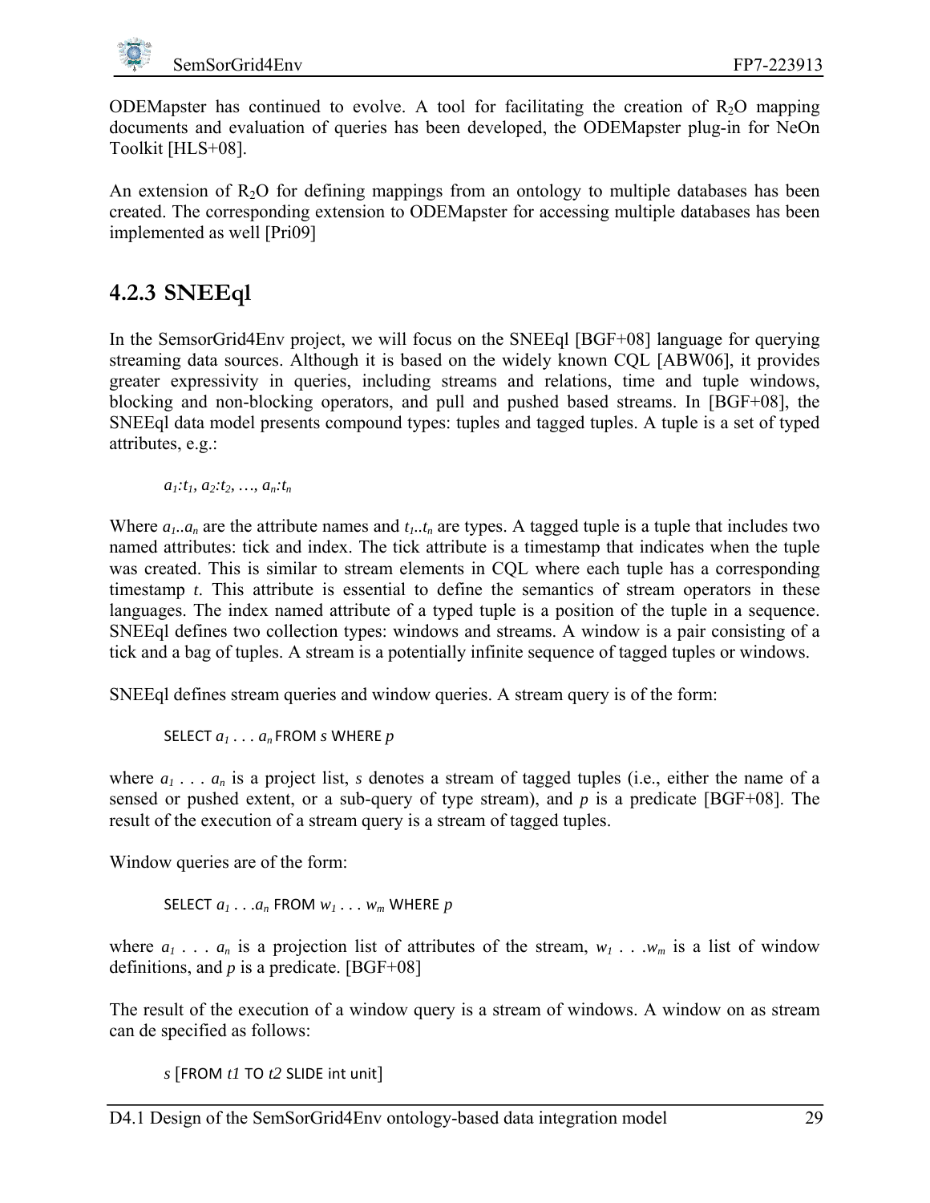ODEMapster has continued to evolve. A tool for facilitating the creation of $R_2O$ mapping documents and evaluation of queries has been developed, the ODEMapster plug-in for NeOn Toolkit [HLS+08].

An extension of $R_2O$ for defining mappings from an ontology to multiple databases has been created. The corresponding extension to ODEMapster for accessing multiple databases has been implemented as well [Pri09]

### 4.2.3 SNEEql

In the SemsorGrid4Env project, we will focus on the SNEEql [BGF+08] language for querying streaming data sources. Although it is based on the widely known CQL [ABW06], it provides greater expressivity in queries, including streams and relations, time and tuple windows, blocking and non-blocking operators, and pull and pushed based streams. In [BGF+08], the SNEEql data model presents compound types: tuples and tagged tuples. A tuple is a set of typed attributes, e.g.:

$a_1{:}t_1, a_2{:}t_2, \ldots, a_n{:}t_n$

Where $a_1..a_n$ are the attribute names and $t_1..t_n$ are types. A tagged tuple is a tuple that includes two named attributes: tick and index. The tick attribute is a timestamp that indicates when the tuple was created. This is similar to stream elements in CQL where each tuple has a corresponding timestamp $t$. This attribute is essential to define the semantics of stream operators in these languages. The index named attribute of a typed tuple is a position of the tuple in a sequence. SNEEql defines two collection types: windows and streams. A window is a pair consisting of a tick and a bag of tuples. A stream is a potentially infinite sequence of tagged tuples or windows.

SNEEql defines stream queries and window queries. A stream query is of the form:

SELECT $a_1 \ldots a_n$ FROM $s$ WHERE $p$

where $a_1 \ldots a_n$ is a project list, $s$ denotes a stream of tagged tuples (i.e., either the name of a sensed or pushed extent, or a sub-query of type stream), and $p$ is a predicate [BGF+08]. The result of the execution of a stream query is a stream of tagged tuples.

Window queries are of the form:

SELECT $a_1 \ldots a_n$ FROM $w_1 \ldots w_m$ WHERE $p$

where $a_1 \ldots a_n$ is a projection list of attributes of the stream, $w_1 \ldots w_m$ is a list of window definitions, and $p$ is a predicate. [BGF+08]

The result of the execution of a window query is a stream of windows. A window on as stream can de specified as follows:

$s$ [FROM $t1$ TO $t2$ SLIDE int unit]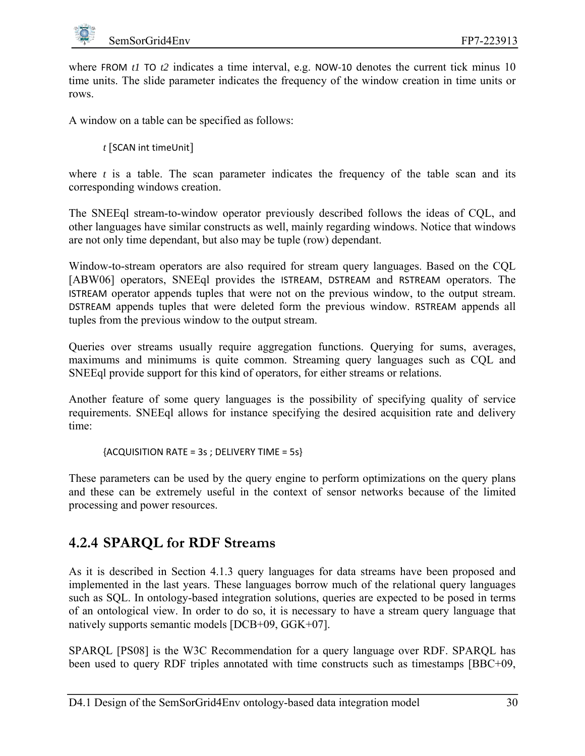where FROM *t1* TO *t2* indicates a time interval, e.g. NOW-10 denotes the current tick minus 10 time units. The slide parameter indicates the frequency of the window creation in time units or rows.

A window on a table can be specified as follows:

*t* [SCAN int timeUnit]

where *t* is a table. The scan parameter indicates the frequency of the table scan and its corresponding windows creation.

The SNEEql stream-to-window operator previously described follows the ideas of CQL, and other languages have similar constructs as well, mainly regarding windows. Notice that windows are not only time dependant, but also may be tuple (row) dependant.

Window-to-stream operators are also required for stream query languages. Based on the CQL [ABW06] operators, SNEEql provides the ISTREAM, DSTREAM and RSTREAM operators. The ISTREAM operator appends tuples that were not on the previous window, to the output stream. DSTREAM appends tuples that were deleted form the previous window. RSTREAM appends all tuples from the previous window to the output stream.

Queries over streams usually require aggregation functions. Querying for sums, averages, maximums and minimums is quite common. Streaming query languages such as CQL and SNEEql provide support for this kind of operators, for either streams or relations.

Another feature of some query languages is the possibility of specifying quality of service requirements. SNEEql allows for instance specifying the desired acquisition rate and delivery time:

{ACQUISITION RATE = 3s ; DELIVERY TIME = 5s}

These parameters can be used by the query engine to perform optimizations on the query plans and these can be extremely useful in the context of sensor networks because of the limited processing and power resources.

### 4.2.4 SPARQL for RDF Streams

As it is described in Section 4.1.3 query languages for data streams have been proposed and implemented in the last years. These languages borrow much of the relational query languages such as SQL. In ontology-based integration solutions, queries are expected to be posed in terms of an ontological view. In order to do so, it is necessary to have a stream query language that natively supports semantic models [DCB+09, GGK+07].

SPARQL [PS08] is the W3C Recommendation for a query language over RDF. SPARQL has been used to query RDF triples annotated with time constructs such as timestamps [BBC+09,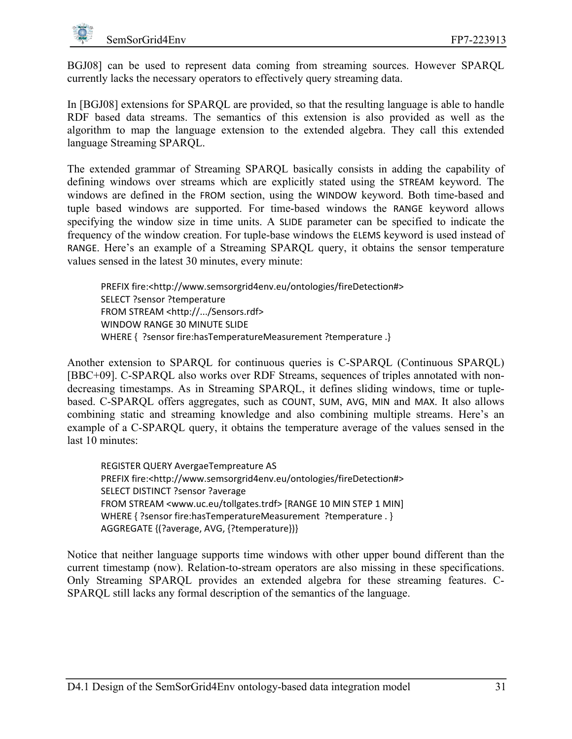BGJ08] can be used to represent data coming from streaming sources. However SPARQL currently lacks the necessary operators to effectively query streaming data.

In [BGJ08] extensions for SPARQL are provided, so that the resulting language is able to handle RDF based data streams. The semantics of this extension is also provided as well as the algorithm to map the language extension to the extended algebra. They call this extended language Streaming SPARQL.

The extended grammar of Streaming SPARQL basically consists in adding the capability of defining windows over streams which are explicitly stated using the STREAM keyword. The windows are defined in the FROM section, using the WINDOW keyword. Both time-based and tuple based windows are supported. For time-based windows the RANGE keyword allows specifying the window size in time units. A SLIDE parameter can be specified to indicate the frequency of the window creation. For tuple-base windows the ELEMS keyword is used instead of RANGE. Here's an example of a Streaming SPARQL query, it obtains the sensor temperature values sensed in the latest 30 minutes, every minute:

```
PREFIX fire:<http://www.semsorgrid4env.eu/ontologies/fireDetection#>
SELECT ?sensor ?temperature
FROM STREAM <http://.../Sensors.rdf>
WINDOW RANGE 30 MINUTE SLIDE
WHERE {  ?sensor fire:hasTemperatureMeasurement ?temperature .}
```

Another extension to SPARQL for continuous queries is C-SPARQL (Continuous SPARQL) [BBC+09]. C-SPARQL also works over RDF Streams, sequences of triples annotated with non-decreasing timestamps. As in Streaming SPARQL, it defines sliding windows, time or tuple-based. C-SPARQL offers aggregates, such as COUNT, SUM, AVG, MIN and MAX. It also allows combining static and streaming knowledge and also combining multiple streams. Here's an example of a C-SPARQL query, it obtains the temperature average of the values sensed in the last 10 minutes:

```
REGISTER QUERY AvergaeTempreature AS
PREFIX fire:<http://www.semsorgrid4env.eu/ontologies/fireDetection#>
SELECT DISTINCT ?sensor ?average
FROM STREAM <www.uc.eu/tollgates.trdf> [RANGE 10 MIN STEP 1 MIN]
WHERE { ?sensor fire:hasTemperatureMeasurement  ?temperature . }
AGGREGATE {(?average, AVG, {?temperature})}
```

Notice that neither language supports time windows with other upper bound different than the current timestamp (now). Relation-to-stream operators are also missing in these specifications. Only Streaming SPARQL provides an extended algebra for these streaming features. C-SPARQL still lacks any formal description of the semantics of the language.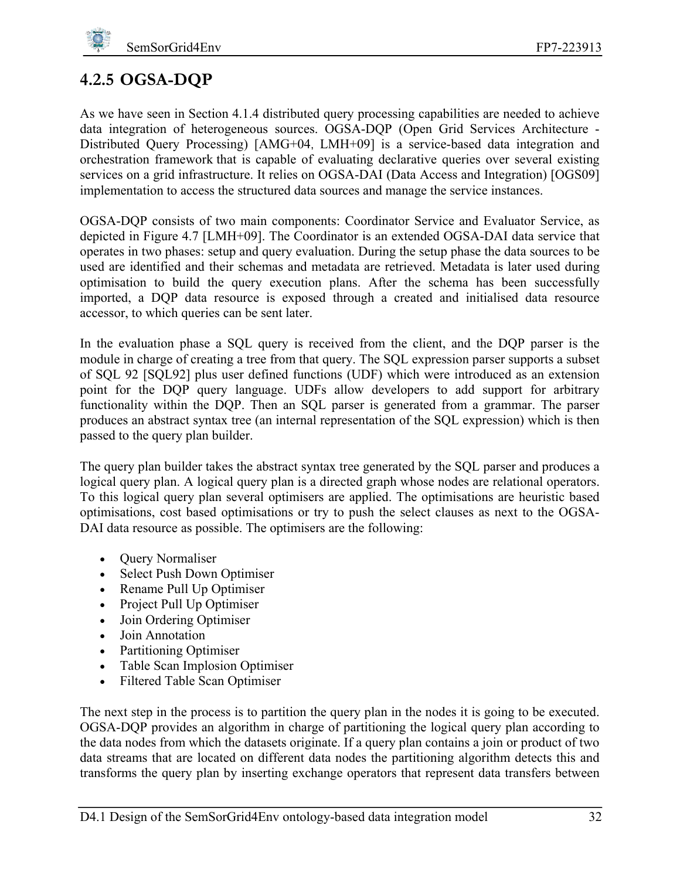### 4.2.5 OGSA-DQP

As we have seen in Section 4.1.4 distributed query processing capabilities are needed to achieve data integration of heterogeneous sources. OGSA-DQP (Open Grid Services Architecture - Distributed Query Processing) [AMG+04, LMH+09] is a service-based data integration and orchestration framework that is capable of evaluating declarative queries over several existing services on a grid infrastructure. It relies on OGSA-DAI (Data Access and Integration) [OGS09] implementation to access the structured data sources and manage the service instances.

OGSA-DQP consists of two main components: Coordinator Service and Evaluator Service, as depicted in Figure 4.7 [LMH+09]. The Coordinator is an extended OGSA-DAI data service that operates in two phases: setup and query evaluation. During the setup phase the data sources to be used are identified and their schemas and metadata are retrieved. Metadata is later used during optimisation to build the query execution plans. After the schema has been successfully imported, a DQP data resource is exposed through a created and initialised data resource accessor, to which queries can be sent later.

In the evaluation phase a SQL query is received from the client, and the DQP parser is the module in charge of creating a tree from that query. The SQL expression parser supports a subset of SQL 92 [SQL92] plus user defined functions (UDF) which were introduced as an extension point for the DQP query language. UDFs allow developers to add support for arbitrary functionality within the DQP. Then an SQL parser is generated from a grammar. The parser produces an abstract syntax tree (an internal representation of the SQL expression) which is then passed to the query plan builder.

The query plan builder takes the abstract syntax tree generated by the SQL parser and produces a logical query plan. A logical query plan is a directed graph whose nodes are relational operators. To this logical query plan several optimisers are applied. The optimisations are heuristic based optimisations, cost based optimisations or try to push the select clauses as next to the OGSA-DAI data resource as possible. The optimisers are the following:

- Query Normaliser
- Select Push Down Optimiser
- Rename Pull Up Optimiser
- Project Pull Up Optimiser
- Join Ordering Optimiser
- Join Annotation
- Partitioning Optimiser
- Table Scan Implosion Optimiser
- Filtered Table Scan Optimiser

The next step in the process is to partition the query plan in the nodes it is going to be executed. OGSA-DQP provides an algorithm in charge of partitioning the logical query plan according to the data nodes from which the datasets originate. If a query plan contains a join or product of two data streams that are located on different data nodes the partitioning algorithm detects this and transforms the query plan by inserting exchange operators that represent data transfers between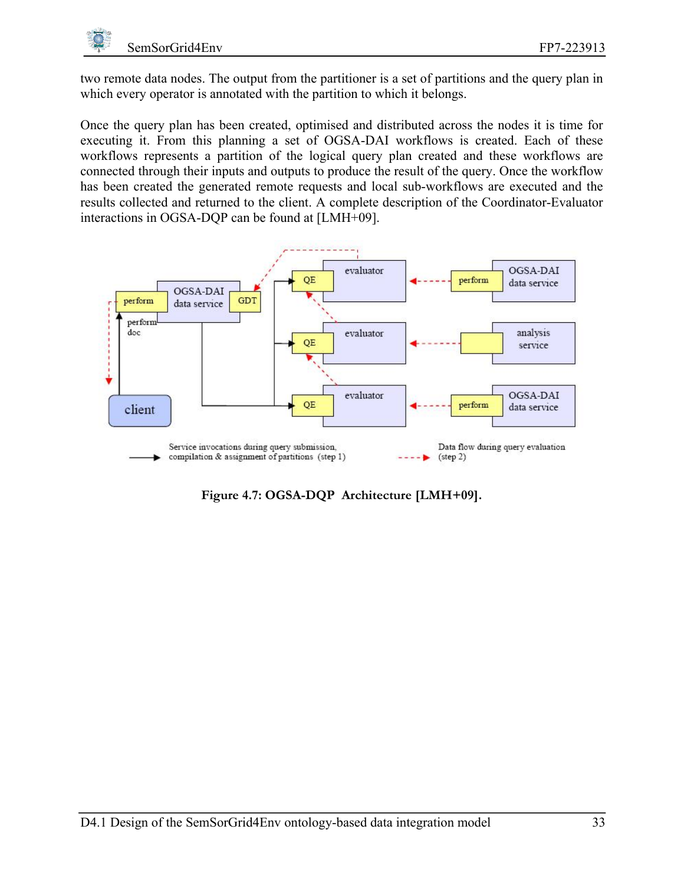two remote data nodes. The output from the partitioner is a set of partitions and the query plan in which every operator is annotated with the partition to which it belongs.

Once the query plan has been created, optimised and distributed across the nodes it is time for executing it. From this planning a set of OGSA-DAI workflows is created. Each of these workflows represents a partition of the logical query plan created and these workflows are connected through their inputs and outputs to produce the result of the query. Once the workflow has been created the generated remote requests and local sub-workflows are executed and the results collected and returned to the client. A complete description of the Coordinator-Evaluator interactions in OGSA-DQP can be found at [LMH+09].

perform
OGSA-DAI data service
GDT
perform doc
client
QE
evaluator
QE
evaluator
QE
evaluator
perform
OGSA-DAI data service
analysis service
perform
OGSA-DAI data service
Service invocations during query submission, compilation & assignment of partitions (step 1)
Data flow during query evaluation (step 2)

**Figure 4.7: OGSA-DQP Architecture [LMH+09].**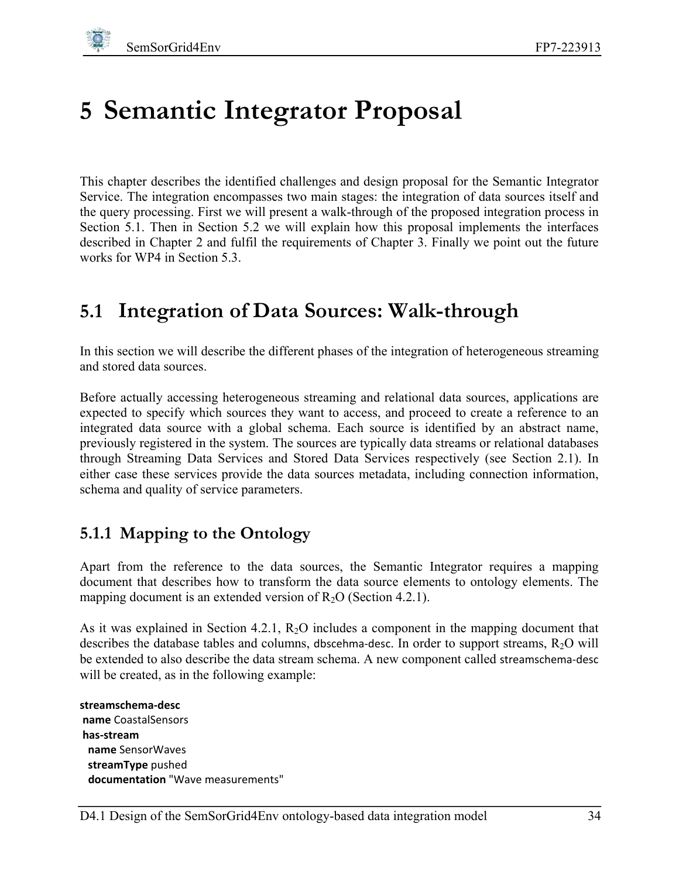# 5 Semantic Integrator Proposal

This chapter describes the identified challenges and design proposal for the Semantic Integrator Service. The integration encompasses two main stages: the integration of data sources itself and the query processing. First we will present a walk-through of the proposed integration process in Section 5.1. Then in Section 5.2 we will explain how this proposal implements the interfaces described in Chapter 2 and fulfil the requirements of Chapter 3. Finally we point out the future works for WP4 in Section 5.3.

## 5.1 Integration of Data Sources: Walk-through

In this section we will describe the different phases of the integration of heterogeneous streaming and stored data sources.

Before actually accessing heterogeneous streaming and relational data sources, applications are expected to specify which sources they want to access, and proceed to create a reference to an integrated data source with a global schema. Each source is identified by an abstract name, previously registered in the system. The sources are typically data streams or relational databases through Streaming Data Services and Stored Data Services respectively (see Section 2.1). In either case these services provide the data sources metadata, including connection information, schema and quality of service parameters.

### 5.1.1 Mapping to the Ontology

Apart from the reference to the data sources, the Semantic Integrator requires a mapping document that describes how to transform the data source elements to ontology elements. The mapping document is an extended version of $R_2O$ (Section 4.2.1).

As it was explained in Section 4.2.1, $R_2O$ includes a component in the mapping document that describes the database tables and columns, dbscehma-desc. In order to support streams, $R_2O$ will be extended to also describe the data stream schema. A new component called streamschema-desc will be created, as in the following example:

```
streamschema-desc
 name CoastalSensors
 has-stream
   name SensorWaves
   streamType pushed
   documentation "Wave measurements"
```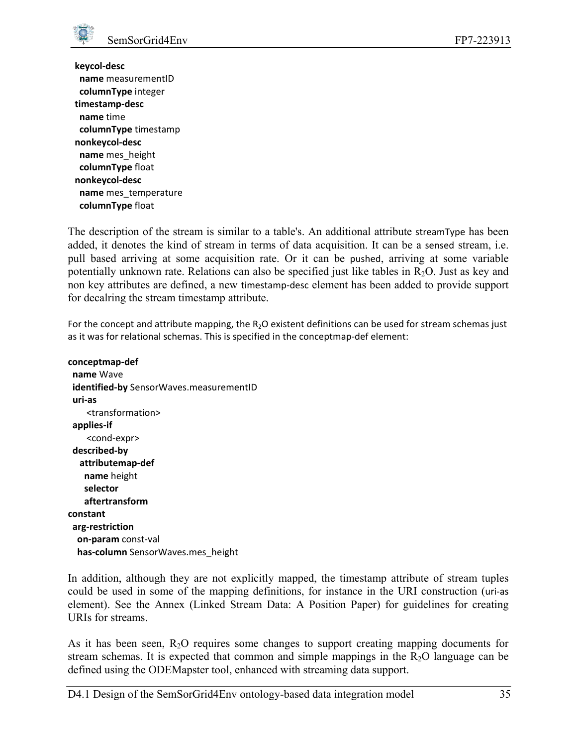```
keycol-desc
  name measurementID
  columnType integer
timestamp-desc
  name time
  columnType timestamp
nonkeycol-desc
  name mes_height
  columnType float
nonkeycol-desc
  name mes_temperature
  columnType float
```

The description of the stream is similar to a table's. An additional attribute streamType has been added, it denotes the kind of stream in terms of data acquisition. It can be a sensed stream, i.e. pull based arriving at some acquisition rate. Or it can be pushed, arriving at some variable potentially unknown rate. Relations can also be specified just like tables in $R_2O$. Just as key and non key attributes are defined, a new timestamp-desc element has been added to provide support for decalring the stream timestamp attribute.

For the concept and attribute mapping, the $R_2O$ existent definitions can be used for stream schemas just as it was for relational schemas. This is specified in the conceptmap-def element:

```
conceptmap-def
  name Wave
  identified-by SensorWaves.measurementID
  uri-as
      <transformation>
  applies-if
      <cond-expr>
  described-by
    attributemap-def
      name height
      selector
      aftertransform
constant
  arg-restriction
    on-param const-val
    has-column SensorWaves.mes_height
```

In addition, although they are not explicitly mapped, the timestamp attribute of stream tuples could be used in some of the mapping definitions, for instance in the URI construction (uri-as element). See the Annex (Linked Stream Data: A Position Paper) for guidelines for creating URIs for streams.

As it has been seen, $R_2O$ requires some changes to support creating mapping documents for stream schemas. It is expected that common and simple mappings in the $R_2O$ language can be defined using the ODEMapster tool, enhanced with streaming data support.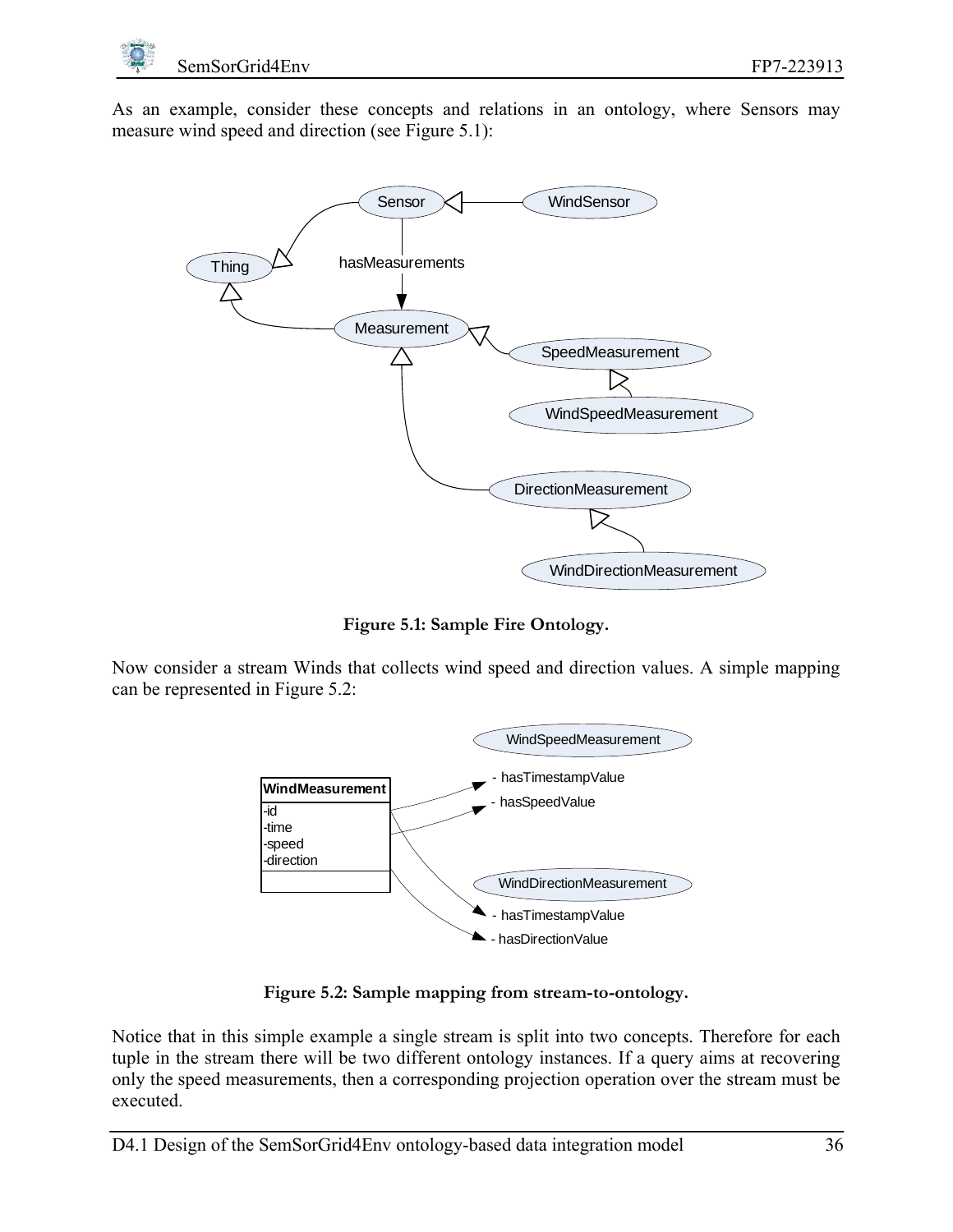As an example, consider these concepts and relations in an ontology, where Sensors may measure wind speed and direction (see Figure 5.1):

Sensor

WindSensor

Thing

hasMeasurements

Measurement

SpeedMeasurement

WindSpeedMeasurement

DirectionMeasurement

WindDirectionMeasurement

**Figure 5.1: Sample Fire Ontology.**

Now consider a stream Winds that collects wind speed and direction values. A simple mapping can be represented in Figure 5.2:

WindSpeedMeasurement

WindMeasurement

-id

-time

-speed

-direction

- hasTimestampValue

- hasSpeedValue

WindDirectionMeasurement

- hasTimestampValue

- hasDirectionValue

**Figure 5.2: Sample mapping from stream-to-ontology.**

Notice that in this simple example a single stream is split into two concepts. Therefore for each tuple in the stream there will be two different ontology instances. If a query aims at recovering only the speed measurements, then a corresponding projection operation over the stream must be executed.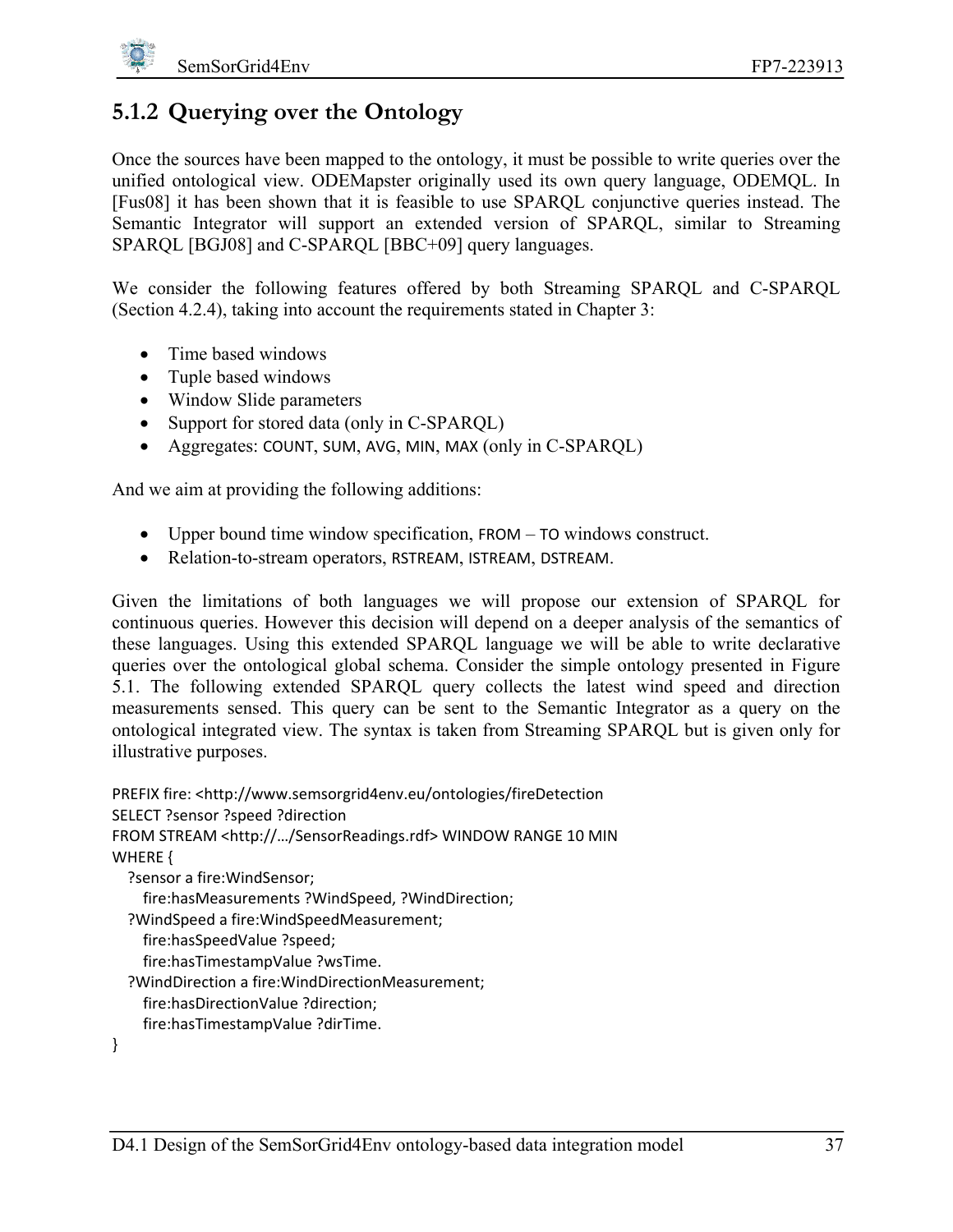### 5.1.2 Querying over the Ontology

Once the sources have been mapped to the ontology, it must be possible to write queries over the unified ontological view. ODEMapster originally used its own query language, ODEMQL. In [Fus08] it has been shown that it is feasible to use SPARQL conjunctive queries instead. The Semantic Integrator will support an extended version of SPARQL, similar to Streaming SPARQL [BGJ08] and C-SPARQL [BBC+09] query languages.

We consider the following features offered by both Streaming SPARQL and C-SPARQL (Section 4.2.4), taking into account the requirements stated in Chapter 3:

- Time based windows
- Tuple based windows
- Window Slide parameters
- Support for stored data (only in C-SPARQL)
- Aggregates: COUNT, SUM, AVG, MIN, MAX (only in C-SPARQL)

And we aim at providing the following additions:

- Upper bound time window specification, FROM – TO windows construct.
- Relation-to-stream operators, RSTREAM, ISTREAM, DSTREAM.

Given the limitations of both languages we will propose our extension of SPARQL for continuous queries. However this decision will depend on a deeper analysis of the semantics of these languages. Using this extended SPARQL language we will be able to write declarative queries over the ontological global schema. Consider the simple ontology presented in Figure 5.1. The following extended SPARQL query collects the latest wind speed and direction measurements sensed. This query can be sent to the Semantic Integrator as a query on the ontological integrated view. The syntax is taken from Streaming SPARQL but is given only for illustrative purposes.

```
PREFIX fire: <http://www.semsorgrid4env.eu/ontologies/fireDetection
SELECT ?sensor ?speed ?direction
FROM STREAM <http://…/SensorReadings.rdf> WINDOW RANGE 10 MIN
WHERE {
  ?sensor a fire:WindSensor;
    fire:hasMeasurements ?WindSpeed, ?WindDirection;
  ?WindSpeed a fire:WindSpeedMeasurement;
    fire:hasSpeedValue ?speed;
    fire:hasTimestampValue ?wsTime.
  ?WindDirection a fire:WindDirectionMeasurement;
    fire:hasDirectionValue ?direction;
    fire:hasTimestampValue ?dirTime.
}
```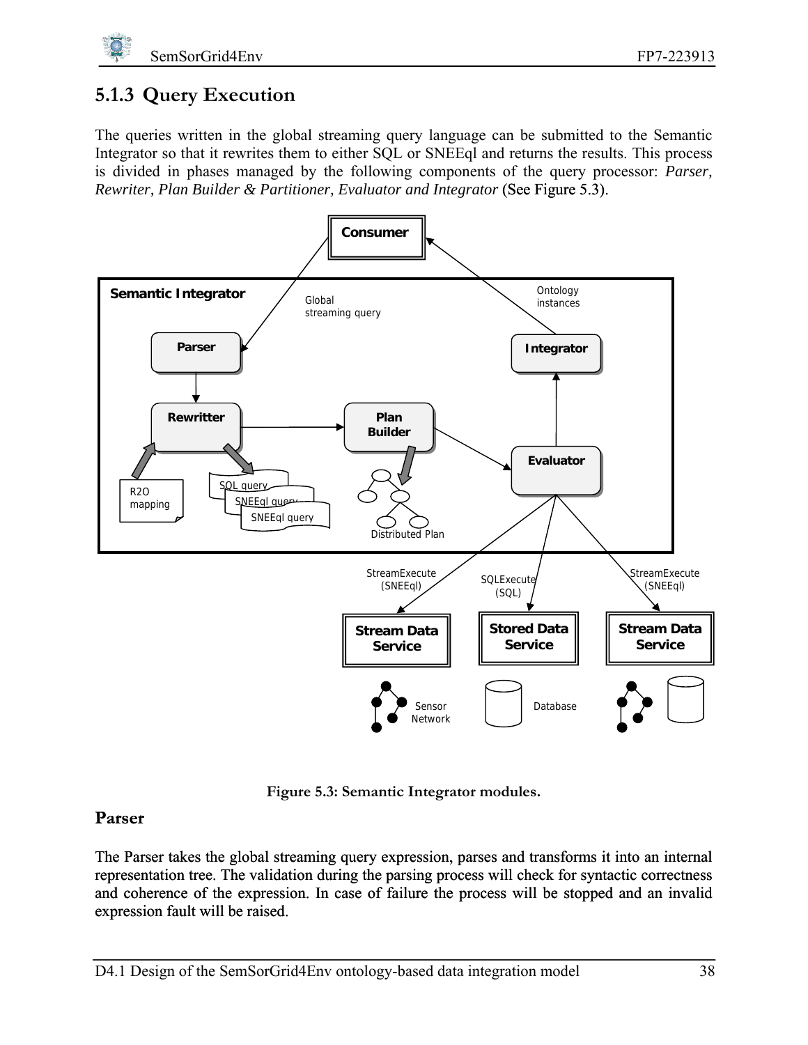### 5.1.3 Query Execution

The queries written in the global streaming query language can be submitted to the Semantic Integrator so that it rewrites them to either SQL or SNEEql and returns the results. This process is divided in phases managed by the following components of the query processor: *Parser, Rewriter, Plan Builder & Partitioner, Evaluator and Integrator* (See Figure 5.3).

Consumer

Semantic Integrator

Global streaming query

Ontology instances

Parser

Integrator

Rewritter

Plan Builder

Evaluator

R2O mapping

SQL query

SNEEql query

SNEEql query

Distributed Plan

StreamExecute (SNEEql)

SQLExecute (SQL)

StreamExecute (SNEEql)

Stream Data Service

Stored Data Service

Stream Data Service

Sensor Network

Database

**Figure 5.3: Semantic Integrator modules.**

#### Parser

The Parser takes the global streaming query expression, parses and transforms it into an internal representation tree. The validation during the parsing process will check for syntactic correctness and coherence of the expression. In case of failure the process will be stopped and an invalid expression fault will be raised.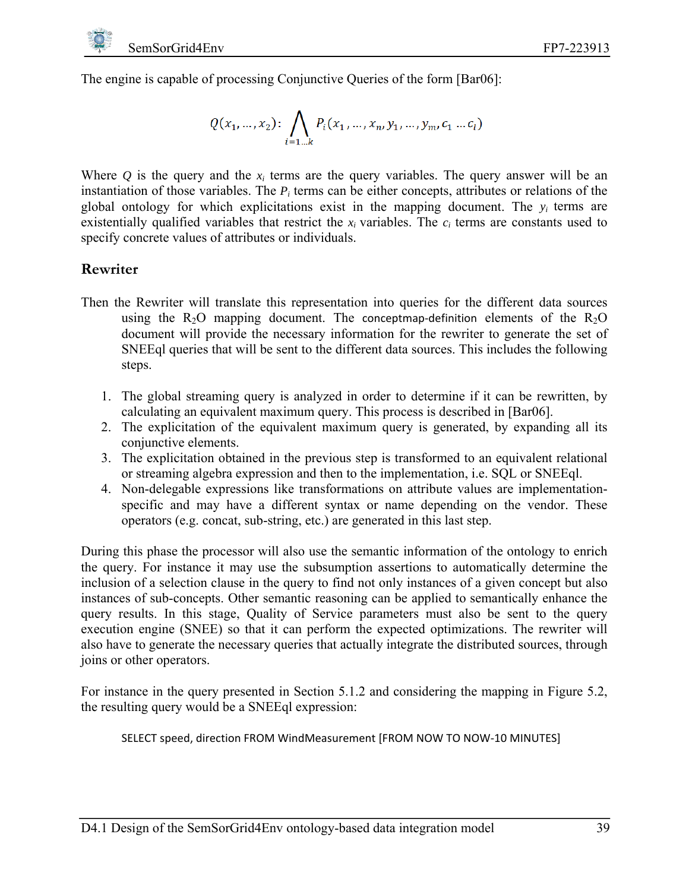The engine is capable of processing Conjunctive Queries of the form [Bar06]:

$$Q(x_1, \ldots, x_2): \bigwedge_{i=1 \ldots k} P_i(x_1, \ldots, x_n, y_1, \ldots, y_m, c_1 \ldots c_l)$$

Where $Q$ is the query and the $x_i$ terms are the query variables. The query answer will be an instantiation of those variables. The $P_i$ terms can be either concepts, attributes or relations of the global ontology for which explicitations exist in the mapping document. The $y_i$ terms are existentially qualified variables that restrict the $x_i$ variables. The $c_i$ terms are constants used to specify concrete values of attributes or individuals.

### Rewriter

Then the Rewriter will translate this representation into queries for the different data sources using the $R_2O$ mapping document. The `conceptmap-definition` elements of the $R_2O$ document will provide the necessary information for the rewriter to generate the set of SNEEql queries that will be sent to the different data sources. This includes the following steps.

1. The global streaming query is analyzed in order to determine if it can be rewritten, by calculating an equivalent maximum query. This process is described in [Bar06].
2. The explicitation of the equivalent maximum query is generated, by expanding all its conjunctive elements.
3. The explicitation obtained in the previous step is transformed to an equivalent relational or streaming algebra expression and then to the implementation, i.e. SQL or SNEEql.
4. Non-delegable expressions like transformations on attribute values are implementation-specific and may have a different syntax or name depending on the vendor. These operators (e.g. concat, sub-string, etc.) are generated in this last step.

During this phase the processor will also use the semantic information of the ontology to enrich the query. For instance it may use the subsumption assertions to automatically determine the inclusion of a selection clause in the query to find not only instances of a given concept but also instances of sub-concepts. Other semantic reasoning can be applied to semantically enhance the query results. In this stage, Quality of Service parameters must also be sent to the query execution engine (SNEE) so that it can perform the expected optimizations. The rewriter will also have to generate the necessary queries that actually integrate the distributed sources, through joins or other operators.

For instance in the query presented in Section 5.1.2 and considering the mapping in Figure 5.2, the resulting query would be a SNEEql expression:

```
SELECT speed, direction FROM WindMeasurement [FROM NOW TO NOW-10 MINUTES]
```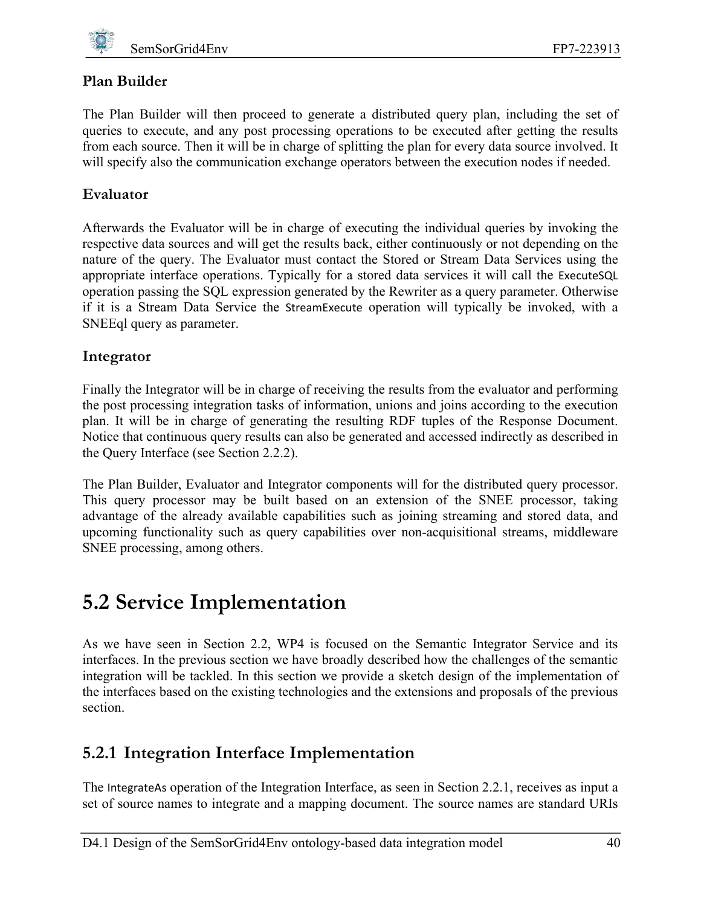**Plan Builder**

The Plan Builder will then proceed to generate a distributed query plan, including the set of queries to execute, and any post processing operations to be executed after getting the results from each source. Then it will be in charge of splitting the plan for every data source involved. It will specify also the communication exchange operators between the execution nodes if needed.

**Evaluator**

Afterwards the Evaluator will be in charge of executing the individual queries by invoking the respective data sources and will get the results back, either continuously or not depending on the nature of the query. The Evaluator must contact the Stored or Stream Data Services using the appropriate interface operations. Typically for a stored data services it will call the `ExecuteSQL` operation passing the SQL expression generated by the Rewriter as a query parameter. Otherwise if it is a Stream Data Service the `StreamExecute` operation will typically be invoked, with a SNEEql query as parameter.

**Integrator**

Finally the Integrator will be in charge of receiving the results from the evaluator and performing the post processing integration tasks of information, unions and joins according to the execution plan. It will be in charge of generating the resulting RDF tuples of the Response Document. Notice that continuous query results can also be generated and accessed indirectly as described in the Query Interface (see Section 2.2.2).

The Plan Builder, Evaluator and Integrator components will for the distributed query processor. This query processor may be built based on an extension of the SNEE processor, taking advantage of the already available capabilities such as joining streaming and stored data, and upcoming functionality such as query capabilities over non-acquisitional streams, middleware SNEE processing, among others.

# 5.2 Service Implementation

As we have seen in Section 2.2, WP4 is focused on the Semantic Integrator Service and its interfaces. In the previous section we have broadly described how the challenges of the semantic integration will be tackled. In this section we provide a sketch design of the implementation of the interfaces based on the existing technologies and the extensions and proposals of the previous section.

## 5.2.1 Integration Interface Implementation

The `IntegrateAs` operation of the Integration Interface, as seen in Section 2.2.1, receives as input a set of source names to integrate and a mapping document. The source names are standard URIs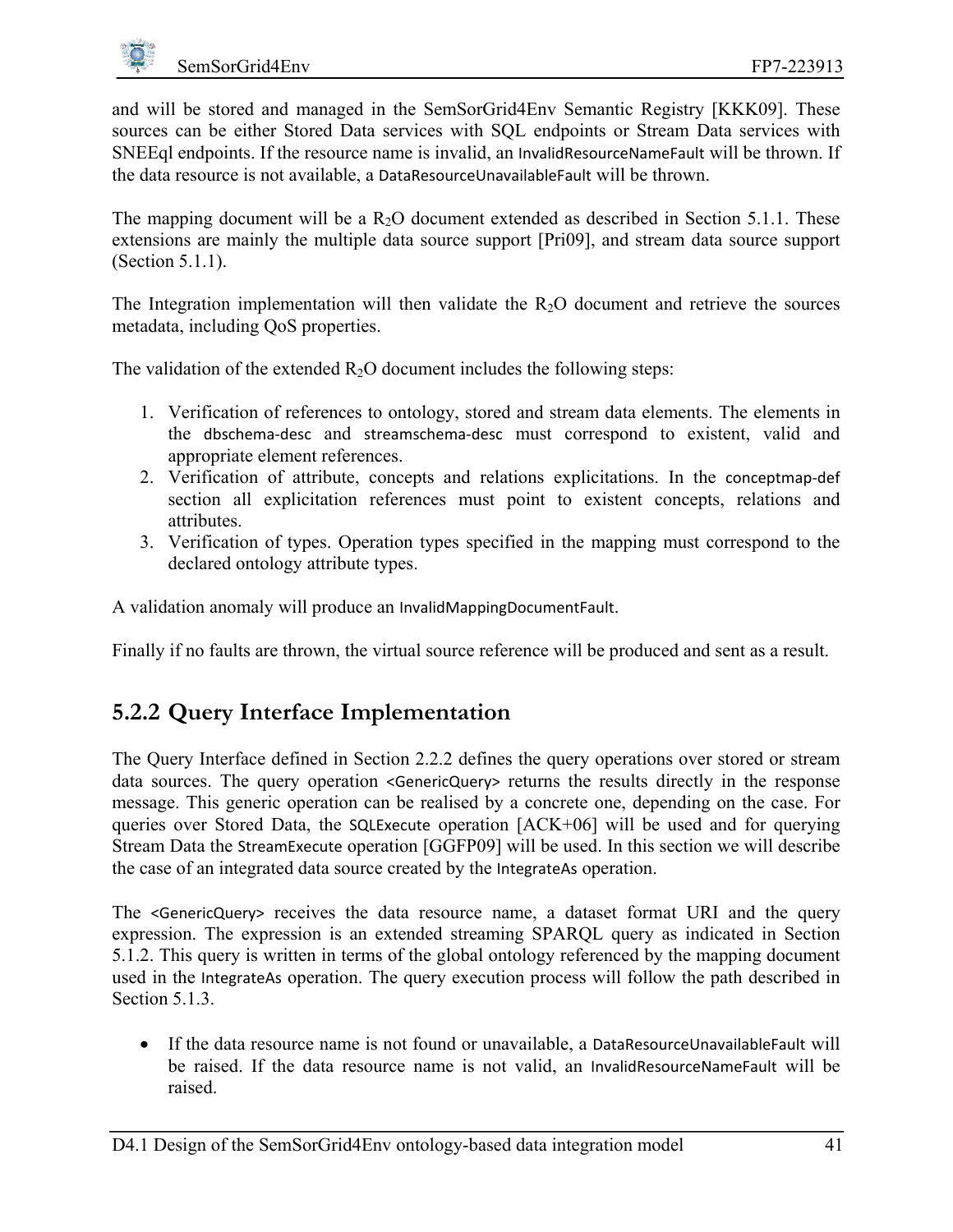and will be stored and managed in the SemSorGrid4Env Semantic Registry [KKK09]. These sources can be either Stored Data services with SQL endpoints or Stream Data services with SNEEql endpoints. If the resource name is invalid, an InvalidResourceNameFault will be thrown. If the data resource is not available, a DataResourceUnavailableFault will be thrown.

The mapping document will be a $R_2O$ document extended as described in Section 5.1.1. These extensions are mainly the multiple data source support [Pri09], and stream data source support (Section 5.1.1).

The Integration implementation will then validate the $R_2O$ document and retrieve the sources metadata, including QoS properties.

The validation of the extended $R_2O$ document includes the following steps:

1. Verification of references to ontology, stored and stream data elements. The elements in the dbschema-desc and streamschema-desc must correspond to existent, valid and appropriate element references.
2. Verification of attribute, concepts and relations explicitations. In the conceptmap-def section all explicitation references must point to existent concepts, relations and attributes.
3. Verification of types. Operation types specified in the mapping must correspond to the declared ontology attribute types.

A validation anomaly will produce an InvalidMappingDocumentFault.

Finally if no faults are thrown, the virtual source reference will be produced and sent as a result.

## 5.2.2 Query Interface Implementation

The Query Interface defined in Section 2.2.2 defines the query operations over stored or stream data sources. The query operation <GenericQuery> returns the results directly in the response message. This generic operation can be realised by a concrete one, depending on the case. For queries over Stored Data, the SQLExecute operation [ACK+06] will be used and for querying Stream Data the StreamExecute operation [GGFP09] will be used. In this section we will describe the case of an integrated data source created by the IntegrateAs operation.

The <GenericQuery> receives the data resource name, a dataset format URI and the query expression. The expression is an extended streaming SPARQL query as indicated in Section 5.1.2. This query is written in terms of the global ontology referenced by the mapping document used in the IntegrateAs operation. The query execution process will follow the path described in Section 5.1.3.

- If the data resource name is not found or unavailable, a DataResourceUnavailableFault will be raised. If the data resource name is not valid, an InvalidResourceNameFault will be raised.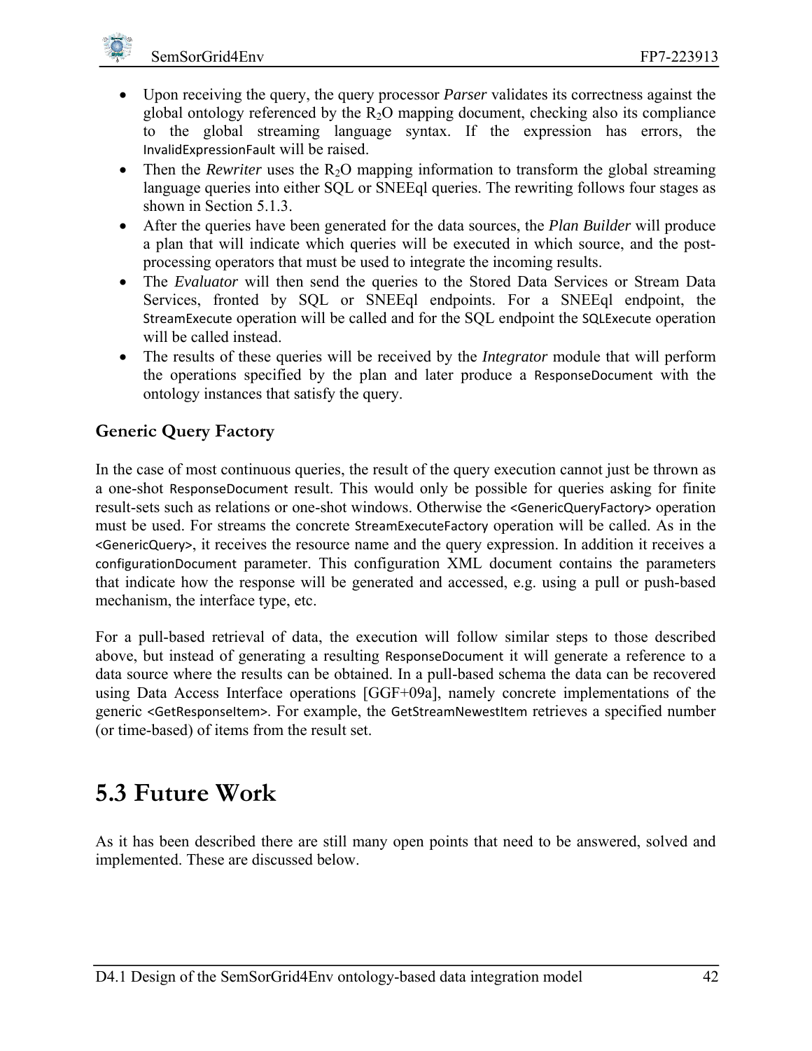- Upon receiving the query, the query processor *Parser* validates its correctness against the global ontology referenced by the $R_2O$ mapping document, checking also its compliance to the global streaming language syntax. If the expression has errors, the InvalidExpressionFault will be raised.
- Then the *Rewriter* uses the $R_2O$ mapping information to transform the global streaming language queries into either SQL or SNEEql queries. The rewriting follows four stages as shown in Section 5.1.3.
- After the queries have been generated for the data sources, the *Plan Builder* will produce a plan that will indicate which queries will be executed in which source, and the post-processing operators that must be used to integrate the incoming results.
- The *Evaluator* will then send the queries to the Stored Data Services or Stream Data Services, fronted by SQL or SNEEql endpoints. For a SNEEql endpoint, the StreamExecute operation will be called and for the SQL endpoint the SQLExecute operation will be called instead.
- The results of these queries will be received by the *Integrator* module that will perform the operations specified by the plan and later produce a ResponseDocument with the ontology instances that satisfy the query.

### Generic Query Factory

In the case of most continuous queries, the result of the query execution cannot just be thrown as a one-shot ResponseDocument result. This would only be possible for queries asking for finite result-sets such as relations or one-shot windows. Otherwise the <GenericQueryFactory> operation must be used. For streams the concrete StreamExecuteFactory operation will be called. As in the <GenericQuery>, it receives the resource name and the query expression. In addition it receives a configurationDocument parameter. This configuration XML document contains the parameters that indicate how the response will be generated and accessed, e.g. using a pull or push-based mechanism, the interface type, etc.

For a pull-based retrieval of data, the execution will follow similar steps to those described above, but instead of generating a resulting ResponseDocument it will generate a reference to a data source where the results can be obtained. In a pull-based schema the data can be recovered using Data Access Interface operations [GGF+09a], namely concrete implementations of the generic <GetResponseItem>. For example, the GetStreamNewestItem retrieves a specified number (or time-based) of items from the result set.

## 5.3 Future Work

As it has been described there are still many open points that need to be answered, solved and implemented. These are discussed below.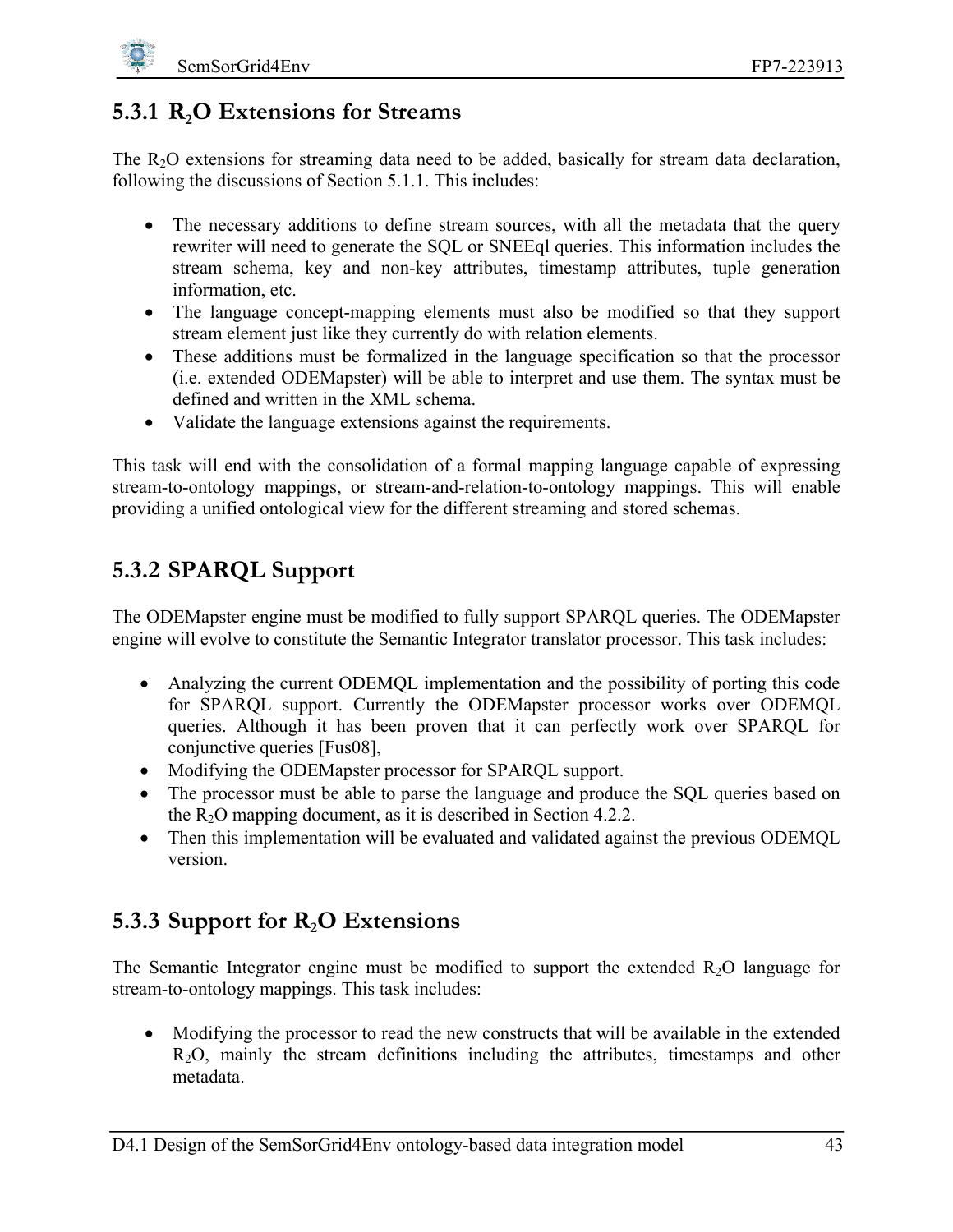### 5.3.1 $R_2O$ Extensions for Streams

The $R_2O$ extensions for streaming data need to be added, basically for stream data declaration, following the discussions of Section 5.1.1. This includes:

- The necessary additions to define stream sources, with all the metadata that the query rewriter will need to generate the SQL or SNEEql queries. This information includes the stream schema, key and non-key attributes, timestamp attributes, tuple generation information, etc.
- The language concept-mapping elements must also be modified so that they support stream element just like they currently do with relation elements.
- These additions must be formalized in the language specification so that the processor (i.e. extended ODEMapster) will be able to interpret and use them. The syntax must be defined and written in the XML schema.
- Validate the language extensions against the requirements.

This task will end with the consolidation of a formal mapping language capable of expressing stream-to-ontology mappings, or stream-and-relation-to-ontology mappings. This will enable providing a unified ontological view for the different streaming and stored schemas.

### 5.3.2 SPARQL Support

The ODEMapster engine must be modified to fully support SPARQL queries. The ODEMapster engine will evolve to constitute the Semantic Integrator translator processor. This task includes:

- Analyzing the current ODEMQL implementation and the possibility of porting this code for SPARQL support. Currently the ODEMapster processor works over ODEMQL queries. Although it has been proven that it can perfectly work over SPARQL for conjunctive queries [Fus08],
- Modifying the ODEMapster processor for SPARQL support.
- The processor must be able to parse the language and produce the SQL queries based on the $R_2O$ mapping document, as it is described in Section 4.2.2.
- Then this implementation will be evaluated and validated against the previous ODEMQL version.

### 5.3.3 Support for $R_2O$ Extensions

The Semantic Integrator engine must be modified to support the extended $R_2O$ language for stream-to-ontology mappings. This task includes:

- Modifying the processor to read the new constructs that will be available in the extended $R_2O$, mainly the stream definitions including the attributes, timestamps and other metadata.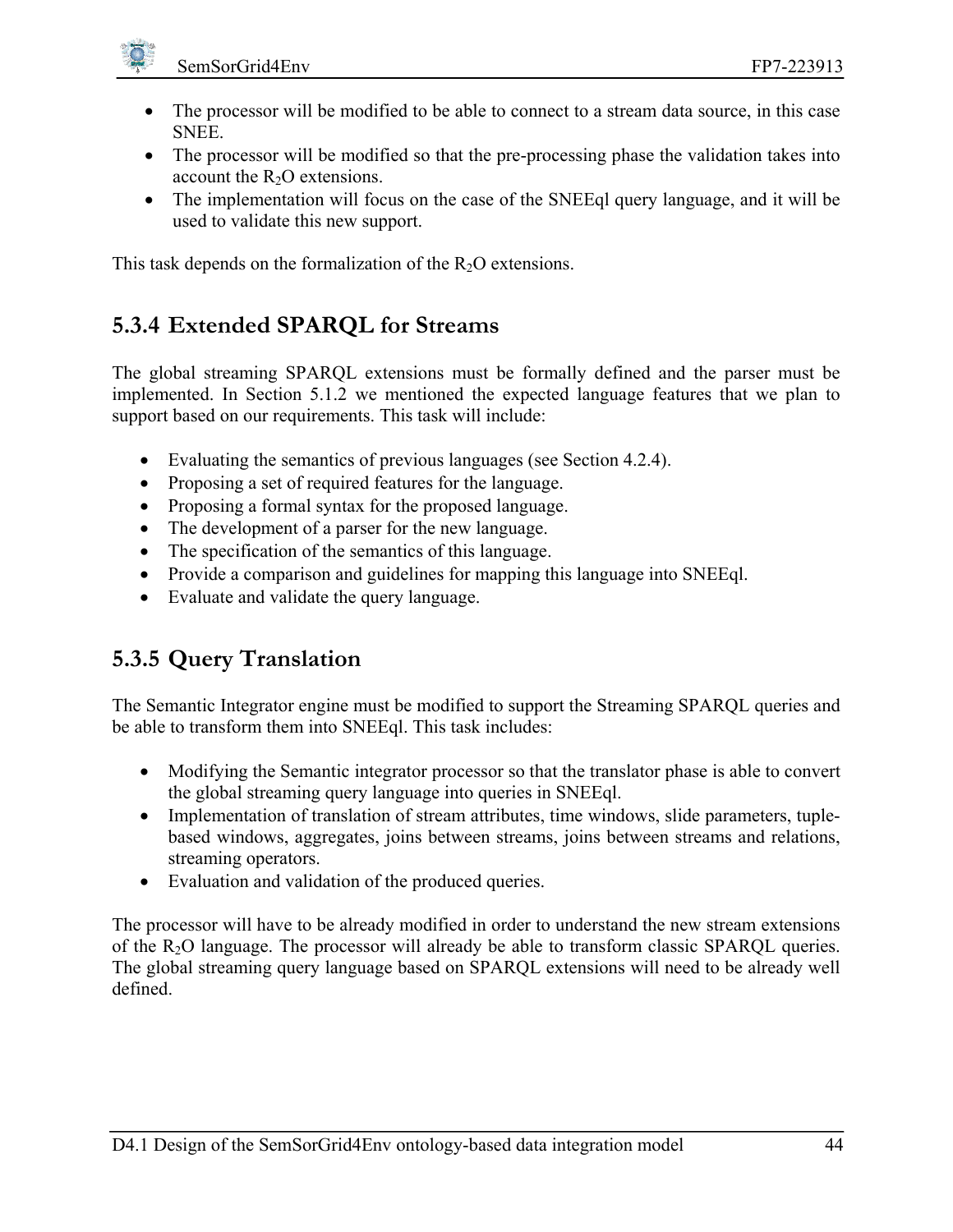- The processor will be modified to be able to connect to a stream data source, in this case SNEE.
- The processor will be modified so that the pre-processing phase the validation takes into account the $R_2O$ extensions.
- The implementation will focus on the case of the SNEEql query language, and it will be used to validate this new support.

This task depends on the formalization of the $R_2O$ extensions.

### 5.3.4 Extended SPARQL for Streams

The global streaming SPARQL extensions must be formally defined and the parser must be implemented. In Section 5.1.2 we mentioned the expected language features that we plan to support based on our requirements. This task will include:

- Evaluating the semantics of previous languages (see Section 4.2.4).
- Proposing a set of required features for the language.
- Proposing a formal syntax for the proposed language.
- The development of a parser for the new language.
- The specification of the semantics of this language.
- Provide a comparison and guidelines for mapping this language into SNEEql.
- Evaluate and validate the query language.

### 5.3.5 Query Translation

The Semantic Integrator engine must be modified to support the Streaming SPARQL queries and be able to transform them into SNEEql. This task includes:

- Modifying the Semantic integrator processor so that the translator phase is able to convert the global streaming query language into queries in SNEEql.
- Implementation of translation of stream attributes, time windows, slide parameters, tuple-based windows, aggregates, joins between streams, joins between streams and relations, streaming operators.
- Evaluation and validation of the produced queries.

The processor will have to be already modified in order to understand the new stream extensions of the $R_2O$ language. The processor will already be able to transform classic SPARQL queries. The global streaming query language based on SPARQL extensions will need to be already well defined.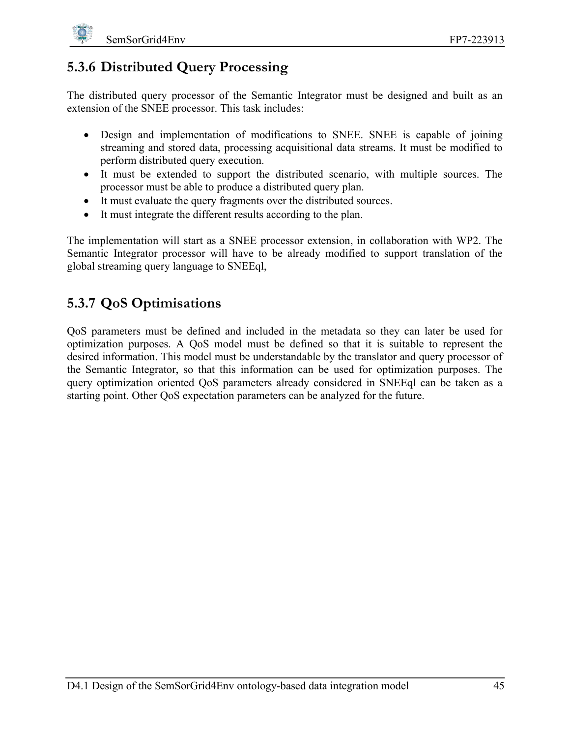### 5.3.6 Distributed Query Processing

The distributed query processor of the Semantic Integrator must be designed and built as an extension of the SNEE processor. This task includes:

- Design and implementation of modifications to SNEE. SNEE is capable of joining streaming and stored data, processing acquisitional data streams. It must be modified to perform distributed query execution.
- It must be extended to support the distributed scenario, with multiple sources. The processor must be able to produce a distributed query plan.
- It must evaluate the query fragments over the distributed sources.
- It must integrate the different results according to the plan.

The implementation will start as a SNEE processor extension, in collaboration with WP2. The Semantic Integrator processor will have to be already modified to support translation of the global streaming query language to SNEEql,

### 5.3.7 QoS Optimisations

QoS parameters must be defined and included in the metadata so they can later be used for optimization purposes. A QoS model must be defined so that it is suitable to represent the desired information. This model must be understandable by the translator and query processor of the Semantic Integrator, so that this information can be used for optimization purposes. The query optimization oriented QoS parameters already considered in SNEEql can be taken as a starting point. Other QoS expectation parameters can be analyzed for the future.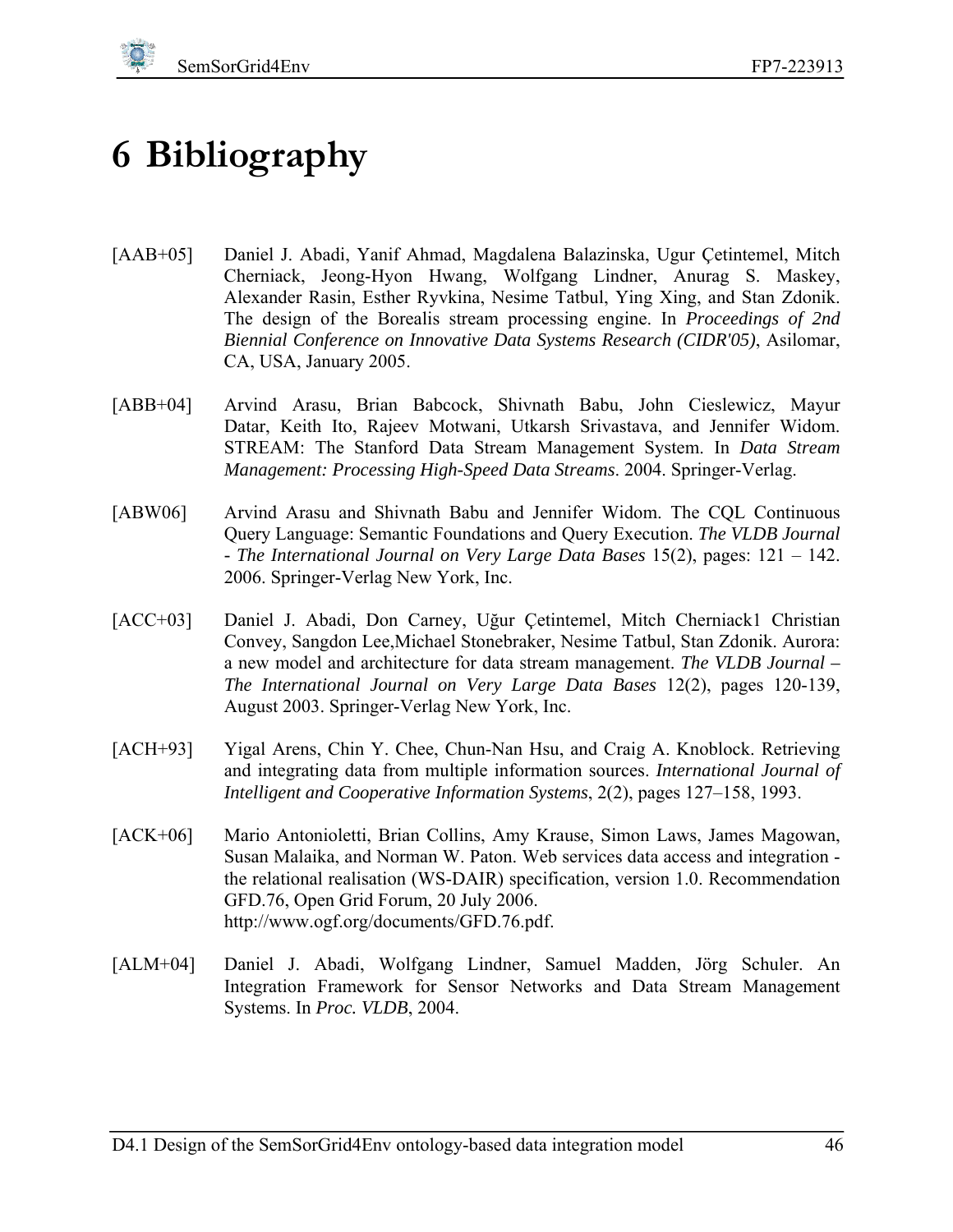# 6 Bibliography

[AAB+05] Daniel J. Abadi, Yanif Ahmad, Magdalena Balazinska, Ugur Çetintemel, Mitch Cherniack, Jeong-Hyon Hwang, Wolfgang Lindner, Anurag S. Maskey, Alexander Rasin, Esther Ryvkina, Nesime Tatbul, Ying Xing, and Stan Zdonik. The design of the Borealis stream processing engine. In *Proceedings of 2nd Biennial Conference on Innovative Data Systems Research (CIDR'05)*, Asilomar, CA, USA, January 2005.

[ABB+04] Arvind Arasu, Brian Babcock, Shivnath Babu, John Cieslewicz, Mayur Datar, Keith Ito, Rajeev Motwani, Utkarsh Srivastava, and Jennifer Widom. STREAM: The Stanford Data Stream Management System. In *Data Stream Management: Processing High-Speed Data Streams*. 2004. Springer-Verlag.

[ABW06] Arvind Arasu and Shivnath Babu and Jennifer Widom. The CQL Continuous Query Language: Semantic Foundations and Query Execution. *The VLDB Journal - The International Journal on Very Large Data Bases* 15(2), pages: 121 – 142. 2006. Springer-Verlag New York, Inc.

[ACC+03] Daniel J. Abadi, Don Carney, Uğur Çetintemel, Mitch Cherniack1 Christian Convey, Sangdon Lee,Michael Stonebraker, Nesime Tatbul, Stan Zdonik. Aurora: a new model and architecture for data stream management. *The VLDB Journal – The International Journal on Very Large Data Bases* 12(2), pages 120-139, August 2003. Springer-Verlag New York, Inc.

[ACH+93] Yigal Arens, Chin Y. Chee, Chun-Nan Hsu, and Craig A. Knoblock. Retrieving and integrating data from multiple information sources. *International Journal of Intelligent and Cooperative Information Systems*, 2(2), pages 127–158, 1993.

[ACK+06] Mario Antonioletti, Brian Collins, Amy Krause, Simon Laws, James Magowan, Susan Malaika, and Norman W. Paton. Web services data access and integration - the relational realisation (WS-DAIR) specification, version 1.0. Recommendation GFD.76, Open Grid Forum, 20 July 2006. http://www.ogf.org/documents/GFD.76.pdf.

[ALM+04] Daniel J. Abadi, Wolfgang Lindner, Samuel Madden, Jörg Schuler. An Integration Framework for Sensor Networks and Data Stream Management Systems. In *Proc. VLDB*, 2004.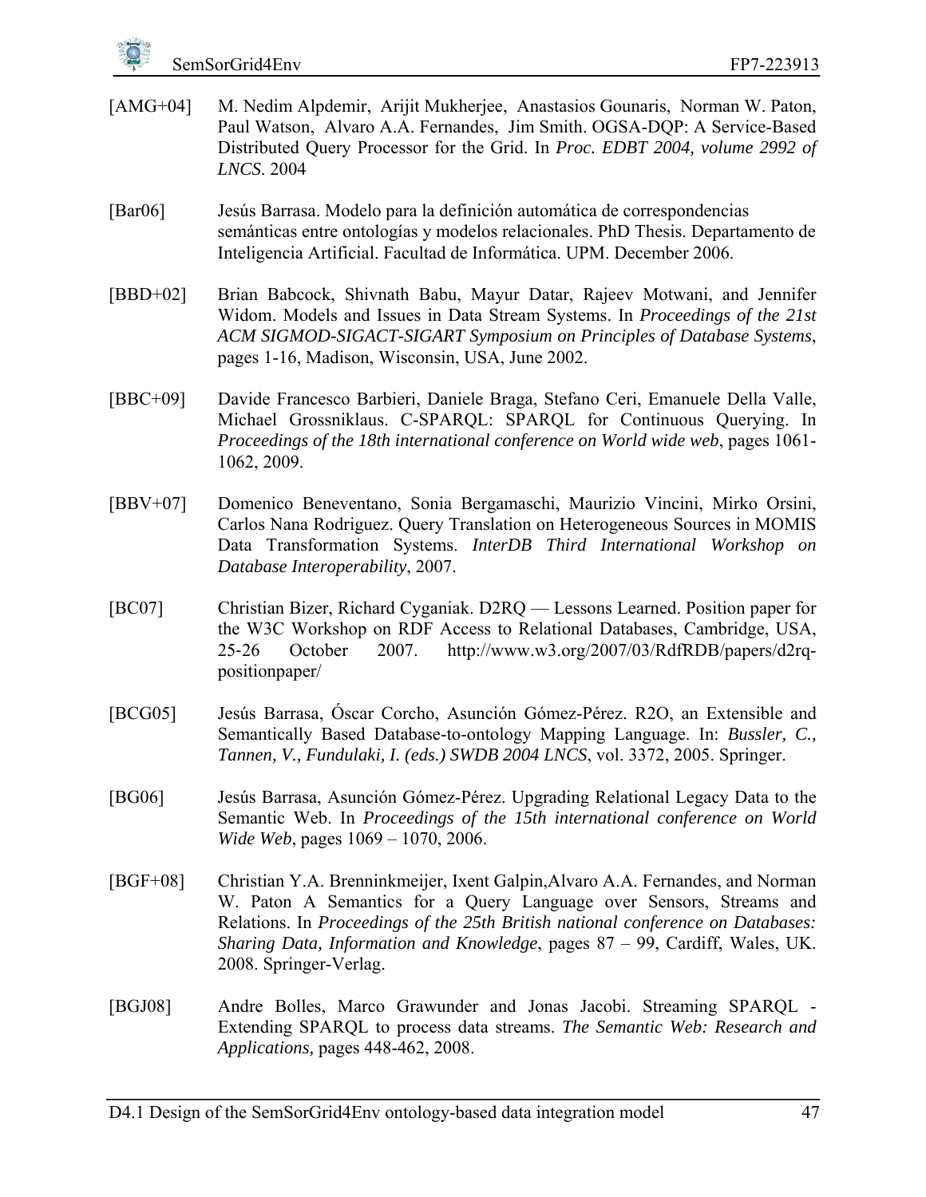[AMG+04] M. Nedim Alpdemir, Arijit Mukherjee, Anastasios Gounaris, Norman W. Paton, Paul Watson, Alvaro A.A. Fernandes, Jim Smith. OGSA-DQP: A Service-Based Distributed Query Processor for the Grid. In *Proc. EDBT 2004, volume 2992 of LNCS*. 2004

[Bar06] Jesús Barrasa. Modelo para la definición automática de correspondencias semánticas entre ontologías y modelos relacionales. PhD Thesis. Departamento de Inteligencia Artificial. Facultad de Informática. UPM. December 2006.

[BBD+02] Brian Babcock, Shivnath Babu, Mayur Datar, Rajeev Motwani, and Jennifer Widom. Models and Issues in Data Stream Systems. In *Proceedings of the 21st ACM SIGMOD-SIGACT-SIGART Symposium on Principles of Database Systems*, pages 1-16, Madison, Wisconsin, USA, June 2002.

[BBC+09] Davide Francesco Barbieri, Daniele Braga, Stefano Ceri, Emanuele Della Valle, Michael Grossniklaus. C-SPARQL: SPARQL for Continuous Querying. In *Proceedings of the 18th international conference on World wide web*, pages 1061-1062, 2009.

[BBV+07] Domenico Beneventano, Sonia Bergamaschi, Maurizio Vincini, Mirko Orsini, Carlos Nana Rodriguez. Query Translation on Heterogeneous Sources in MOMIS Data Transformation Systems. *InterDB Third International Workshop on Database Interoperability*, 2007.

[BC07] Christian Bizer, Richard Cyganiak. D2RQ — Lessons Learned. Position paper for the W3C Workshop on RDF Access to Relational Databases, Cambridge, USA, 25-26 October 2007. http://www.w3.org/2007/03/RdfRDB/papers/d2rq-positionpaper/

[BCG05] Jesús Barrasa, Óscar Corcho, Asunción Gómez-Pérez. R2O, an Extensible and Semantically Based Database-to-ontology Mapping Language. In: *Bussler, C., Tannen, V., Fundulaki, I. (eds.) SWDB 2004 LNCS*, vol. 3372, 2005. Springer.

[BG06] Jesús Barrasa, Asunción Gómez-Pérez. Upgrading Relational Legacy Data to the Semantic Web. In *Proceedings of the 15th international conference on World Wide Web*, pages 1069 – 1070, 2006.

[BGF+08] Christian Y.A. Brenninkmeijer, Ixent Galpin,Alvaro A.A. Fernandes, and Norman W. Paton A Semantics for a Query Language over Sensors, Streams and Relations. In *Proceedings of the 25th British national conference on Databases: Sharing Data, Information and Knowledge*, pages 87 – 99, Cardiff, Wales, UK. 2008. Springer-Verlag.

[BGJ08] Andre Bolles, Marco Grawunder and Jonas Jacobi. Streaming SPARQL - Extending SPARQL to process data streams. *The Semantic Web: Research and Applications,* pages 448-462, 2008.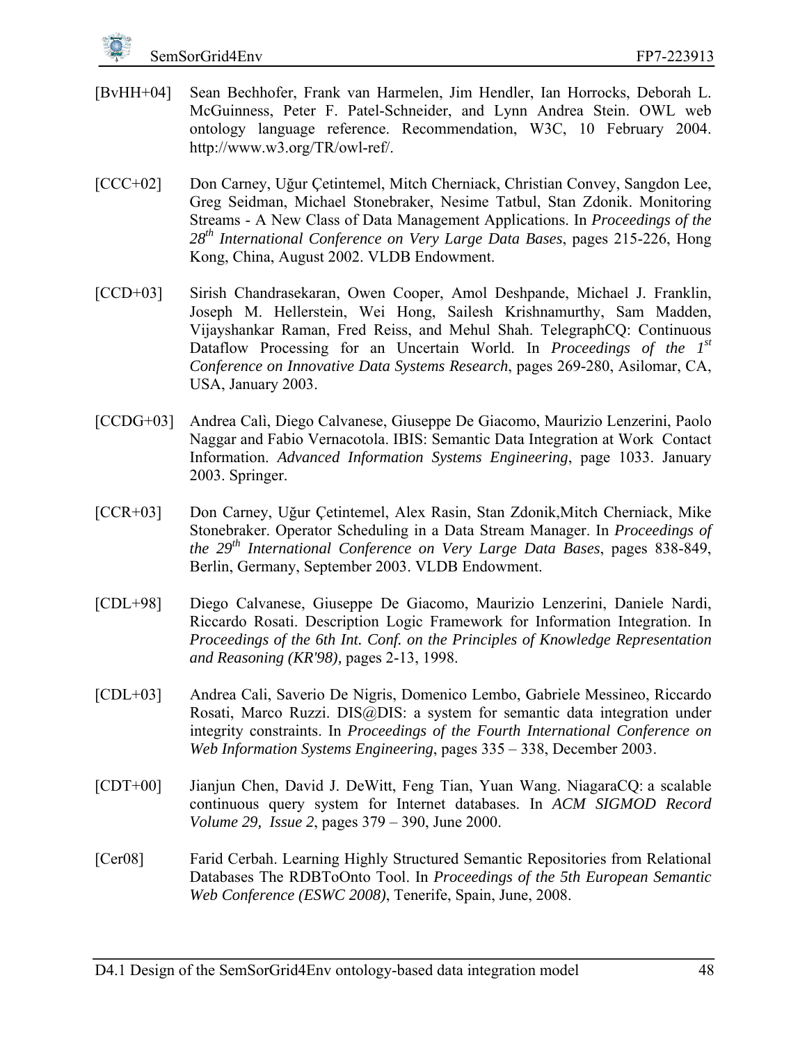[BvHH+04] Sean Bechhofer, Frank van Harmelen, Jim Hendler, Ian Horrocks, Deborah L. McGuinness, Peter F. Patel-Schneider, and Lynn Andrea Stein. OWL web ontology language reference. Recommendation, W3C, 10 February 2004. http://www.w3.org/TR/owl-ref/.

[CCC+02] Don Carney, Uğur Çetintemel, Mitch Cherniack, Christian Convey, Sangdon Lee, Greg Seidman, Michael Stonebraker, Nesime Tatbul, Stan Zdonik. Monitoring Streams - A New Class of Data Management Applications. In *Proceedings of the 28th International Conference on Very Large Data Bases*, pages 215-226, Hong Kong, China, August 2002. VLDB Endowment.

[CCD+03] Sirish Chandrasekaran, Owen Cooper, Amol Deshpande, Michael J. Franklin, Joseph M. Hellerstein, Wei Hong, Sailesh Krishnamurthy, Sam Madden, Vijayshankar Raman, Fred Reiss, and Mehul Shah. TelegraphCQ: Continuous Dataflow Processing for an Uncertain World. In *Proceedings of the 1st Conference on Innovative Data Systems Research*, pages 269-280, Asilomar, CA, USA, January 2003.

[CCDG+03] Andrea Calì, Diego Calvanese, Giuseppe De Giacomo, Maurizio Lenzerini, Paolo Naggar and Fabio Vernacotola. IBIS: Semantic Data Integration at Work Contact Information. *Advanced Information Systems Engineering*, page 1033. January 2003. Springer.

[CCR+03] Don Carney, Uğur Çetintemel, Alex Rasin, Stan Zdonik,Mitch Cherniack, Mike Stonebraker. Operator Scheduling in a Data Stream Manager. In *Proceedings of the 29th International Conference on Very Large Data Bases*, pages 838-849, Berlin, Germany, September 2003. VLDB Endowment.

[CDL+98] Diego Calvanese, Giuseppe De Giacomo, Maurizio Lenzerini, Daniele Nardi, Riccardo Rosati. Description Logic Framework for Information Integration. In *Proceedings of the 6th Int. Conf. on the Principles of Knowledge Representation and Reasoning (KR'98),* pages 2-13, 1998.

[CDL+03] Andrea Cali, Saverio De Nigris, Domenico Lembo, Gabriele Messineo, Riccardo Rosati, Marco Ruzzi. DIS@DIS: a system for semantic data integration under integrity constraints. In *Proceedings of the Fourth International Conference on Web Information Systems Engineering*, pages 335 – 338, December 2003.

[CDT+00] Jianjun Chen, David J. DeWitt, Feng Tian, Yuan Wang. NiagaraCQ: a scalable continuous query system for Internet databases. In *ACM SIGMOD Record Volume 29, Issue 2*, pages 379 – 390, June 2000.

[Cer08] Farid Cerbah. Learning Highly Structured Semantic Repositories from Relational Databases The RDBToOnto Tool. In *Proceedings of the 5th European Semantic Web Conference (ESWC 2008)*, Tenerife, Spain, June, 2008.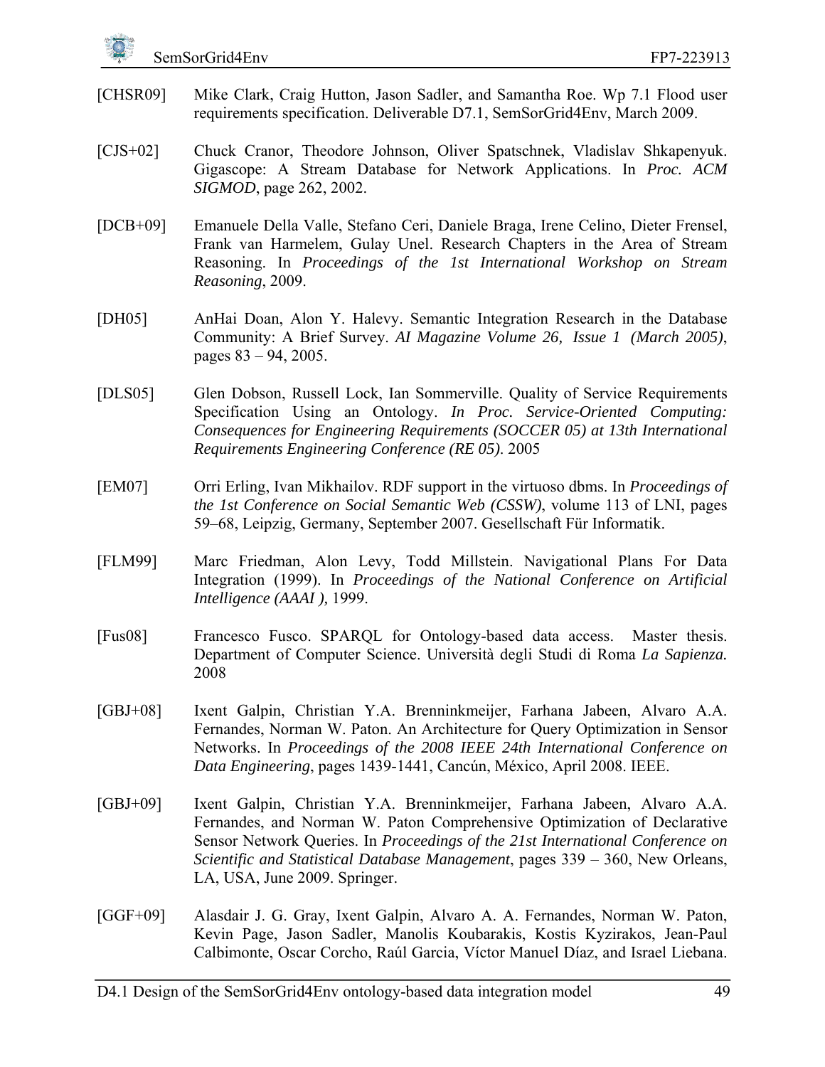[CHSR09] Mike Clark, Craig Hutton, Jason Sadler, and Samantha Roe. Wp 7.1 Flood user requirements specification. Deliverable D7.1, SemSorGrid4Env, March 2009.

[CJS+02] Chuck Cranor, Theodore Johnson, Oliver Spatschnek, Vladislav Shkapenyuk. Gigascope: A Stream Database for Network Applications. In *Proc. ACM SIGMOD*, page 262, 2002.

[DCB+09] Emanuele Della Valle, Stefano Ceri, Daniele Braga, Irene Celino, Dieter Frensel, Frank van Harmelem, Gulay Unel. Research Chapters in the Area of Stream Reasoning. In *Proceedings of the 1st International Workshop on Stream Reasoning*, 2009.

[DH05] AnHai Doan, Alon Y. Halevy. Semantic Integration Research in the Database Community: A Brief Survey. *AI Magazine Volume 26, Issue 1 (March 2005)*, pages 83 – 94, 2005.

[DLS05] Glen Dobson, Russell Lock, Ian Sommerville. Quality of Service Requirements Specification Using an Ontology. *In Proc. Service-Oriented Computing: Consequences for Engineering Requirements (SOCCER 05) at 13th International Requirements Engineering Conference (RE 05)*. 2005

[EM07] Orri Erling, Ivan Mikhailov. RDF support in the virtuoso dbms. In *Proceedings of the 1st Conference on Social Semantic Web (CSSW)*, volume 113 of LNI, pages 59–68, Leipzig, Germany, September 2007. Gesellschaft Für Informatik.

[FLM99] Marc Friedman, Alon Levy, Todd Millstein. Navigational Plans For Data Integration (1999). In *Proceedings of the National Conference on Artificial Intelligence (AAAI ),* 1999.

[Fus08] Francesco Fusco. SPARQL for Ontology-based data access. Master thesis. Department of Computer Science. Università degli Studi di Roma *La Sapienza.* 2008

[GBJ+08] Ixent Galpin, Christian Y.A. Brenninkmeijer, Farhana Jabeen, Alvaro A.A. Fernandes, Norman W. Paton. An Architecture for Query Optimization in Sensor Networks. In *Proceedings of the 2008 IEEE 24th International Conference on Data Engineering*, pages 1439-1441, Cancún, México, April 2008. IEEE.

[GBJ+09] Ixent Galpin, Christian Y.A. Brenninkmeijer, Farhana Jabeen, Alvaro A.A. Fernandes, and Norman W. Paton Comprehensive Optimization of Declarative Sensor Network Queries. In *Proceedings of the 21st International Conference on Scientific and Statistical Database Management*, pages 339 – 360, New Orleans, LA, USA, June 2009. Springer.

[GGF+09] Alasdair J. G. Gray, Ixent Galpin, Alvaro A. A. Fernandes, Norman W. Paton, Kevin Page, Jason Sadler, Manolis Koubarakis, Kostis Kyzirakos, Jean-Paul Calbimonte, Oscar Corcho, Raúl Garcia, Víctor Manuel Díaz, and Israel Liebana.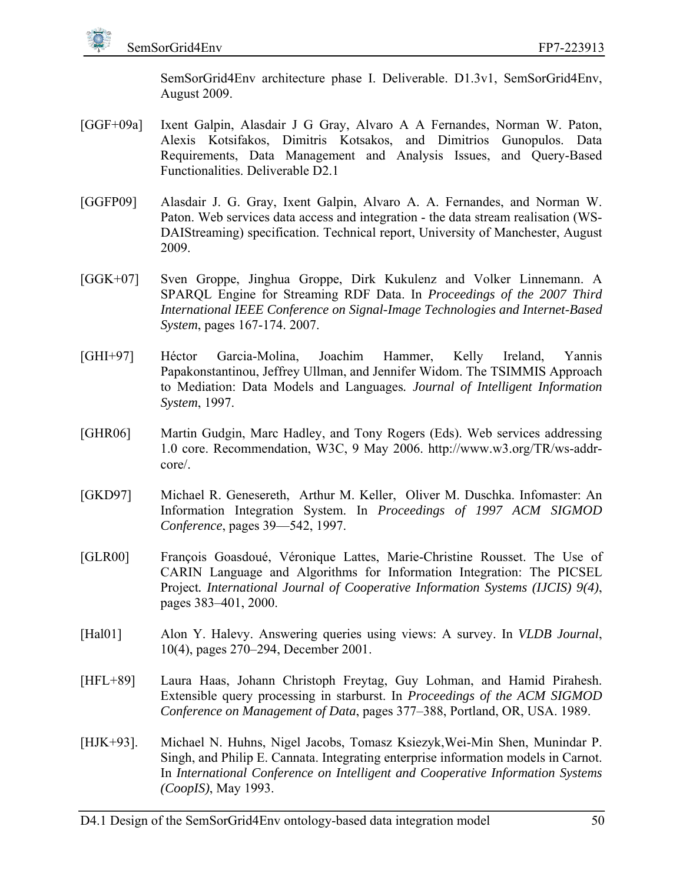SemSorGrid4Env architecture phase I. Deliverable. D1.3v1, SemSorGrid4Env, August 2009.

[GGF+09a] Ixent Galpin, Alasdair J G Gray, Alvaro A A Fernandes, Norman W. Paton, Alexis Kotsifakos, Dimitris Kotsakos, and Dimitrios Gunopulos. Data Requirements, Data Management and Analysis Issues, and Query-Based Functionalities. Deliverable D2.1

[GGFP09] Alasdair J. G. Gray, Ixent Galpin, Alvaro A. A. Fernandes, and Norman W. Paton. Web services data access and integration - the data stream realisation (WS-DAIStreaming) specification. Technical report, University of Manchester, August 2009.

[GGK+07] Sven Groppe, Jinghua Groppe, Dirk Kukulenz and Volker Linnemann. A SPARQL Engine for Streaming RDF Data. In *Proceedings of the 2007 Third International IEEE Conference on Signal-Image Technologies and Internet-Based System*, pages 167-174. 2007.

[GHI+97] Héctor Garcia-Molina, Joachim Hammer, Kelly Ireland, Yannis Papakonstantinou, Jeffrey Ullman, and Jennifer Widom. The TSIMMIS Approach to Mediation: Data Models and Languages*. Journal of Intelligent Information System*, 1997.

[GHR06] Martin Gudgin, Marc Hadley, and Tony Rogers (Eds). Web services addressing 1.0 core. Recommendation, W3C, 9 May 2006. http://www.w3.org/TR/ws-addr-core/.

[GKD97] Michael R. Genesereth, Arthur M. Keller, Oliver M. Duschka. Infomaster: An Information Integration System. In *Proceedings of 1997 ACM SIGMOD Conference*, pages 39—542, 1997.

[GLR00] François Goasdoué, Véronique Lattes, Marie-Christine Rousset. The Use of CARIN Language and Algorithms for Information Integration: The PICSEL Project*. International Journal of Cooperative Information Systems (IJCIS) 9(4)*, pages 383–401, 2000.

[Hal01] Alon Y. Halevy. Answering queries using views: A survey. In *VLDB Journal*, 10(4), pages 270–294, December 2001.

[HFL+89] Laura Haas, Johann Christoph Freytag, Guy Lohman, and Hamid Pirahesh. Extensible query processing in starburst. In *Proceedings of the ACM SIGMOD Conference on Management of Data*, pages 377–388, Portland, OR, USA. 1989.

[HJK+93]. Michael N. Huhns, Nigel Jacobs, Tomasz Ksiezyk,Wei-Min Shen, Munindar P. Singh, and Philip E. Cannata. Integrating enterprise information models in Carnot. In *International Conference on Intelligent and Cooperative Information Systems (CoopIS)*, May 1993.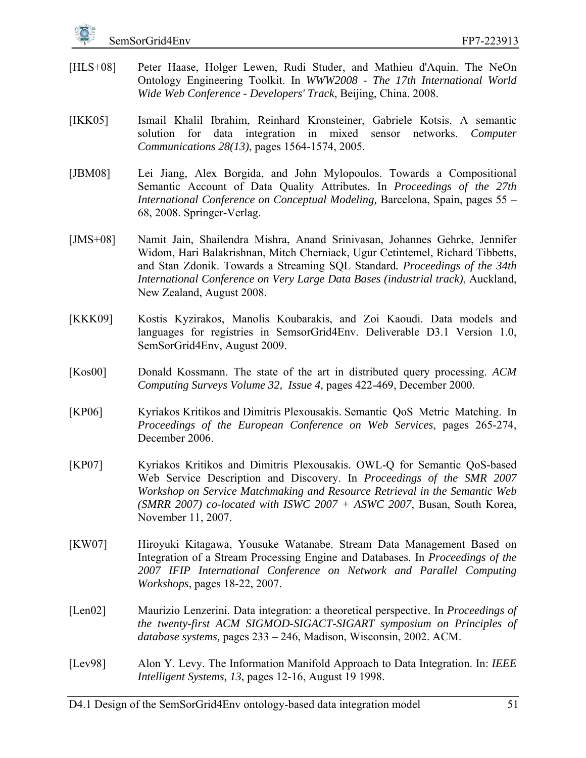[HLS+08] Peter Haase, Holger Lewen, Rudi Studer, and Mathieu d'Aquin. The NeOn Ontology Engineering Toolkit. In *WWW2008 - The 17th International World Wide Web Conference - Developers' Track*, Beijing, China. 2008.

[IKK05] Ismail Khalil Ibrahim, Reinhard Kronsteiner, Gabriele Kotsis. A semantic solution for data integration in mixed sensor networks. *Computer Communications 28(13)*, pages 1564-1574, 2005.

[JBM08] Lei Jiang, Alex Borgida, and John Mylopoulos. Towards a Compositional Semantic Account of Data Quality Attributes. In *Proceedings of the 27th International Conference on Conceptual Modeling,* Barcelona, Spain, pages 55 – 68, 2008. Springer-Verlag.

[JMS+08] Namit Jain, Shailendra Mishra, Anand Srinivasan, Johannes Gehrke, Jennifer Widom, Hari Balakrishnan, Mitch Cherniack, Ugur Cetintemel, Richard Tibbetts, and Stan Zdonik. Towards a Streaming SQL Standard. *Proceedings of the 34th International Conference on Very Large Data Bases (industrial track)*, Auckland, New Zealand, August 2008.

[KKK09] Kostis Kyzirakos, Manolis Koubarakis, and Zoi Kaoudi. Data models and languages for registries in SemsorGrid4Env. Deliverable D3.1 Version 1.0, SemSorGrid4Env, August 2009.

[Kos00] Donald Kossmann. The state of the art in distributed query processing. *ACM Computing Surveys Volume 32, Issue 4,* pages 422-469, December 2000.

[KP06] Kyriakos Kritikos and Dimitris Plexousakis. Semantic QoS Metric Matching. In *Proceedings of the European Conference on Web Services*, pages 265-274, December 2006.

[KP07] Kyriakos Kritikos and Dimitris Plexousakis. OWL-Q for Semantic QoS-based Web Service Description and Discovery. In *Proceedings of the SMR 2007 Workshop on Service Matchmaking and Resource Retrieval in the Semantic Web (SMRR 2007) co-located with ISWC 2007 + ASWC 2007*, Busan, South Korea, November 11, 2007.

[KW07] Hiroyuki Kitagawa, Yousuke Watanabe. Stream Data Management Based on Integration of a Stream Processing Engine and Databases. In *Proceedings of the 2007 IFIP International Conference on Network and Parallel Computing Workshops*, pages 18-22, 2007.

[Len02] Maurizio Lenzerini. Data integration: a theoretical perspective. In *Proceedings of the twenty-first ACM SIGMOD-SIGACT-SIGART symposium on Principles of database systems,* pages 233 – 246, Madison, Wisconsin, 2002. ACM.

[Lev98] Alon Y. Levy. The Information Manifold Approach to Data Integration. In: *IEEE Intelligent Systems, 13*, pages 12-16, August 19 1998.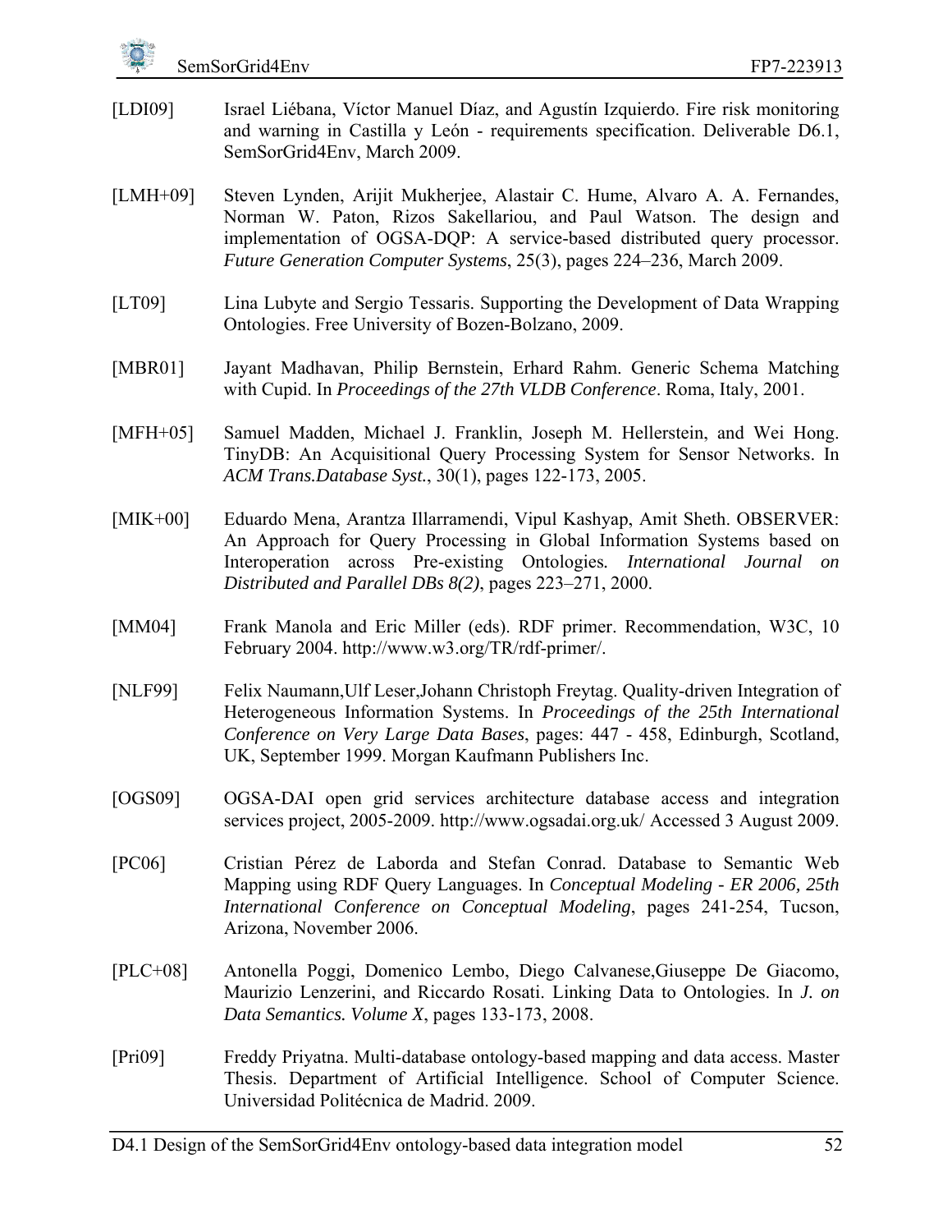[LDI09] Israel Liébana, Víctor Manuel Díaz, and Agustín Izquierdo. Fire risk monitoring and warning in Castilla y León - requirements specification. Deliverable D6.1, SemSorGrid4Env, March 2009.

[LMH+09] Steven Lynden, Arijit Mukherjee, Alastair C. Hume, Alvaro A. A. Fernandes, Norman W. Paton, Rizos Sakellariou, and Paul Watson. The design and implementation of OGSA-DQP: A service-based distributed query processor. *Future Generation Computer Systems*, 25(3), pages 224–236, March 2009.

[LT09] Lina Lubyte and Sergio Tessaris. Supporting the Development of Data Wrapping Ontologies. Free University of Bozen-Bolzano, 2009.

[MBR01] Jayant Madhavan, Philip Bernstein, Erhard Rahm. Generic Schema Matching with Cupid. In *Proceedings of the 27th VLDB Conference*. Roma, Italy, 2001.

[MFH+05] Samuel Madden, Michael J. Franklin, Joseph M. Hellerstein, and Wei Hong. TinyDB: An Acquisitional Query Processing System for Sensor Networks. In *ACM Trans.Database Syst.*, 30(1), pages 122-173, 2005.

[MIK+00] Eduardo Mena, Arantza Illarramendi, Vipul Kashyap, Amit Sheth. OBSERVER: An Approach for Query Processing in Global Information Systems based on Interoperation across Pre-existing Ontologies*.* *International Journal on Distributed and Parallel DBs 8(2)*, pages 223–271, 2000.

[MM04] Frank Manola and Eric Miller (eds). RDF primer. Recommendation, W3C, 10 February 2004. http://www.w3.org/TR/rdf-primer/.

[NLF99] Felix Naumann,Ulf Leser,Johann Christoph Freytag. Quality-driven Integration of Heterogeneous Information Systems. In *Proceedings of the 25th International Conference on Very Large Data Bases*, pages: 447 - 458, Edinburgh, Scotland, UK, September 1999. Morgan Kaufmann Publishers Inc.

[OGS09] OGSA-DAI open grid services architecture database access and integration services project, 2005-2009. http://www.ogsadai.org.uk/ Accessed 3 August 2009.

[PC06] Cristian Pérez de Laborda and Stefan Conrad. Database to Semantic Web Mapping using RDF Query Languages. In *Conceptual Modeling - ER 2006, 25th International Conference on Conceptual Modeling*, pages 241-254, Tucson, Arizona, November 2006.

[PLC+08] Antonella Poggi, Domenico Lembo, Diego Calvanese,Giuseppe De Giacomo, Maurizio Lenzerini, and Riccardo Rosati. Linking Data to Ontologies. In *J. on Data Semantics. Volume X*, pages 133-173, 2008.

[Pri09] Freddy Priyatna. Multi-database ontology-based mapping and data access. Master Thesis. Department of Artificial Intelligence. School of Computer Science. Universidad Politécnica de Madrid. 2009.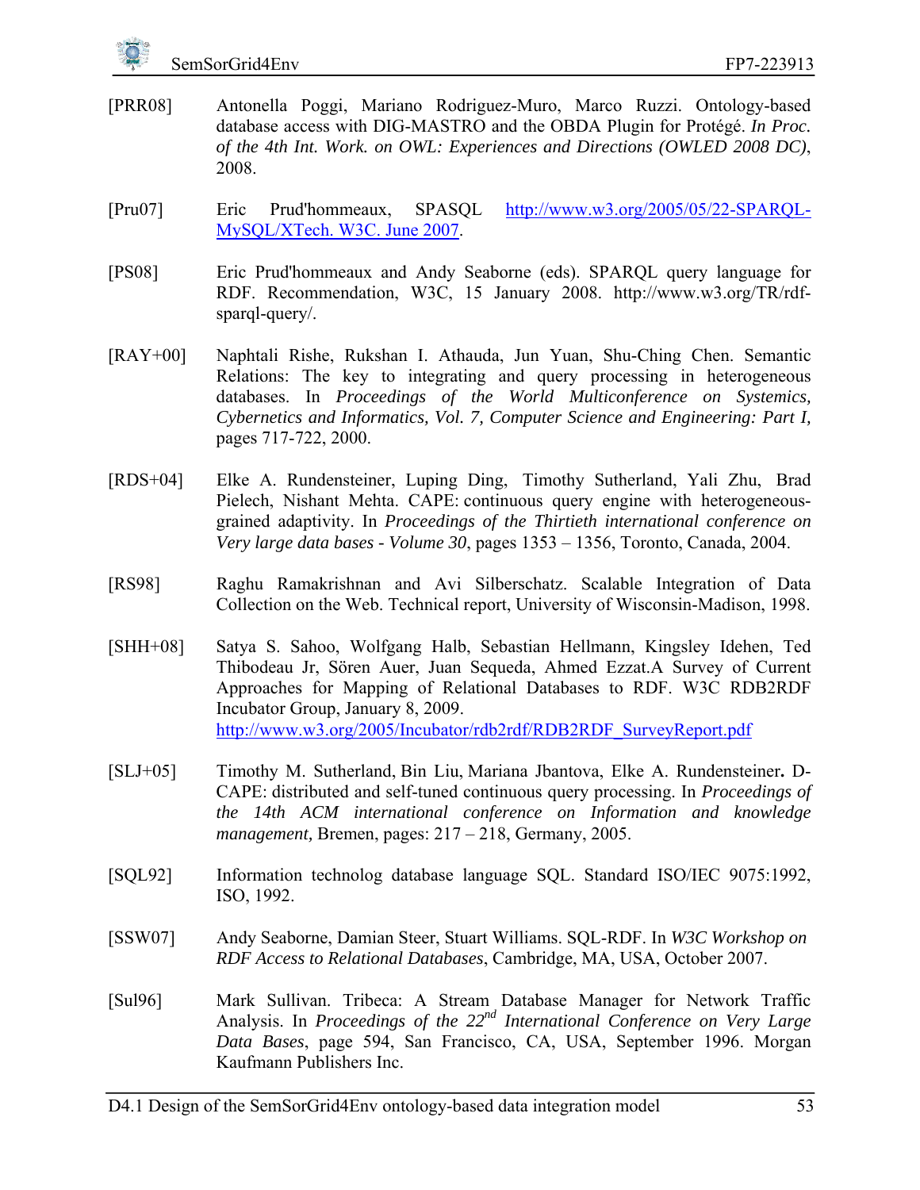[PRR08] Antonella Poggi, Mariano Rodriguez-Muro, Marco Ruzzi. Ontology-based database access with DIG-MASTRO and the OBDA Plugin for Protégé. *In Proc. of the 4th Int. Work. on OWL: Experiences and Directions (OWLED 2008 DC)*, 2008.

[Pru07] Eric Prud'hommeaux, SPASQL http://www.w3.org/2005/05/22-SPARQL-MySQL/XTech. W3C. June 2007.

[PS08] Eric Prud'hommeaux and Andy Seaborne (eds). SPARQL query language for RDF. Recommendation, W3C, 15 January 2008. http://www.w3.org/TR/rdf-sparql-query/.

[RAY+00] Naphtali Rishe, Rukshan I. Athauda, Jun Yuan, Shu-Ching Chen. Semantic Relations: The key to integrating and query processing in heterogeneous databases. In *Proceedings of the World Multiconference on Systemics, Cybernetics and Informatics, Vol. 7, Computer Science and Engineering: Part I,* pages 717-722, 2000.

[RDS+04] Elke A. Rundensteiner, Luping Ding, Timothy Sutherland, Yali Zhu, Brad Pielech, Nishant Mehta. CAPE: continuous query engine with heterogeneous-grained adaptivity. In *Proceedings of the Thirtieth international conference on Very large data bases - Volume 30*, pages 1353 – 1356, Toronto, Canada, 2004.

[RS98] Raghu Ramakrishnan and Avi Silberschatz. Scalable Integration of Data Collection on the Web. Technical report, University of Wisconsin-Madison, 1998.

[SHH+08] Satya S. Sahoo, Wolfgang Halb, Sebastian Hellmann, Kingsley Idehen, Ted Thibodeau Jr, Sören Auer, Juan Sequeda, Ahmed Ezzat.A Survey of Current Approaches for Mapping of Relational Databases to RDF. W3C RDB2RDF Incubator Group, January 8, 2009. http://www.w3.org/2005/Incubator/rdb2rdf/RDB2RDF_SurveyReport.pdf

[SLJ+05] Timothy M. Sutherland, Bin Liu, Mariana Jbantova, Elke A. Rundensteiner**.** D-CAPE: distributed and self-tuned continuous query processing. In *Proceedings of the 14th ACM international conference on Information and knowledge management,* Bremen, pages: 217 – 218, Germany, 2005.

[SQL92] Information technolog database language SQL. Standard ISO/IEC 9075:1992, ISO, 1992.

[SSW07] Andy Seaborne, Damian Steer, Stuart Williams. SQL-RDF. In *W3C Workshop on RDF Access to Relational Databases*, Cambridge, MA, USA, October 2007.

[Sul96] Mark Sullivan. Tribeca: A Stream Database Manager for Network Traffic Analysis. In *Proceedings of the 22nd International Conference on Very Large Data Bases*, page 594, San Francisco, CA, USA, September 1996. Morgan Kaufmann Publishers Inc.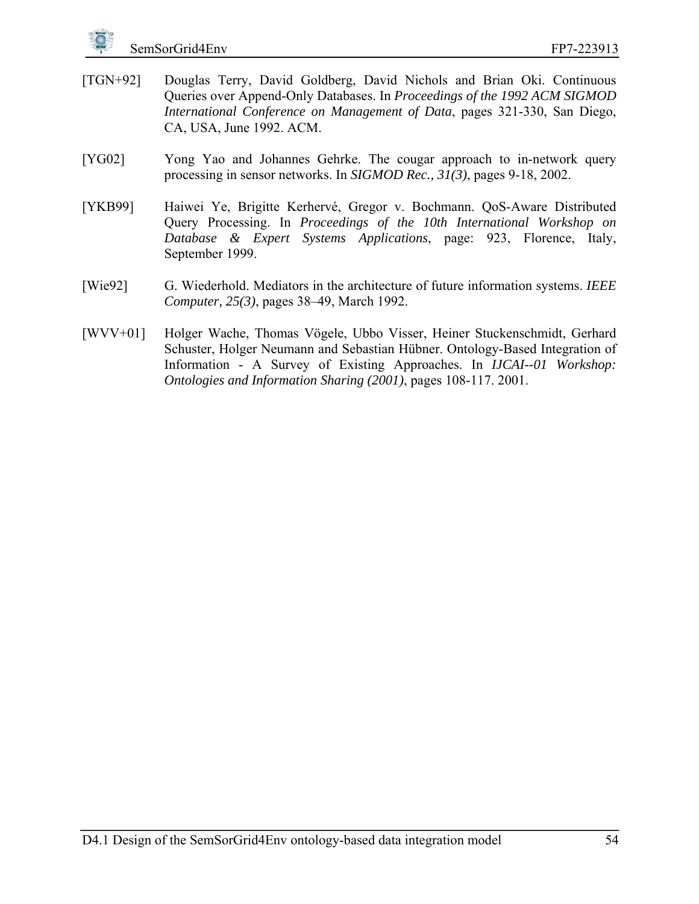[TGN+92] Douglas Terry, David Goldberg, David Nichols and Brian Oki. Continuous Queries over Append-Only Databases. In *Proceedings of the 1992 ACM SIGMOD International Conference on Management of Data*, pages 321-330, San Diego, CA, USA, June 1992. ACM.

[YG02] Yong Yao and Johannes Gehrke. The cougar approach to in-network query processing in sensor networks. In *SIGMOD Rec., 31(3)*, pages 9-18, 2002.

[YKB99] Haiwei Ye, Brigitte Kerhervé, Gregor v. Bochmann. QoS-Aware Distributed Query Processing. In *Proceedings of the 10th International Workshop on Database & Expert Systems Applications*, page: 923, Florence, Italy, September 1999.

[Wie92] G. Wiederhold. Mediators in the architecture of future information systems. *IEEE Computer, 25(3)*, pages 38–49, March 1992.

[WVV+01] Holger Wache, Thomas Vögele, Ubbo Visser, Heiner Stuckenschmidt, Gerhard Schuster, Holger Neumann and Sebastian Hübner. Ontology-Based Integration of Information - A Survey of Existing Approaches. In *IJCAI--01 Workshop: Ontologies and Information Sharing (2001)*, pages 108-117. 2001.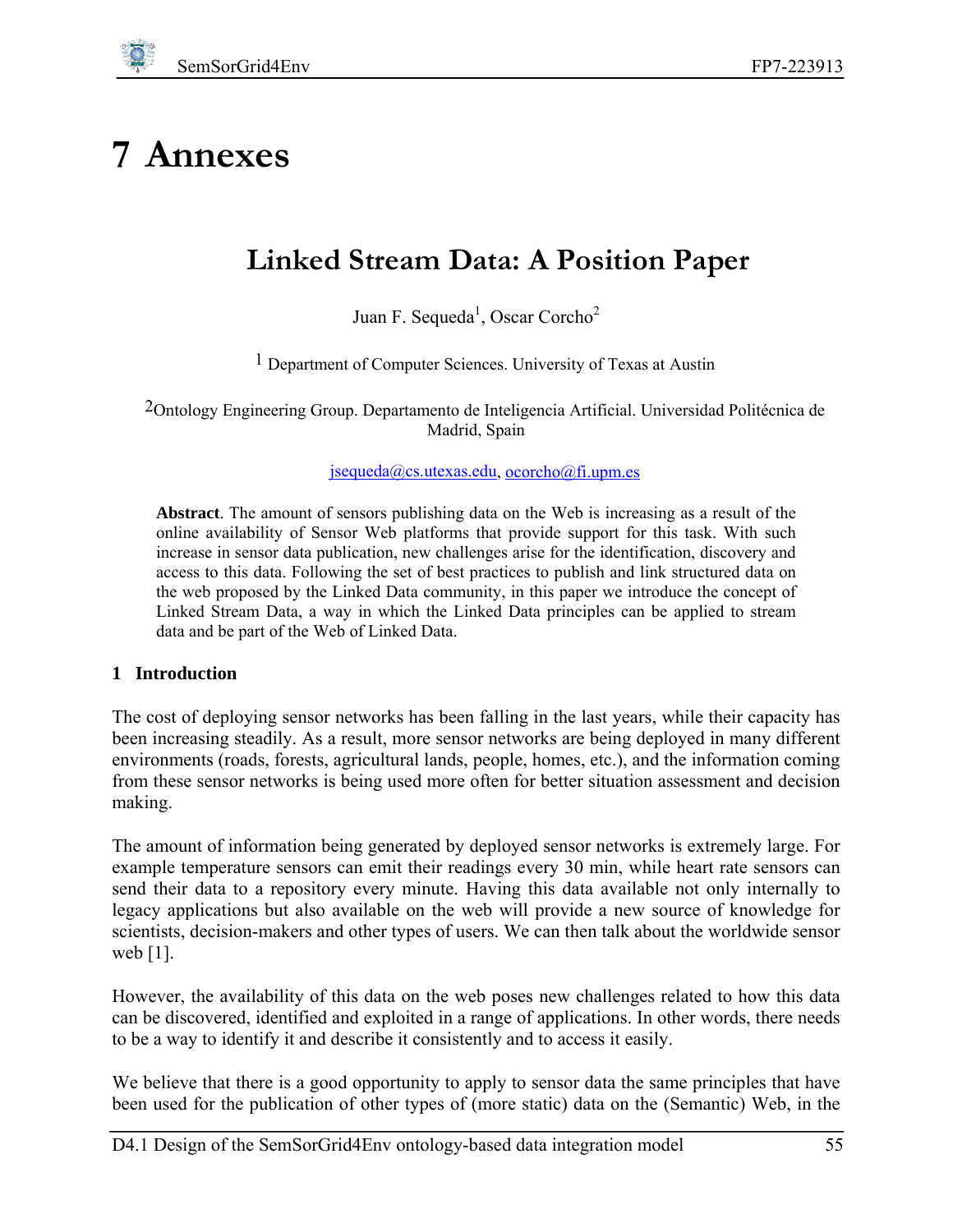# 7 Annexes

## Linked Stream Data: A Position Paper

Juan F. Sequeda[1], Oscar Corcho[2]

[1] Department of Computer Sciences. University of Texas at Austin

[2]Ontology Engineering Group. Departamento de Inteligencia Artificial. Universidad Politécnica de Madrid, Spain

jsequeda@cs.utexas.edu, ocorcho@fi.upm.es

**Abstract**. The amount of sensors publishing data on the Web is increasing as a result of the online availability of Sensor Web platforms that provide support for this task. With such increase in sensor data publication, new challenges arise for the identification, discovery and access to this data. Following the set of best practices to publish and link structured data on the web proposed by the Linked Data community, in this paper we introduce the concept of Linked Stream Data, a way in which the Linked Data principles can be applied to stream data and be part of the Web of Linked Data.

### 1 Introduction

The cost of deploying sensor networks has been falling in the last years, while their capacity has been increasing steadily. As a result, more sensor networks are being deployed in many different environments (roads, forests, agricultural lands, people, homes, etc.), and the information coming from these sensor networks is being used more often for better situation assessment and decision making.

The amount of information being generated by deployed sensor networks is extremely large. For example temperature sensors can emit their readings every 30 min, while heart rate sensors can send their data to a repository every minute. Having this data available not only internally to legacy applications but also available on the web will provide a new source of knowledge for scientists, decision-makers and other types of users. We can then talk about the worldwide sensor web [1].

However, the availability of this data on the web poses new challenges related to how this data can be discovered, identified and exploited in a range of applications. In other words, there needs to be a way to identify it and describe it consistently and to access it easily.

We believe that there is a good opportunity to apply to sensor data the same principles that have been used for the publication of other types of (more static) data on the (Semantic) Web, in the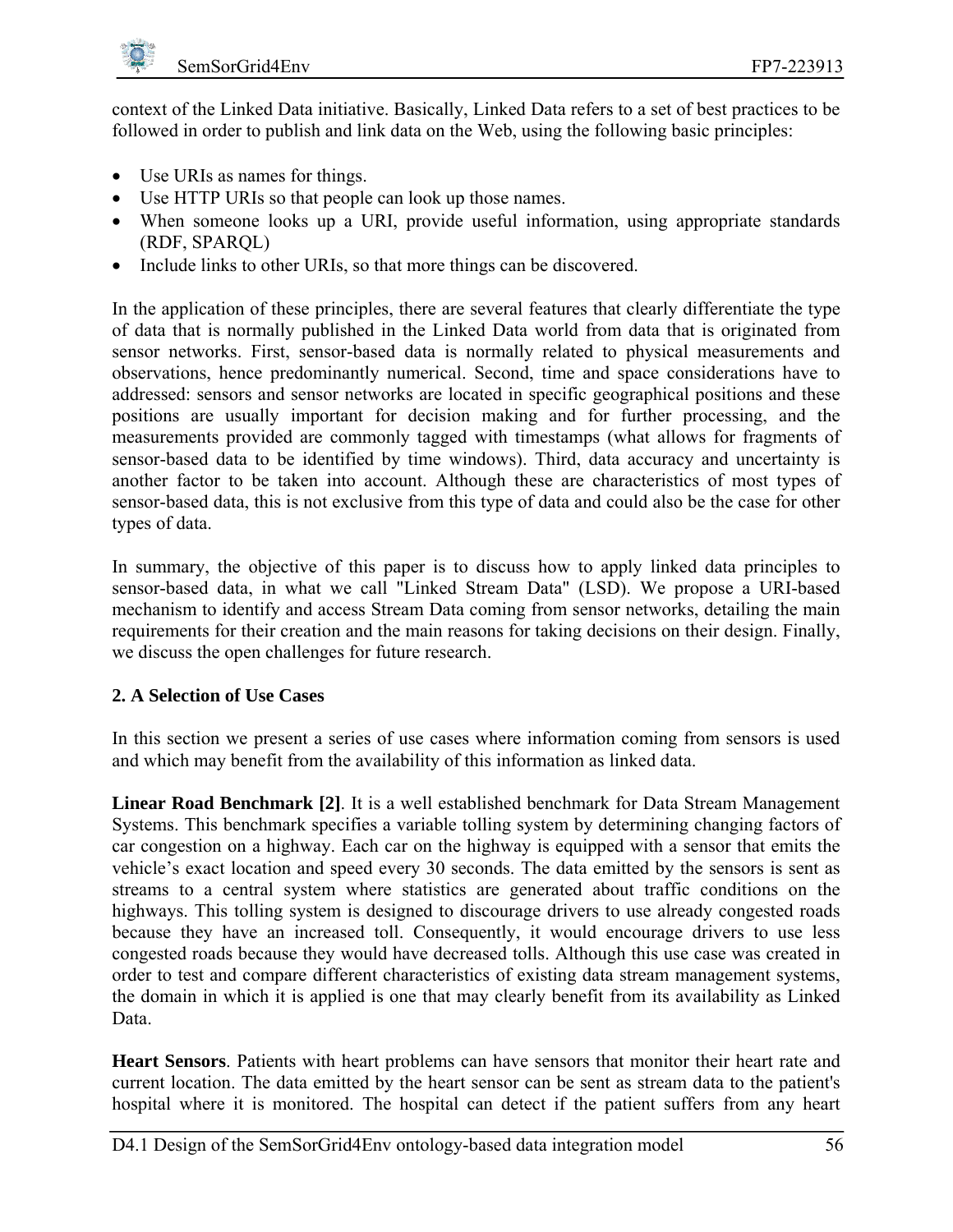context of the Linked Data initiative. Basically, Linked Data refers to a set of best practices to be followed in order to publish and link data on the Web, using the following basic principles:

- Use URIs as names for things.
- Use HTTP URIs so that people can look up those names.
- When someone looks up a URI, provide useful information, using appropriate standards (RDF, SPARQL)
- Include links to other URIs, so that more things can be discovered.

In the application of these principles, there are several features that clearly differentiate the type of data that is normally published in the Linked Data world from data that is originated from sensor networks. First, sensor-based data is normally related to physical measurements and observations, hence predominantly numerical. Second, time and space considerations have to addressed: sensors and sensor networks are located in specific geographical positions and these positions are usually important for decision making and for further processing, and the measurements provided are commonly tagged with timestamps (what allows for fragments of sensor-based data to be identified by time windows). Third, data accuracy and uncertainty is another factor to be taken into account. Although these are characteristics of most types of sensor-based data, this is not exclusive from this type of data and could also be the case for other types of data.

In summary, the objective of this paper is to discuss how to apply linked data principles to sensor-based data, in what we call "Linked Stream Data" (LSD). We propose a URI-based mechanism to identify and access Stream Data coming from sensor networks, detailing the main requirements for their creation and the main reasons for taking decisions on their design. Finally, we discuss the open challenges for future research.

## 2. A Selection of Use Cases

In this section we present a series of use cases where information coming from sensors is used and which may benefit from the availability of this information as linked data.

**Linear Road Benchmark [2]**. It is a well established benchmark for Data Stream Management Systems. This benchmark specifies a variable tolling system by determining changing factors of car congestion on a highway. Each car on the highway is equipped with a sensor that emits the vehicle's exact location and speed every 30 seconds. The data emitted by the sensors is sent as streams to a central system where statistics are generated about traffic conditions on the highways. This tolling system is designed to discourage drivers to use already congested roads because they have an increased toll. Consequently, it would encourage drivers to use less congested roads because they would have decreased tolls. Although this use case was created in order to test and compare different characteristics of existing data stream management systems, the domain in which it is applied is one that may clearly benefit from its availability as Linked Data.

**Heart Sensors**. Patients with heart problems can have sensors that monitor their heart rate and current location. The data emitted by the heart sensor can be sent as stream data to the patient's hospital where it is monitored. The hospital can detect if the patient suffers from any heart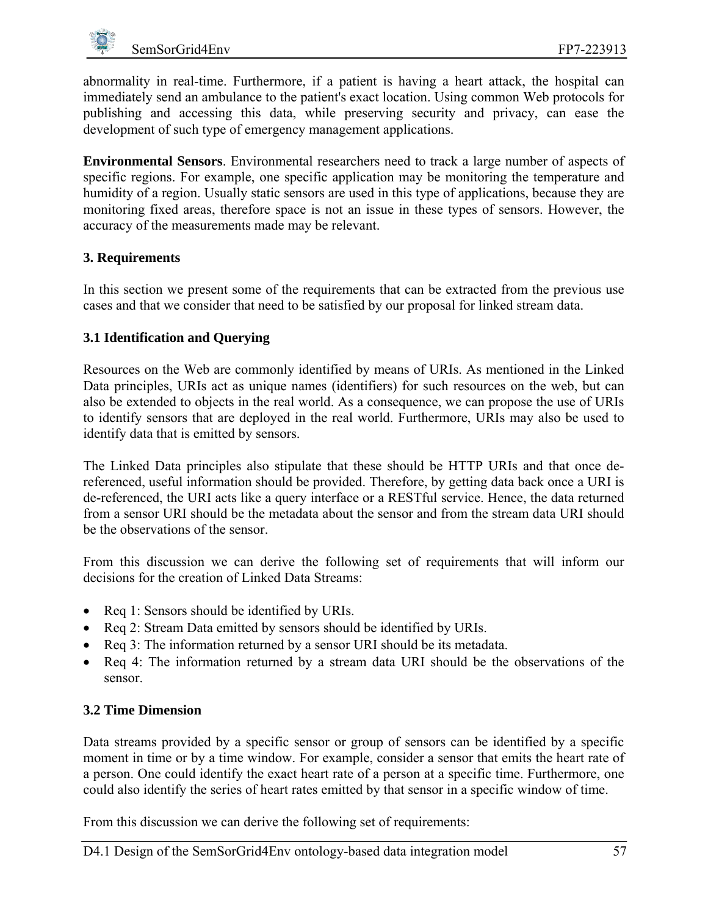abnormality in real-time. Furthermore, if a patient is having a heart attack, the hospital can immediately send an ambulance to the patient's exact location. Using common Web protocols for publishing and accessing this data, while preserving security and privacy, can ease the development of such type of emergency management applications.

**Environmental Sensors**. Environmental researchers need to track a large number of aspects of specific regions. For example, one specific application may be monitoring the temperature and humidity of a region. Usually static sensors are used in this type of applications, because they are monitoring fixed areas, therefore space is not an issue in these types of sensors. However, the accuracy of the measurements made may be relevant.

## 3. Requirements

In this section we present some of the requirements that can be extracted from the previous use cases and that we consider that need to be satisfied by our proposal for linked stream data.

### 3.1 Identification and Querying

Resources on the Web are commonly identified by means of URIs. As mentioned in the Linked Data principles, URIs act as unique names (identifiers) for such resources on the web, but can also be extended to objects in the real world. As a consequence, we can propose the use of URIs to identify sensors that are deployed in the real world. Furthermore, URIs may also be used to identify data that is emitted by sensors.

The Linked Data principles also stipulate that these should be HTTP URIs and that once de-referenced, useful information should be provided. Therefore, by getting data back once a URI is de-referenced, the URI acts like a query interface or a RESTful service. Hence, the data returned from a sensor URI should be the metadata about the sensor and from the stream data URI should be the observations of the sensor.

From this discussion we can derive the following set of requirements that will inform our decisions for the creation of Linked Data Streams:

- Req 1: Sensors should be identified by URIs.
- Req 2: Stream Data emitted by sensors should be identified by URIs.
- Req 3: The information returned by a sensor URI should be its metadata.
- Req 4: The information returned by a stream data URI should be the observations of the sensor.

### 3.2 Time Dimension

Data streams provided by a specific sensor or group of sensors can be identified by a specific moment in time or by a time window. For example, consider a sensor that emits the heart rate of a person. One could identify the exact heart rate of a person at a specific time. Furthermore, one could also identify the series of heart rates emitted by that sensor in a specific window of time.

From this discussion we can derive the following set of requirements: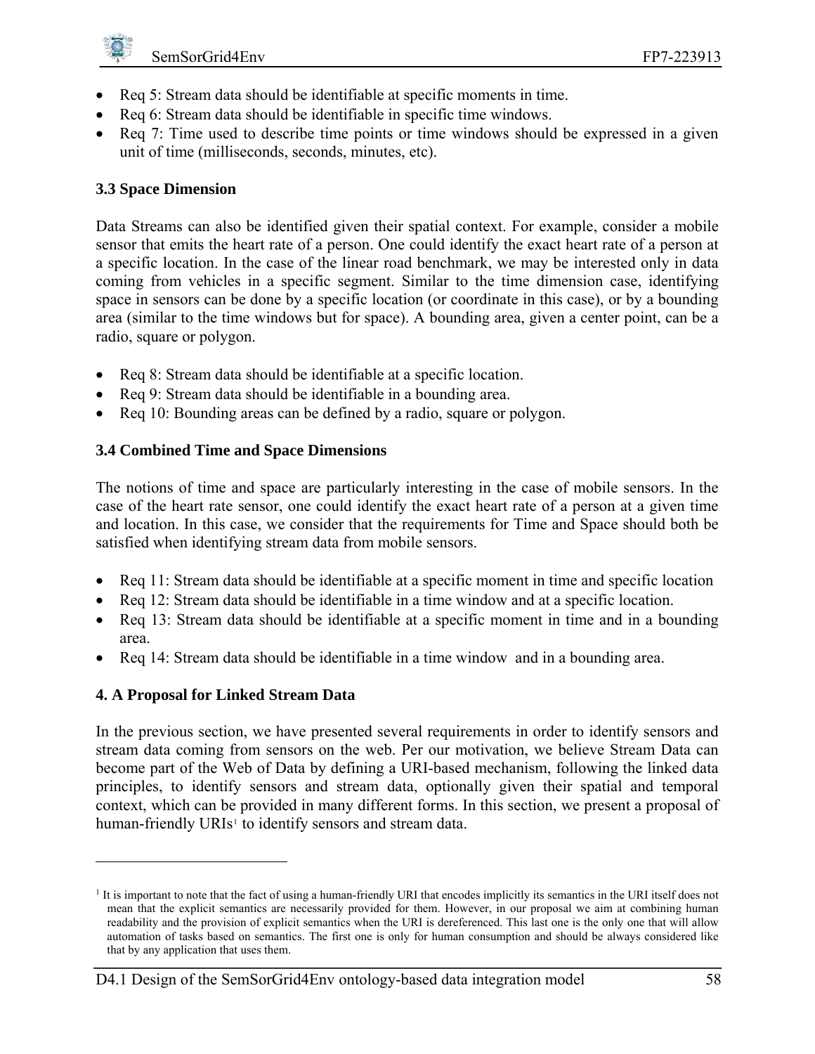- Req 5: Stream data should be identifiable at specific moments in time.
- Req 6: Stream data should be identifiable in specific time windows.
- Req 7: Time used to describe time points or time windows should be expressed in a given unit of time (milliseconds, seconds, minutes, etc).

### 3.3 Space Dimension

Data Streams can also be identified given their spatial context. For example, consider a mobile sensor that emits the heart rate of a person. One could identify the exact heart rate of a person at a specific location. In the case of the linear road benchmark, we may be interested only in data coming from vehicles in a specific segment. Similar to the time dimension case, identifying space in sensors can be done by a specific location (or coordinate in this case), or by a bounding area (similar to the time windows but for space). A bounding area, given a center point, can be a radio, square or polygon.

- Req 8: Stream data should be identifiable at a specific location.
- Req 9: Stream data should be identifiable in a bounding area.
- Req 10: Bounding areas can be defined by a radio, square or polygon.

### 3.4 Combined Time and Space Dimensions

The notions of time and space are particularly interesting in the case of mobile sensors. In the case of the heart rate sensor, one could identify the exact heart rate of a person at a given time and location. In this case, we consider that the requirements for Time and Space should both be satisfied when identifying stream data from mobile sensors.

- Req 11: Stream data should be identifiable at a specific moment in time and specific location
- Req 12: Stream data should be identifiable in a time window and at a specific location.
- Req 13: Stream data should be identifiable at a specific moment in time and in a bounding area.
- Req 14: Stream data should be identifiable in a time window and in a bounding area.

## 4. A Proposal for Linked Stream Data

In the previous section, we have presented several requirements in order to identify sensors and stream data coming from sensors on the web. Per our motivation, we believe Stream Data can become part of the Web of Data by defining a URI-based mechanism, following the linked data principles, to identify sensors and stream data, optionally given their spatial and temporal context, which can be provided in many different forms. In this section, we present a proposal of human-friendly URIs[1] to identify sensors and stream data.

---

[1] It is important to note that the fact of using a human-friendly URI that encodes implicitly its semantics in the URI itself does not mean that the explicit semantics are necessarily provided for them. However, in our proposal we aim at combining human readability and the provision of explicit semantics when the URI is dereferenced. This last one is the only one that will allow automation of tasks based on semantics. The first one is only for human consumption and should be always considered like that by any application that uses them.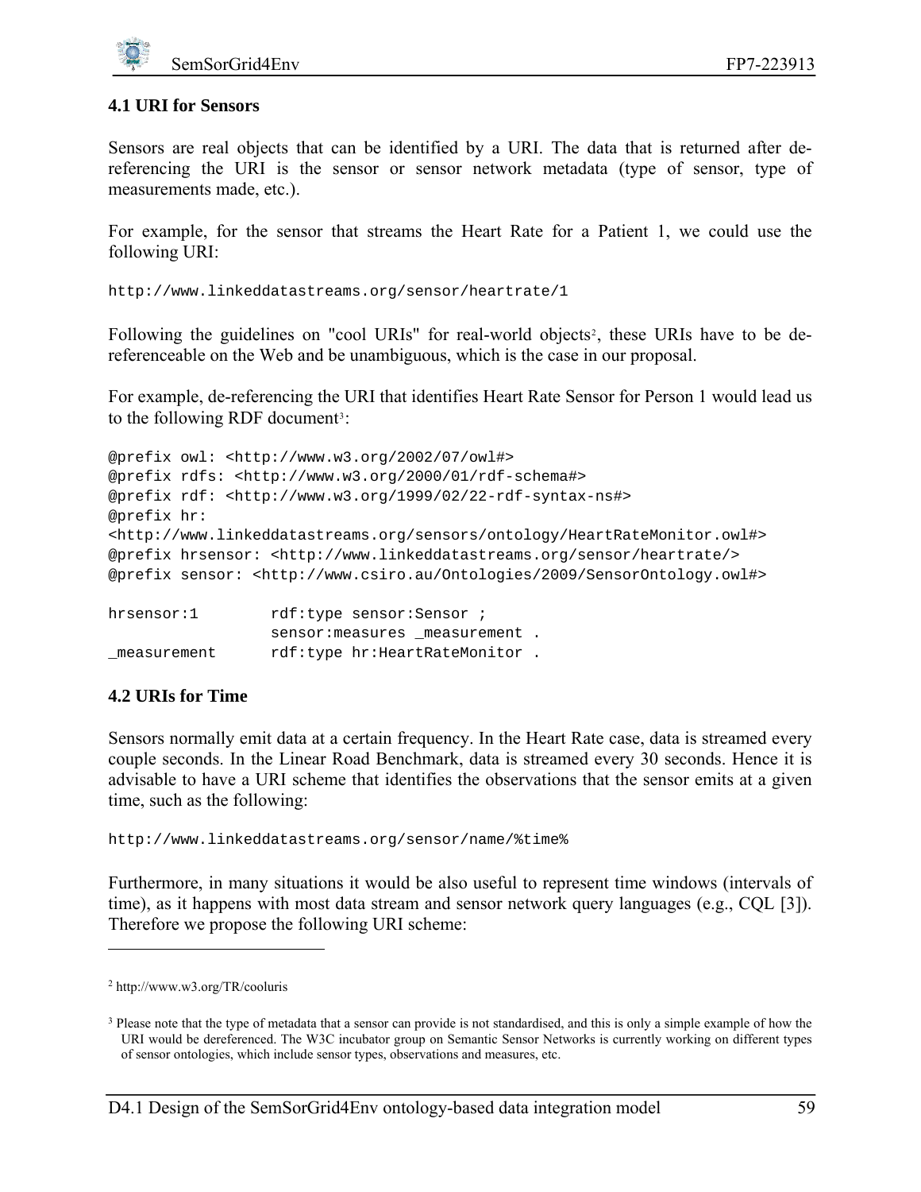### 4.1 URI for Sensors

Sensors are real objects that can be identified by a URI. The data that is returned after de-referencing the URI is the sensor or sensor network metadata (type of sensor, type of measurements made, etc.).

For example, for the sensor that streams the Heart Rate for a Patient 1, we could use the following URI:

```
http://www.linkeddatastreams.org/sensor/heartrate/1
```

Following the guidelines on "cool URIs" for real-world objects[2], these URIs have to be de-referenceable on the Web and be unambiguous, which is the case in our proposal.

For example, de-referencing the URI that identifies Heart Rate Sensor for Person 1 would lead us to the following RDF document[3]:

```
@prefix owl: <http://www.w3.org/2002/07/owl#>
@prefix rdfs: <http://www.w3.org/2000/01/rdf-schema#>
@prefix rdf: <http://www.w3.org/1999/02/22-rdf-syntax-ns#>
@prefix hr:
<http://www.linkeddatastreams.org/sensors/ontology/HeartRateMonitor.owl#>
@prefix hrsensor: <http://www.linkeddatastreams.org/sensor/heartrate/>
@prefix sensor: <http://www.csiro.au/Ontologies/2009/SensorOntology.owl#>

hrsensor:1        rdf:type sensor:Sensor ;
                  sensor:measures _measurement .
_measurement      rdf:type hr:HeartRateMonitor .
```

### 4.2 URIs for Time

Sensors normally emit data at a certain frequency. In the Heart Rate case, data is streamed every couple seconds. In the Linear Road Benchmark, data is streamed every 30 seconds. Hence it is advisable to have a URI scheme that identifies the observations that the sensor emits at a given time, such as the following:

```
http://www.linkeddatastreams.org/sensor/name/%time%
```

Furthermore, in many situations it would be also useful to represent time windows (intervals of time), as it happens with most data stream and sensor network query languages (e.g., CQL [3]). Therefore we propose the following URI scheme:

---

[2] http://www.w3.org/TR/cooluris

[3] Please note that the type of metadata that a sensor can provide is not standardised, and this is only a simple example of how the URI would be dereferenced. The W3C incubator group on Semantic Sensor Networks is currently working on different types of sensor ontologies, which include sensor types, observations and measures, etc.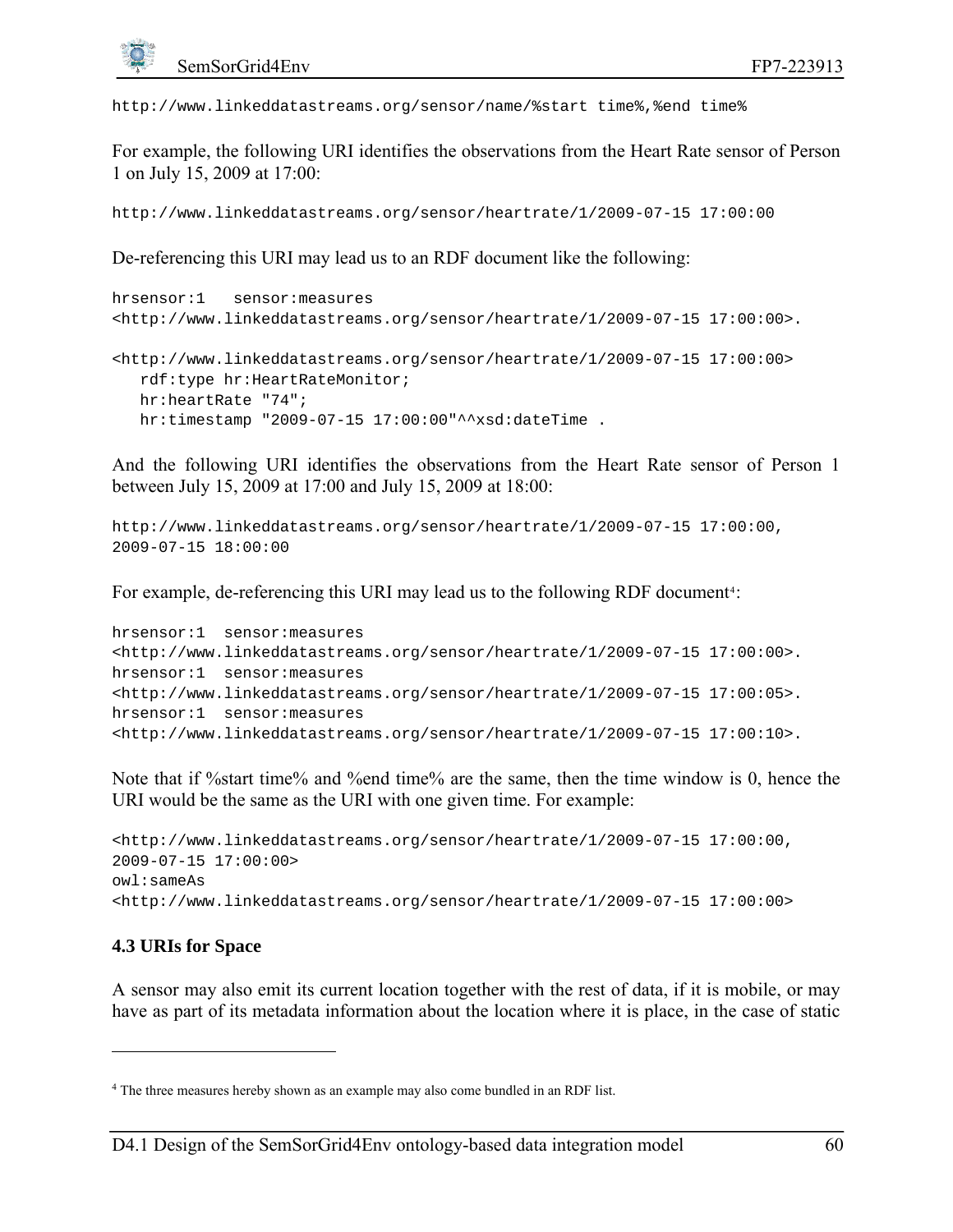```
http://www.linkeddatastreams.org/sensor/name/%start time%,%end time%
```

For example, the following URI identifies the observations from the Heart Rate sensor of Person 1 on July 15, 2009 at 17:00:

```
http://www.linkeddatastreams.org/sensor/heartrate/1/2009-07-15 17:00:00
```

De-referencing this URI may lead us to an RDF document like the following:

```
hrsensor:1   sensor:measures
<http://www.linkeddatastreams.org/sensor/heartrate/1/2009-07-15 17:00:00>.

<http://www.linkeddatastreams.org/sensor/heartrate/1/2009-07-15 17:00:00>
   rdf:type hr:HeartRateMonitor;
   hr:heartRate "74";
   hr:timestamp "2009-07-15 17:00:00"^^xsd:dateTime .
```

And the following URI identifies the observations from the Heart Rate sensor of Person 1 between July 15, 2009 at 17:00 and July 15, 2009 at 18:00:

```
http://www.linkeddatastreams.org/sensor/heartrate/1/2009-07-15 17:00:00,
2009-07-15 18:00:00
```

For example, de-referencing this URI may lead us to the following RDF document[4]:

```
hrsensor:1  sensor:measures
<http://www.linkeddatastreams.org/sensor/heartrate/1/2009-07-15 17:00:00>.
hrsensor:1  sensor:measures
<http://www.linkeddatastreams.org/sensor/heartrate/1/2009-07-15 17:00:05>.
hrsensor:1  sensor:measures
<http://www.linkeddatastreams.org/sensor/heartrate/1/2009-07-15 17:00:10>.
```

Note that if %start time% and %end time% are the same, then the time window is 0, hence the URI would be the same as the URI with one given time. For example:

```
<http://www.linkeddatastreams.org/sensor/heartrate/1/2009-07-15 17:00:00,
2009-07-15 17:00:00>
owl:sameAs
<http://www.linkeddatastreams.org/sensor/heartrate/1/2009-07-15 17:00:00>
```

### 4.3 URIs for Space

A sensor may also emit its current location together with the rest of data, if it is mobile, or may have as part of its metadata information about the location where it is place, in the case of static

[4] The three measures hereby shown as an example may also come bundled in an RDF list.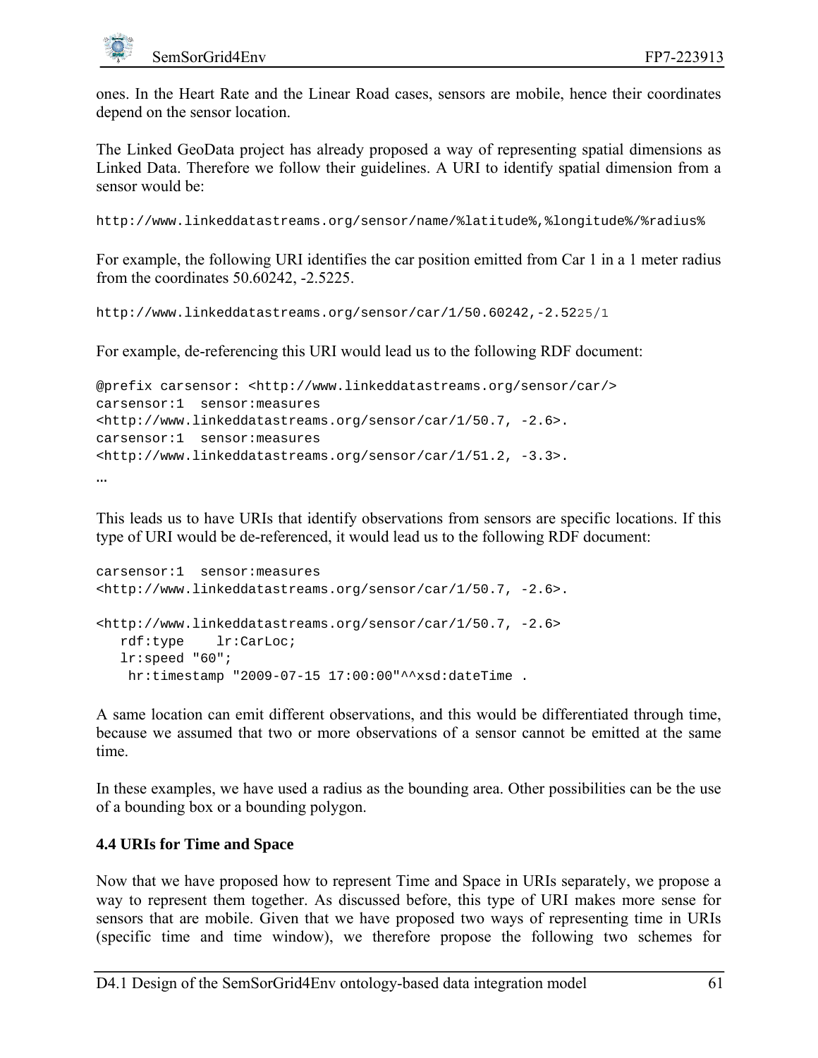ones. In the Heart Rate and the Linear Road cases, sensors are mobile, hence their coordinates depend on the sensor location.

The Linked GeoData project has already proposed a way of representing spatial dimensions as Linked Data. Therefore we follow their guidelines. A URI to identify spatial dimension from a sensor would be:

```
http://www.linkeddatastreams.org/sensor/name/%latitude%,%longitude%/%radius%
```

For example, the following URI identifies the car position emitted from Car 1 in a 1 meter radius from the coordinates 50.60242, -2.5225.

```
http://www.linkeddatastreams.org/sensor/car/1/50.60242,-2.5225/1
```

For example, de-referencing this URI would lead us to the following RDF document:

```
@prefix carsensor: <http://www.linkeddatastreams.org/sensor/car/>
carsensor:1  sensor:measures
<http://www.linkeddatastreams.org/sensor/car/1/50.7, -2.6>.
carsensor:1  sensor:measures
<http://www.linkeddatastreams.org/sensor/car/1/51.2, -3.3>.
…
```

This leads us to have URIs that identify observations from sensors are specific locations. If this type of URI would be de-referenced, it would lead us to the following RDF document:

```
carsensor:1  sensor:measures
<http://www.linkeddatastreams.org/sensor/car/1/50.7, -2.6>.

<http://www.linkeddatastreams.org/sensor/car/1/50.7, -2.6>
   rdf:type    lr:CarLoc;
   lr:speed "60";
    hr:timestamp "2009-07-15 17:00:00"^^xsd:dateTime .
```

A same location can emit different observations, and this would be differentiated through time, because we assumed that two or more observations of a sensor cannot be emitted at the same time.

In these examples, we have used a radius as the bounding area. Other possibilities can be the use of a bounding box or a bounding polygon.

### 4.4 URIs for Time and Space

Now that we have proposed how to represent Time and Space in URIs separately, we propose a way to represent them together. As discussed before, this type of URI makes more sense for sensors that are mobile. Given that we have proposed two ways of representing time in URIs (specific time and time window), we therefore propose the following two schemes for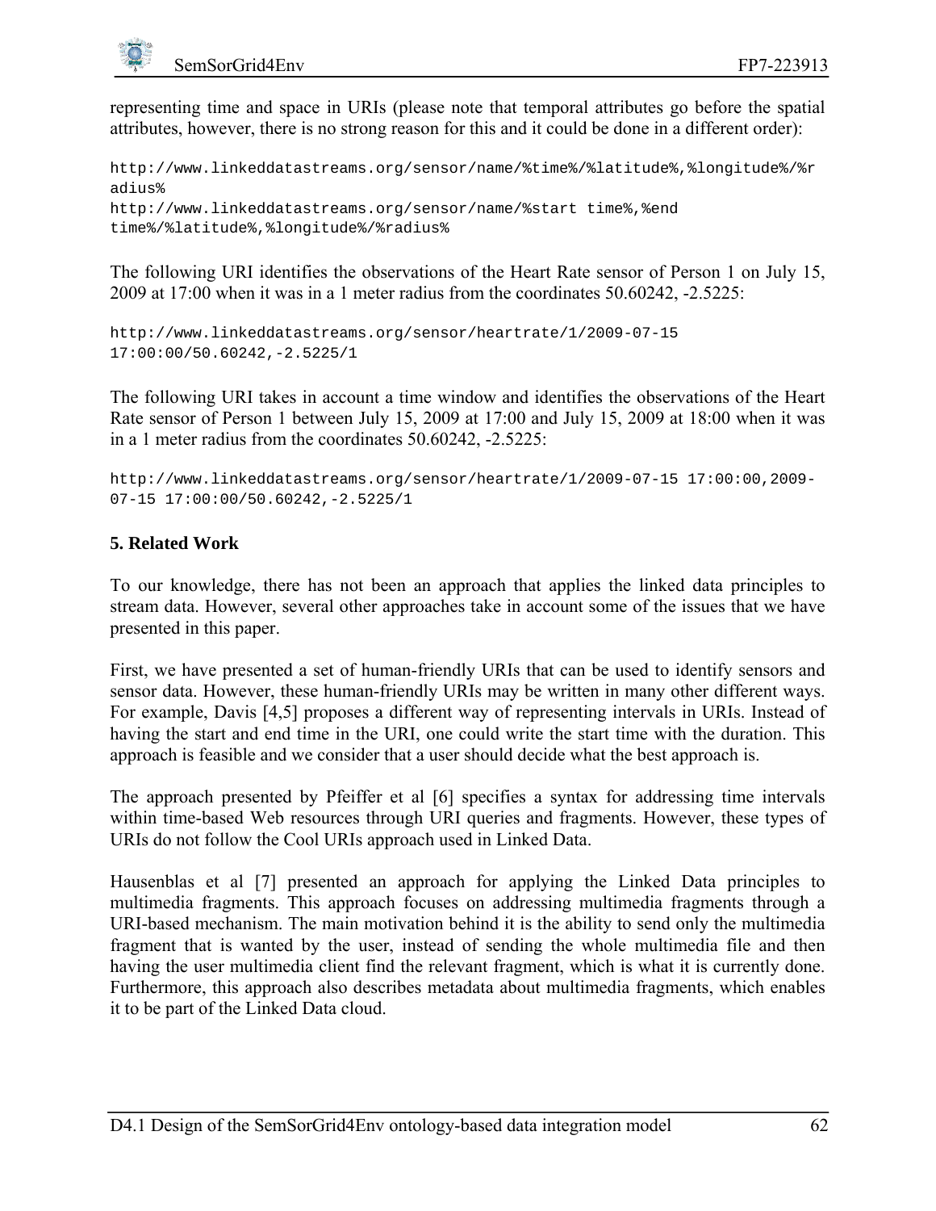representing time and space in URIs (please note that temporal attributes go before the spatial attributes, however, there is no strong reason for this and it could be done in a different order):

```
http://www.linkeddatastreams.org/sensor/name/%time%/%latitude%,%longitude%/%radius%
http://www.linkeddatastreams.org/sensor/name/%start time%,%end time%/%latitude%,%longitude%/%radius%
```

The following URI identifies the observations of the Heart Rate sensor of Person 1 on July 15, 2009 at 17:00 when it was in a 1 meter radius from the coordinates 50.60242, -2.5225:

```
http://www.linkeddatastreams.org/sensor/heartrate/1/2009-07-15 17:00:00/50.60242,-2.5225/1
```

The following URI takes in account a time window and identifies the observations of the Heart Rate sensor of Person 1 between July 15, 2009 at 17:00 and July 15, 2009 at 18:00 when it was in a 1 meter radius from the coordinates 50.60242, -2.5225:

```
http://www.linkeddatastreams.org/sensor/heartrate/1/2009-07-15 17:00:00,2009-07-15 17:00:00/50.60242,-2.5225/1
```

## 5. Related Work

To our knowledge, there has not been an approach that applies the linked data principles to stream data. However, several other approaches take in account some of the issues that we have presented in this paper.

First, we have presented a set of human-friendly URIs that can be used to identify sensors and sensor data. However, these human-friendly URIs may be written in many other different ways. For example, Davis [4,5] proposes a different way of representing intervals in URIs. Instead of having the start and end time in the URI, one could write the start time with the duration. This approach is feasible and we consider that a user should decide what the best approach is.

The approach presented by Pfeiffer et al [6] specifies a syntax for addressing time intervals within time-based Web resources through URI queries and fragments. However, these types of URIs do not follow the Cool URIs approach used in Linked Data.

Hausenblas et al [7] presented an approach for applying the Linked Data principles to multimedia fragments. This approach focuses on addressing multimedia fragments through a URI-based mechanism. The main motivation behind it is the ability to send only the multimedia fragment that is wanted by the user, instead of sending the whole multimedia file and then having the user multimedia client find the relevant fragment, which is what it is currently done. Furthermore, this approach also describes metadata about multimedia fragments, which enables it to be part of the Linked Data cloud.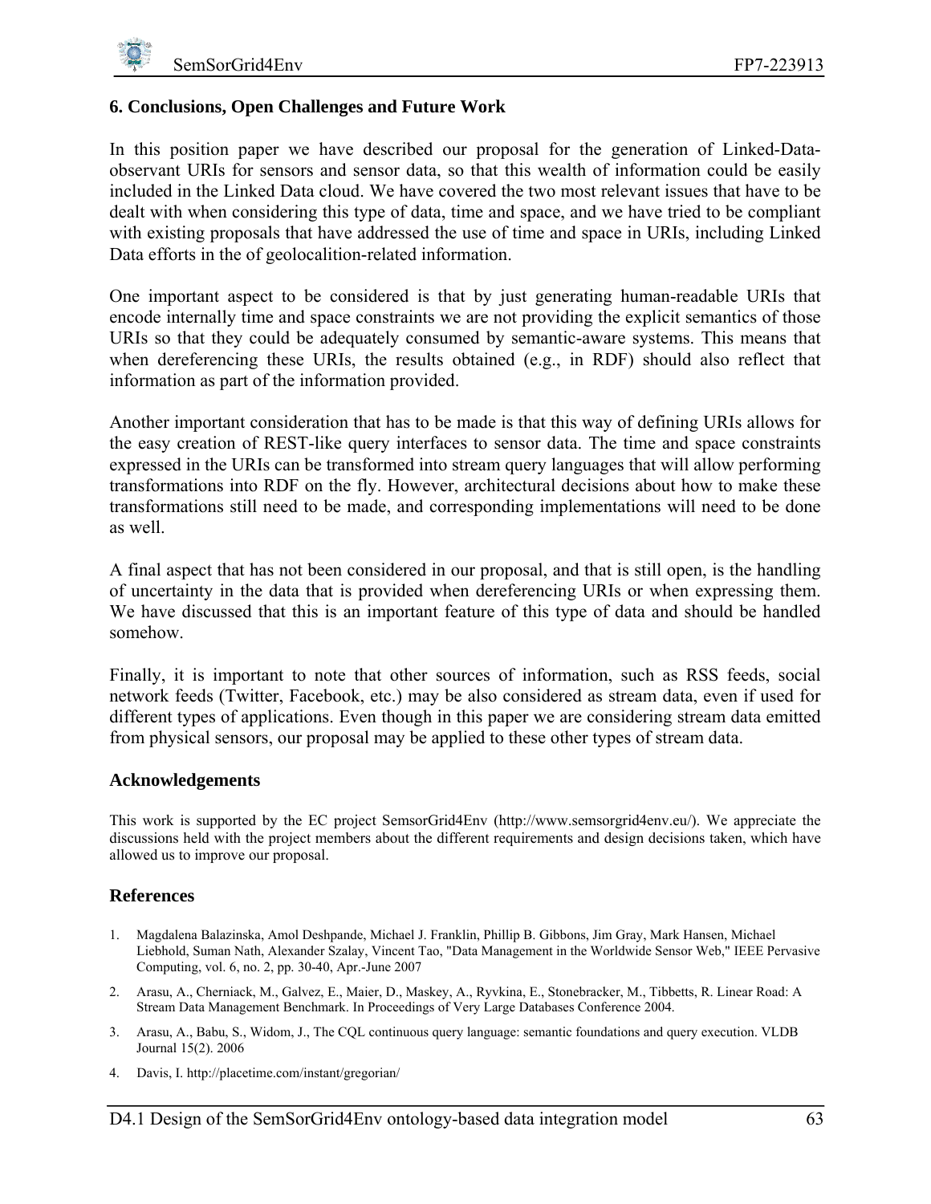## 6. Conclusions, Open Challenges and Future Work

In this position paper we have described our proposal for the generation of Linked-Data-observant URIs for sensors and sensor data, so that this wealth of information could be easily included in the Linked Data cloud. We have covered the two most relevant issues that have to be dealt with when considering this type of data, time and space, and we have tried to be compliant with existing proposals that have addressed the use of time and space in URIs, including Linked Data efforts in the of geolocalition-related information.

One important aspect to be considered is that by just generating human-readable URIs that encode internally time and space constraints we are not providing the explicit semantics of those URIs so that they could be adequately consumed by semantic-aware systems. This means that when dereferencing these URIs, the results obtained (e.g., in RDF) should also reflect that information as part of the information provided.

Another important consideration that has to be made is that this way of defining URIs allows for the easy creation of REST-like query interfaces to sensor data. The time and space constraints expressed in the URIs can be transformed into stream query languages that will allow performing transformations into RDF on the fly. However, architectural decisions about how to make these transformations still need to be made, and corresponding implementations will need to be done as well.

A final aspect that has not been considered in our proposal, and that is still open, is the handling of uncertainty in the data that is provided when dereferencing URIs or when expressing them. We have discussed that this is an important feature of this type of data and should be handled somehow.

Finally, it is important to note that other sources of information, such as RSS feeds, social network feeds (Twitter, Facebook, etc.) may be also considered as stream data, even if used for different types of applications. Even though in this paper we are considering stream data emitted from physical sensors, our proposal may be applied to these other types of stream data.

### Acknowledgements

This work is supported by the EC project SemsorGrid4Env (http://www.semsorgrid4env.eu/). We appreciate the discussions held with the project members about the different requirements and design decisions taken, which have allowed us to improve our proposal.

### References

1. Magdalena Balazinska, Amol Deshpande, Michael J. Franklin, Phillip B. Gibbons, Jim Gray, Mark Hansen, Michael Liebhold, Suman Nath, Alexander Szalay, Vincent Tao, "Data Management in the Worldwide Sensor Web," IEEE Pervasive Computing, vol. 6, no. 2, pp. 30-40, Apr.-June 2007
2. Arasu, A., Cherniack, M., Galvez, E., Maier, D., Maskey, A., Ryvkina, E., Stonebracker, M., Tibbetts, R. Linear Road: A Stream Data Management Benchmark. In Proceedings of Very Large Databases Conference 2004.
3. Arasu, A., Babu, S., Widom, J., The CQL continuous query language: semantic foundations and query execution. VLDB Journal 15(2). 2006
4. Davis, I. http://placetime.com/instant/gregorian/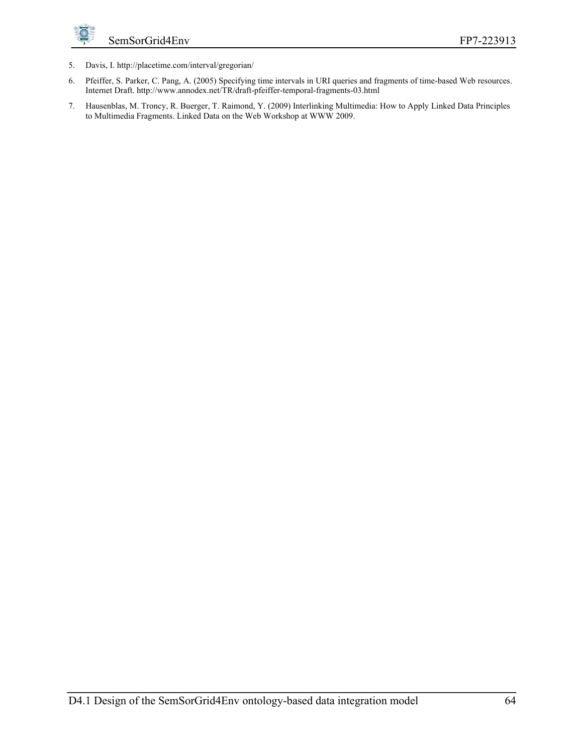5. Davis, I. http://placetime.com/interval/gregorian/
6. Pfeiffer, S. Parker, C. Pang, A. (2005) Specifying time intervals in URI queries and fragments of time-based Web resources. Internet Draft. http://www.annodex.net/TR/draft-pfeiffer-temporal-fragments-03.html
7. Hausenblas, M. Troncy, R. Buerger, T. Raimond, Y. (2009) Interlinking Multimedia: How to Apply Linked Data Principles to Multimedia Fragments. Linked Data on the Web Workshop at WWW 2009.